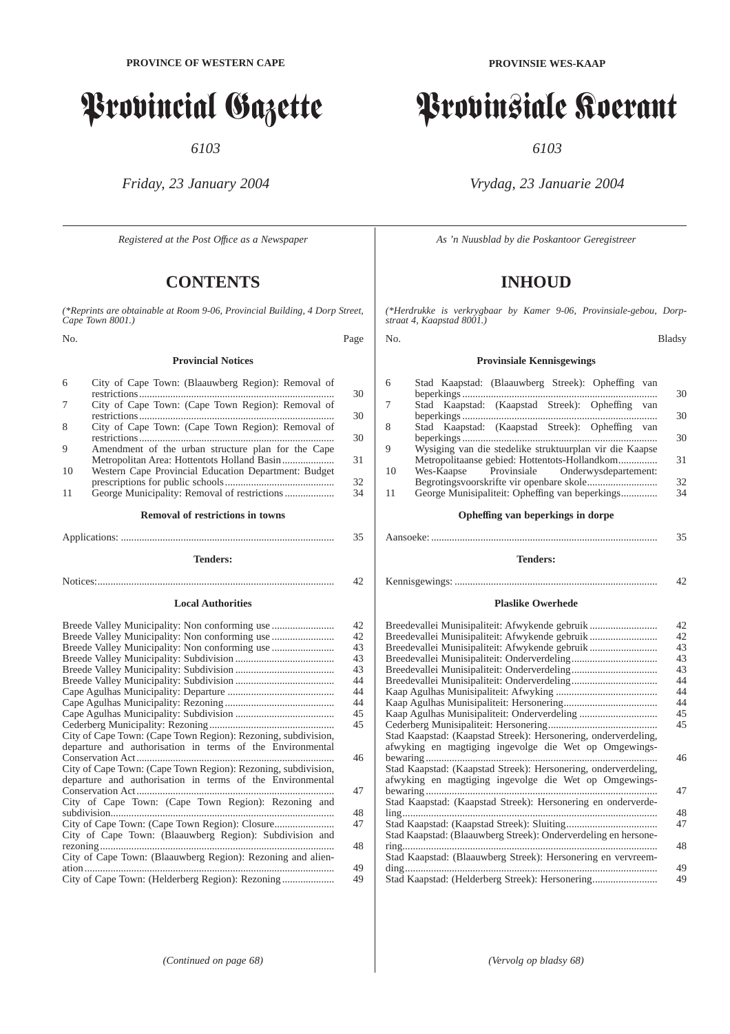PROVINCE OF WESTERN CAPE

# Provincial Gazette

*6103*

*Friday, 23 January 2004*

*Registered at the Post Office as a Newspaper*

## CONTENTS

*(\*Reprints are obtainable at Room 9-06, Provincial Building, 4 Dorp Street, Cape Town 8001.)*

| No. | | Page |
|---|---|---|
| | **Provincial Notices** | |
| 6 | City of Cape Town: (Blaauwberg Region): Removal of restrictions | 30 |
| 7 | City of Cape Town: (Cape Town Region): Removal of restrictions | 30 |
| 8 | City of Cape Town: (Cape Town Region): Removal of restrictions | 30 |
| 9 | Amendment of the urban structure plan for the Cape Metropolitan Area: Hottentots Holland Basin | 31 |
| 10 | Western Cape Provincial Education Department: Budget prescriptions for public schools | 32 |
| 11 | George Municipality: Removal of restrictions | 34 |

**Removal of restrictions in towns**

| | |
|---|---|
| Applications: | 35 |

**Tenders:**

| | |
|---|---|
| Notices: | 42 |

**Local Authorities**

| | |
|---|---|
| Breede Valley Municipality: Non conforming use | 42 |
| Breede Valley Municipality: Non conforming use | 42 |
| Breede Valley Municipality: Non conforming use | 43 |
| Breede Valley Municipality: Subdivision | 43 |
| Breede Valley Municipality: Subdivision | 43 |
| Breede Valley Municipality: Subdivision | 44 |
| Cape Agulhas Municipality: Departure | 44 |
| Cape Agulhas Municipality: Rezoning | 44 |
| Cape Agulhas Municipality: Subdivision | 45 |
| Cederberg Municipality: Rezoning | 45 |
| City of Cape Town: (Cape Town Region): Rezoning, subdivision, departure and authorisation in terms of the Environmental Conservation Act | 46 |
| City of Cape Town: (Cape Town Region): Rezoning, subdivision, departure and authorisation in terms of the Environmental Conservation Act | 47 |
| City of Cape Town: (Cape Town Region): Rezoning and subdivision | 48 |
| City of Cape Town: (Cape Town Region): Closure | 47 |
| City of Cape Town: (Blaauwberg Region): Subdivision and rezoning | 48 |
| City of Cape Town: (Blaauwberg Region): Rezoning and alienation | 49 |
| City of Cape Town: (Helderberg Region): Rezoning | 49 |

*(Continued on page 68)*

PROVINSIE WES-KAAP

# Provinsiale Koerant

*6103*

*Vrydag, 23 Januarie 2004*

*As 'n Nuusblad by die Poskantoor Geregistreer*

## INHOUD

*(\*Herdrukke is verkrygbaar by Kamer 9-06, Provinsiale-gebou, Dorpstraat 4, Kaapstad 8001.)*

| No. | | Bladsy |
|---|---|---|
| | **Provinsiale Kennisgewings** | |
| 6 | Stad Kaapstad: (Blaauwberg Streek): Opheffing van beperkings | 30 |
| 7 | Stad Kaapstad: (Kaapstad Streek): Opheffing van beperkings | 30 |
| 8 | Stad Kaapstad: (Kaapstad Streek): Opheffing van beperkings | 30 |
| 9 | Wysiging van die stedelike struktuurplan vir die Kaapse Metropolitaanse gebied: Hottentots-Hollandkom | 31 |
| 10 | Wes-Kaapse Provinsiale Onderwysdepartement: Begrotingsvoorskrifte vir openbare skole | 32 |
| 11 | George Munisipaliteit: Opheffing van beperkings | 34 |

**Opheffing van beperkings in dorpe**

| | |
|---|---|
| Aansoeke: | 35 |

**Tenders:**

| | |
|---|---|
| Kennisgewings: | 42 |

**Plaslike Owerhede**

| | |
|---|---|
| Breedevallei Munisipaliteit: Afwykende gebruik | 42 |
| Breedevallei Munisipaliteit: Afwykende gebruik | 42 |
| Breedevallei Munisipaliteit: Afwykende gebruik | 43 |
| Breedevallei Munisipaliteit: Onderverdeling | 43 |
| Breedevallei Munisipaliteit: Onderverdeling | 43 |
| Breedevallei Munisipaliteit: Onderverdeling | 44 |
| Kaap Agulhas Munisipaliteit: Afwyking | 44 |
| Kaap Agulhas Munisipaliteit: Hersonering | 44 |
| Kaap Agulhas Munisipaliteit: Onderverdeling | 45 |
| Cederberg Munisipaliteit: Hersonering | 45 |
| Stad Kaapstad: (Kaapstad Streek): Hersonering, onderverdeling, afwyking en magtiging ingevolge die Wet op Omgewingsbewaring | 46 |
| Stad Kaapstad: (Kaapstad Streek): Hersonering, onderverdeling, afwyking en magtiging ingevolge die Wet op Omgewingsbewaring | 47 |
| Stad Kaapstad: (Kaapstad Streek): Hersonering en onderverdeling | 48 |
| Stad Kaapstad: (Kaapstad Streek): Sluiting | 47 |
| Stad Kaapstad: (Blaauwberg Streek): Onderverdeling en hersonering | 48 |
| Stad Kaapstad: (Blaauwberg Streek): Hersonering en vervreemding | 49 |
| Stad Kaapstad: (Helderberg Streek): Hersonering | 49 |

*(Vervolg op bladsy 68)*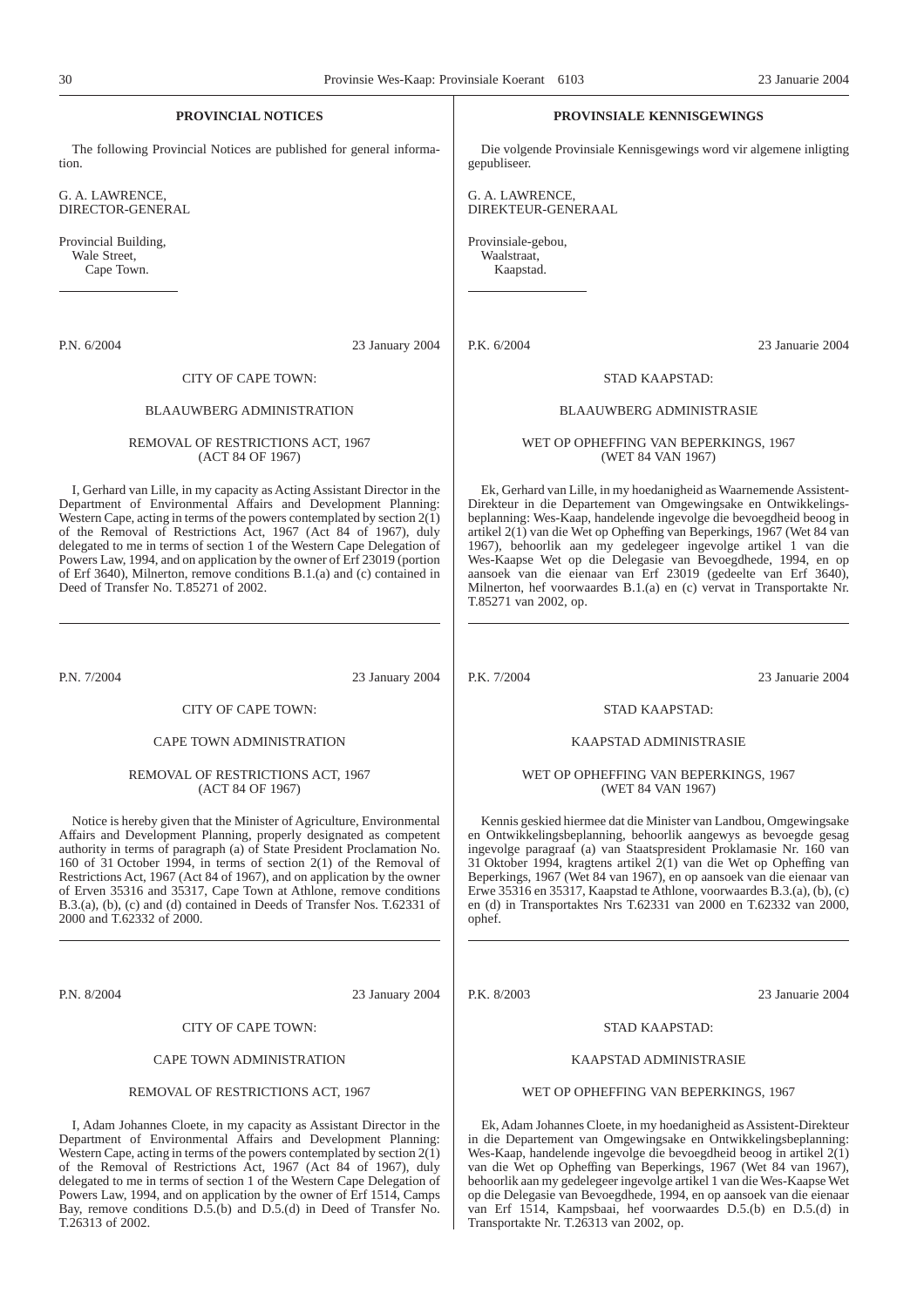## PROVINCIAL NOTICES

The following Provincial Notices are published for general information.

G. A. LAWRENCE,
DIRECTOR-GENERAL

Provincial Building,
Wale Street,
Cape Town.

---

P.N. 6/2004 — 23 January 2004

CITY OF CAPE TOWN:

BLAAUWBERG ADMINISTRATION

REMOVAL OF RESTRICTIONS ACT, 1967
(ACT 84 OF 1967)

I, Gerhard van Lille, in my capacity as Acting Assistant Director in the Department of Environmental Affairs and Development Planning: Western Cape, acting in terms of the powers contemplated by section 2(1) of the Removal of Restrictions Act, 1967 (Act 84 of 1967), duly delegated to me in terms of section 1 of the Western Cape Delegation of Powers Law, 1994, and on application by the owner of Erf 23019 (portion of Erf 3640), Milnerton, remove conditions B.1.(a) and (c) contained in Deed of Transfer No. T.85271 of 2002.

---

P.N. 7/2004 — 23 January 2004

CITY OF CAPE TOWN:

CAPE TOWN ADMINISTRATION

REMOVAL OF RESTRICTIONS ACT, 1967
(ACT 84 OF 1967)

Notice is hereby given that the Minister of Agriculture, Environmental Affairs and Development Planning, properly designated as competent authority in terms of paragraph (a) of State President Proclamation No. 160 of 31 October 1994, in terms of section 2(1) of the Removal of Restrictions Act, 1967 (Act 84 of 1967), and on application by the owner of Erven 35316 and 35317, Cape Town at Athlone, remove conditions B.3.(a), (b), (c) and (d) contained in Deeds of Transfer Nos. T.62331 of 2000 and T.62332 of 2000.

---

P.N. 8/2004 — 23 January 2004

CITY OF CAPE TOWN:

CAPE TOWN ADMINISTRATION

REMOVAL OF RESTRICTIONS ACT, 1967

I, Adam Johannes Cloete, in my capacity as Assistant Director in the Department of Environmental Affairs and Development Planning: Western Cape, acting in terms of the powers contemplated by section 2(1) of the Removal of Restrictions Act, 1967 (Act 84 of 1967), duly delegated to me in terms of section 1 of the Western Cape Delegation of Powers Law, 1994, and on application by the owner of Erf 1514, Camps Bay, remove conditions D.5.(b) and D.5.(d) in Deed of Transfer No. T.26313 of 2002.

---

## PROVINSIALE KENNISGEWINGS

Die volgende Provinsiale Kennisgewings word vir algemene inligting gepubliseer.

G. A. LAWRENCE,
DIREKTEUR-GENERAAL

Provinsiale-gebou,
Waalstraat,
Kaapstad.

---

P.K. 6/2004 — 23 Januarie 2004

STAD KAAPSTAD:

BLAAUWBERG ADMINISTRASIE

WET OP OPHEFFING VAN BEPERKINGS, 1967
(WET 84 VAN 1967)

Ek, Gerhard van Lille, in my hoedanigheid as Waarnemende Assistent-Direkteur in die Departement van Omgewingsake en Ontwikkelingsbeplanning: Wes-Kaap, handelende ingevolge die bevoegdheid beoog in artikel 2(1) van die Wet op Opheffing van Beperkings, 1967 (Wet 84 van 1967), behoorlik aan my gedelegeer ingevolge artikel 1 van die Wes-Kaapse Wet op die Delegasie van Bevoegdhede, 1994, en op aansoek van die eienaar van Erf 23019 (gedeelte van Erf 3640), Milnerton, hef voorwaardes B.1.(a) en (c) vervat in Transportakte Nr. T.85271 van 2002, op.

---

P.K. 7/2004 — 23 Januarie 2004

STAD KAAPSTAD:

KAAPSTAD ADMINISTRASIE

WET OP OPHEFFING VAN BEPERKINGS, 1967
(WET 84 VAN 1967)

Kennis geskied hiermee dat die Minister van Landbou, Omgewingsake en Ontwikkelingsbeplanning, behoorlik aangewys as bevoegde gesag ingevolge paragraaf (a) van Staatspresident Proklamasie Nr. 160 van 31 Oktober 1994, kragtens artikel 2(1) van die Wet op Opheffing van Beperkings, 1967 (Wet 84 van 1967), en op aansoek van die eienaar van Erwe 35316 en 35317, Kaapstad te Athlone, voorwaardes B.3.(a), (b), (c) en (d) in Transportaktes Nrs T.62331 van 2000 en T.62332 van 2000, ophef.

---

P.K. 8/2003 — 23 Januarie 2004

STAD KAAPSTAD:

KAAPSTAD ADMINISTRASIE

WET OP OPHEFFING VAN BEPERKINGS, 1967

Ek, Adam Johannes Cloete, in my hoedanigheid as Assistent-Direkteur in die Departement van Omgewingsake en Ontwikkelingsbeplanning: Wes-Kaap, handelende ingevolge die bevoegdheid beoog in artikel 2(1) van die Wet op Opheffing van Beperkings, 1967 (Wet 84 van 1967), behoorlik aan my gedelegeer ingevolge artikel 1 van die Wes-Kaapse Wet op die Delegasie van Bevoegdhede, 1994, en op aansoek van die eienaar van Erf 1514, Kampsbaai, hef voorwaardes D.5.(b) en D.5.(d) in Transportakte Nr. T.26313 van 2002, op.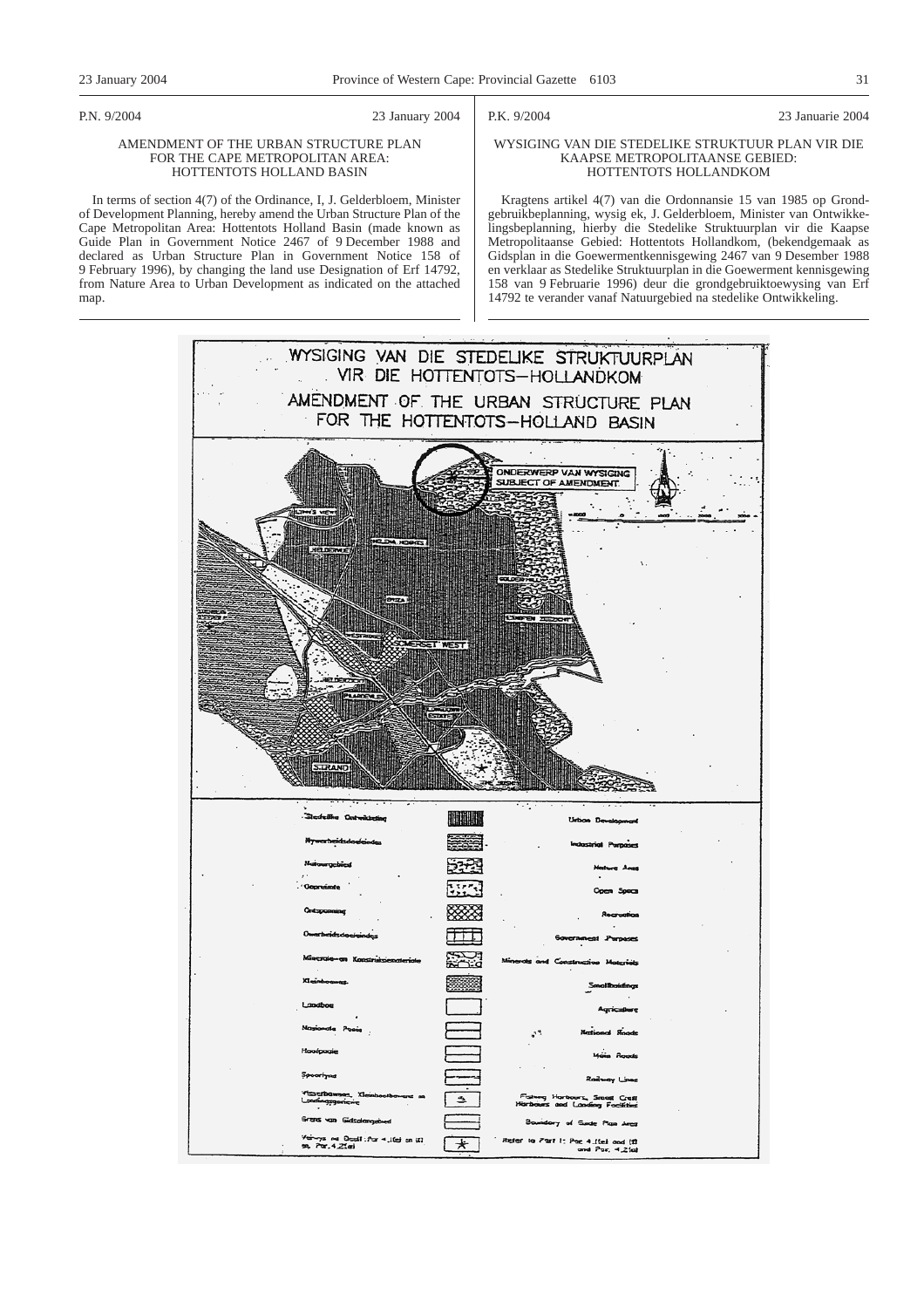P.N. 9/2004 23 January 2004

## AMENDMENT OF THE URBAN STRUCTURE PLAN FOR THE CAPE METROPOLITAN AREA: HOTTENTOTS HOLLAND BASIN

In terms of section 4(7) of the Ordinance, I, J. Gelderbloem, Minister of Development Planning, hereby amend the Urban Structure Plan of the Cape Metropolitan Area: Hottentots Holland Basin (made known as Guide Plan in Government Notice 2467 of 9 December 1988 and declared as Urban Structure Plan in Government Notice 158 of 9 February 1996), by changing the land use Designation of Erf 14792, from Nature Area to Urban Development as indicated on the attached map.

P.K. 9/2004 23 Januarie 2004

## WYSIGING VAN DIE STEDELIKE STRUKTUUR PLAN VIR DIE KAAPSE METROPOLITAANSE GEBIED: HOTTENTOTS HOLLANDKOM

Kragtens artikel 4(7) van die Ordonnansie 15 van 1985 op Grondgebruikbeplanning, wysig ek, J. Gelderbloem, Minister van Ontwikkelingsbeplanning, hierby die Stedelike Struktuurplan vir die Kaapse Metropolitaanse Gebied: Hottentots Hollandkom, (bekendgemaak as Gidsplan in die Goewermentkennisgewing 2467 van 9 Desember 1988 en verklaar as Stedelike Struktuurplan in die Goewerment kennisgewing 158 van 9 Februarie 1996) deur die grondgebruiktoewysing van Erf 14792 te verander vanaf Natuurgebied na stedelike Ontwikkeling.

WYSIGING VAN DIE STEDELIKE STRUKTUURPLAN VIR DIE HOTTENTOTS-HOLLANDKOM

AMENDMENT OF THE URBAN STRUCTURE PLAN FOR THE HOTTENTOTS-HOLLAND BASIN

ONDERWERP VAN WYSIGING / SUBJECT OF AMENDMENT

| Afrikaans | English |
|---|---|
| Stedelike Ontwikkeling | Urban Development |
| Nywerheidsdoeleindes | Industrial Purposes |
| Natuurgebied | Nature Area |
| Oopruimte | Open Space |
| Ontspanning | Recreation |
| Owerheidsdoeleindes | Government Purposes |
| Minerale en Konstruksiemateriale | Minerals and Construction Materials |
| Kleinhoewes | Smallholdings |
| Landbou | Agriculture |
| Nasionale Paaie | National Roads |
| Hoofpaaie | Main Roads |
| Spoorlyne | Railway Lines |
| Visserhawens, Kleinbootehawens en Landingsgeriewe | Fishing Harbours, Small Craft Harbours and Landing Facilities |
| Grens van Gidsplangebied | Boundary of Guide Plan Area |
| Verwys na Deel I: Por 4.1(e) en (f) en Par. 4.2(e) | Refer to Part I: Par 4.1(e) and (f) and Par. 4.2(e) |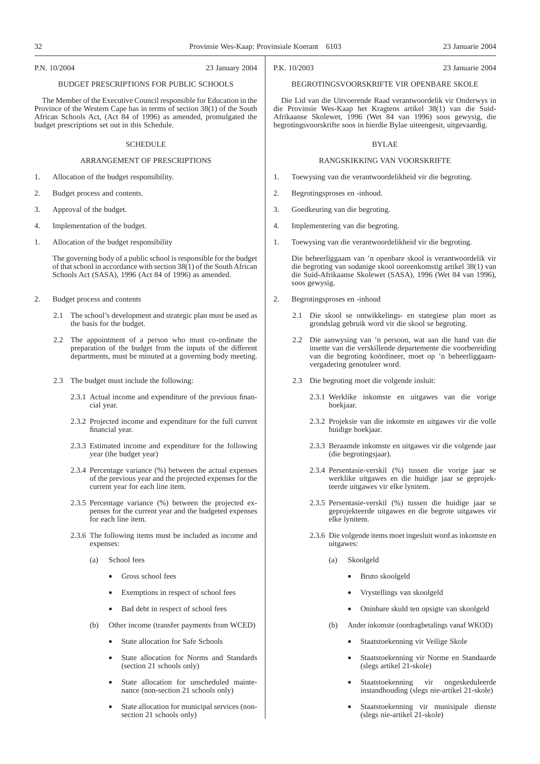P.N. 10/2004 23 January 2004

BUDGET PRESCRIPTIONS FOR PUBLIC SCHOOLS

The Member of the Executive Council responsible for Education in the Province of the Western Cape has in terms of section 38(1) of the South African Schools Act, (Act 84 of 1996) as amended, promulgated the budget prescriptions set out in this Schedule.

SCHEDULE

ARRANGEMENT OF PRESCRIPTIONS

1. Allocation of the budget responsibility.
2. Budget process and contents.
3. Approval of the budget.
4. Implementation of the budget.

1. Allocation of the budget responsibility

   The governing body of a public school is responsible for the budget of that school in accordance with section 38(1) of the South African Schools Act (SASA), 1996 (Act 84 of 1996) as amended.

2. Budget process and contents

   2.1 The school's development and strategic plan must be used as the basis for the budget.

   2.2 The appointment of a person who must co-ordinate the preparation of the budget from the inputs of the different departments, must be minuted at a governing body meeting.

   2.3 The budget must include the following:

   2.3.1 Actual income and expenditure of the previous financial year.

   2.3.2 Projected income and expenditure for the full current financial year.

   2.3.3 Estimated income and expenditure for the following year (the budget year)

   2.3.4 Percentage variance (%) between the actual expenses of the previous year and the projected expenses for the current year for each line item.

   2.3.5 Percentage variance (%) between the projected expenses for the current year and the budgeted expenses for each line item.

   2.3.6 The following items must be included as income and expenses:

   (a) School fees
   - Gross school fees
   - Exemptions in respect of school fees
   - Bad debt in respect of school fees

   (b) Other income (transfer payments from WCED)
   - State allocation for Safe Schools
   - State allocation for Norms and Standards (section 21 schools only)
   - State allocation for unscheduled maintenance (non-section 21 schools only)
   - State allocation for municipal services (non-section 21 schools only)

P.K. 10/2003 23 Januarie 2004

BEGROTINGSVOORSKRIFTE VIR OPENBARE SKOLE

Die Lid van die Uitvoerende Raad verantwoordelik vir Onderwys in die Provinsie Wes-Kaap het Kragtens artikel 38(1) van die Suid-Afrikaanse Skolewet, 1996 (Wet 84 van 1996) soos gewysig, die begrotingsvoorskrifte soos in hierdie Bylae uiteengesit, uitgevaardig.

BYLAE

RANGSKIKKING VAN VOORSKRIFTE

1. Toewysing van die verantwoordelikheid vir die begroting.
2. Begrotingsproses en -inhoud.
3. Goedkeuring van die begroting.
4. Implementering van die begroting.

1. Toewysing van die verantwoordelikheid vir die begroting.

   Die beheerliggaam van 'n openbare skool is verantwoordelik vir die begroting van sodanige skool ooreenkomstig artikel 38(1) van die Suid-Afrikaanse Skolewet (SASA), 1996 (Wet 84 van 1996), soos gewysig.

2. Begrotingsproses en -inhoud

   2.1 Die skool se ontwikkelings- en stategiese plan moet as grondslag gebruik word vir die skool se begroting.

   2.2 Die aanwysing van 'n persoon, wat aan die hand van die insette van die verskillende departemente die voorbereiding van die begroting koördineer, moet op 'n beheerliggaamvergadering genotuleer word.

   2.3 Die begroting moet die volgende insluit:

   2.3.1 Werklike inkomste en uitgawes van die vorige boekjaar.

   2.3.2 Projeksie van die inkomste en uitgawes vir die volle huidige boekjaar.

   2.3.3 Beraamde inkomste en uitgawes vir die volgende jaar (die begrotingsjaar).

   2.3.4 Persentasie-verskil (%) tussen die vorige jaar se werklike uitgawes en die huidige jaar se geprojekteerde uitgawes vir elke lynitem.

   2.3.5 Persentasie-verskil (%) tussen die huidige jaar se geprojekteerde uitgawes en die begrote uitgawes vir elke lynitem.

   2.3.6 Die volgende items moet ingesluit word as inkomste en uitgawes:

   (a) Skoolgeld
   - Bruto skoolgeld
   - Vrystellings van skoolgeld
   - Oninbare skuld ten opsigte van skoolgeld

   (b) Ander inkomste (oordragbetalings vanaf WKOD)
   - Staatstoekenning vir Veilige Skole
   - Staatstoekenning vir Norme en Standaarde (slegs artikel 21-skole)
   - Staatstoekenning vir ongeskeduleerde instandhouding (slegs nie-artikel 21-skole)
   - Staatstoekenning vir munisipale dienste (slegs nie-artikel 21-skole)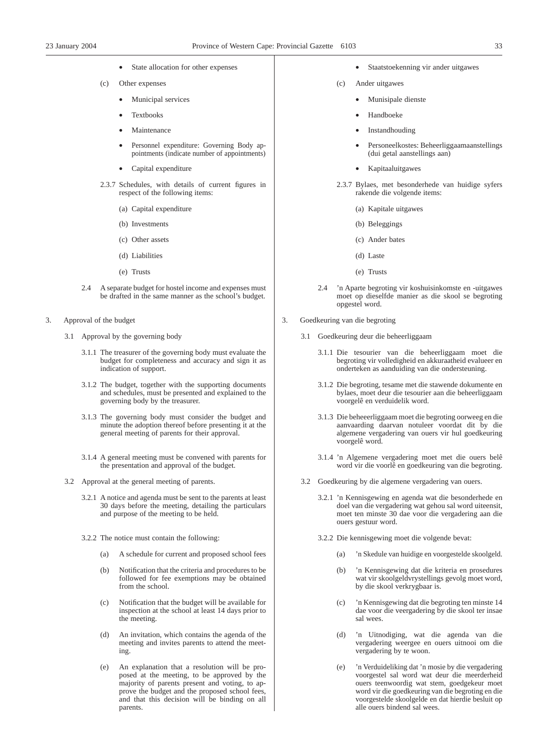- State allocation for other expenses

(c) Other expenses

- Municipal services
- Textbooks
- Maintenance
- Personnel expenditure: Governing Body appointments (indicate number of appointments)
- Capital expenditure

2.3.7 Schedules, with details of current figures in respect of the following items:

(a) Capital expenditure

(b) Investments

(c) Other assets

(d) Liabilities

(e) Trusts

2.4 A separate budget for hostel income and expenses must be drafted in the same manner as the school's budget.

3. Approval of the budget

3.1 Approval by the governing body

3.1.1 The treasurer of the governing body must evaluate the budget for completeness and accuracy and sign it as indication of support.

3.1.2 The budget, together with the supporting documents and schedules, must be presented and explained to the governing body by the treasurer.

3.1.3 The governing body must consider the budget and minute the adoption thereof before presenting it at the general meeting of parents for their approval.

3.1.4 A general meeting must be convened with parents for the presentation and approval of the budget.

3.2 Approval at the general meeting of parents.

3.2.1 A notice and agenda must be sent to the parents at least 30 days before the meeting, detailing the particulars and purpose of the meeting to be held.

3.2.2 The notice must contain the following:

(a) A schedule for current and proposed school fees

(b) Notification that the criteria and procedures to be followed for fee exemptions may be obtained from the school.

(c) Notification that the budget will be available for inspection at the school at least 14 days prior to the meeting.

(d) An invitation, which contains the agenda of the meeting and invites parents to attend the meeting.

(e) An explanation that a resolution will be proposed at the meeting, to be approved by the majority of parents present and voting, to approve the budget and the proposed school fees, and that this decision will be binding on all parents.

- Staatstoekenning vir ander uitgawes

(c) Ander uitgawes

- Munisipale dienste
- Handboeke
- Instandhouding
- Personeelkostes: Beheerliggaamaanstellings (dui getal aanstellings aan)
- Kapitaaluitgawes

2.3.7 Bylaes, met besonderhede van huidige syfers rakende die volgende items:

(a) Kapitale uitgawes

(b) Beleggings

(c) Ander bates

(d) Laste

(e) Trusts

2.4 'n Aparte begroting vir koshuisinkomste en -uitgawes moet op dieselfde manier as die skool se begroting opgestel word.

3. Goedkeuring van die begroting

3.1 Goedkeuring deur die beheerliggaam

3.1.1 Die tesourier van die beheerliggaam moet die begroting vir volledigheid en akkuraatheid evalueer en onderteken as aanduiding van die ondersteuning.

3.1.2 Die begroting, tesame met die stawende dokumente en bylaes, moet deur die tesourier aan die beheerliggaam voorgelê en verduidelik word.

3.1.3 Die beheeerliggaam moet die begroting oorweeg en die aanvaarding daarvan notuleer voordat dit by die algemene vergadering van ouers vir hul goedkeuring voorgelê word.

3.1.4 'n Algemene vergadering moet met die ouers belê word vir die voorlê en goedkeuring van die begroting.

3.2 Goedkeuring by die algemene vergadering van ouers.

3.2.1 'n Kennisgewing en agenda wat die besonderhede en doel van die vergadering wat gehou sal word uiteensit, moet ten minste 30 dae voor die vergadering aan die ouers gestuur word.

3.2.2 Die kennisgewing moet die volgende bevat:

(a) 'n Skedule van huidige en voorgestelde skoolgeld.

(b) 'n Kennisgewing dat die kriteria en prosedures wat vir skoolgeldvrystellings gevolg moet word, by die skool verkrygbaar is.

(c) 'n Kennisgewing dat die begroting ten minste 14 dae voor die veergadering by die skool ter insae sal wees.

(d) 'n Uitnodiging, wat die agenda van die vergadering weergee en ouers uitnooi om die vergadering by te woon.

(e) 'n Verduideliking dat 'n mosie by die vergadering voorgestel sal word wat deur die meerderheid ouers teenwoordig wat stem, goedgekeur moet word vir die goedkeuring van die begroting en die voorgestelde skoolgelde en dat hierdie besluit op alle ouers bindend sal wees.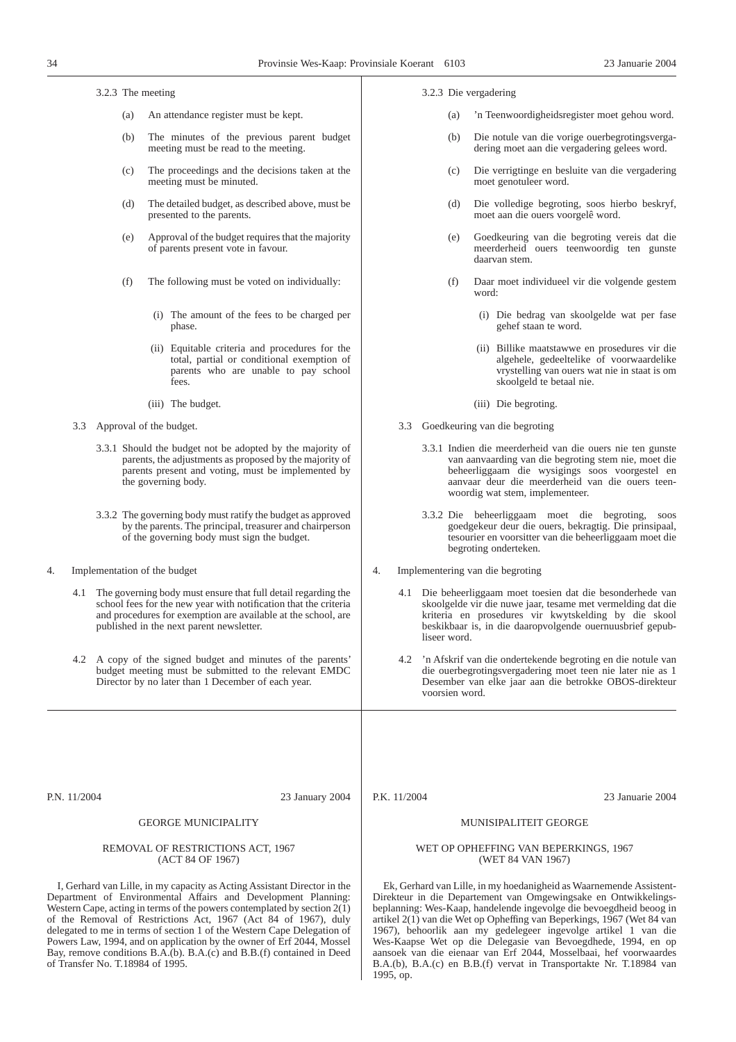3.2.3 The meeting

(a) An attendance register must be kept.

(b) The minutes of the previous parent budget meeting must be read to the meeting.

(c) The proceedings and the decisions taken at the meeting must be minuted.

(d) The detailed budget, as described above, must be presented to the parents.

(e) Approval of the budget requires that the majority of parents present vote in favour.

(f) The following must be voted on individually:

(i) The amount of the fees to be charged per phase.

(ii) Equitable criteria and procedures for the total, partial or conditional exemption of parents who are unable to pay school fees.

(iii) The budget.

3.3 Approval of the budget.

3.3.1 Should the budget not be adopted by the majority of parents, the adjustments as proposed by the majority of parents present and voting, must be implemented by the governing body.

3.3.2 The governing body must ratify the budget as approved by the parents. The principal, treasurer and chairperson of the governing body must sign the budget.

4. Implementation of the budget

4.1 The governing body must ensure that full detail regarding the school fees for the new year with notification that the criteria and procedures for exemption are available at the school, are published in the next parent newsletter.

4.2 A copy of the signed budget and minutes of the parents' budget meeting must be submitted to the relevant EMDC Director by no later than 1 December of each year.

3.2.3 Die vergadering

(a) 'n Teenwoordigheidsregister moet gehou word.

(b) Die notule van die vorige ouerbegrotingsvergadering moet aan die vergadering gelees word.

(c) Die verrigtinge en besluite van die vergadering moet genotuleer word.

(d) Die volledige begroting, soos hierbo beskryf, moet aan die ouers voorgelê word.

(e) Goedkeuring van die begroting vereis dat die meerderheid ouers teenwoordig ten gunste daarvan stem.

(f) Daar moet individueel vir die volgende gestem word:

(i) Die bedrag van skoolgelde wat per fase gehef staan te word.

(ii) Billike maatstawwe en prosedures vir die algehele, gedeeltelike of voorwaardelike vrystelling van ouers wat nie in staat is om skoolgeld te betaal nie.

(iii) Die begroting.

3.3 Goedkeuring van die begroting

3.3.1 Indien die meerderheid van die ouers nie ten gunste van aanvaarding van die begroting stem nie, moet die beheerliggaam die wysigings soos voorgestel en aanvaar deur die meerderheid van die ouers teenwoordig wat stem, implementeer.

3.3.2 Die beheerliggaam moet die begroting, soos goedgekeur deur die ouers, bekragtig. Die prinsipaal, tesourier en voorsitter van die beheerliggaam moet die begroting onderteken.

4. Implementering van die begroting

4.1 Die beheerliggaam moet toesien dat die besonderhede van skoolgelde vir die nuwe jaar, tesame met vermelding dat die kriteria en prosedures vir kwytskelding by die skool beskikbaar is, in die daaropvolgende ouernuusbrief gepubliseer word.

4.2 'n Afskrif van die ondertekende begroting en die notule van die ouerbegrotingsvergadering moet teen nie later nie as 1 Desember van elke jaar aan die betrokke OBOS-direkteur voorsien word.

---

P.N. 11/2004 — 23 January 2004

## GEORGE MUNICIPALITY

### REMOVAL OF RESTRICTIONS ACT, 1967 (ACT 84 OF 1967)

I, Gerhard van Lille, in my capacity as Acting Assistant Director in the Department of Environmental Affairs and Development Planning: Western Cape, acting in terms of the powers contemplated by section 2(1) of the Removal of Restrictions Act, 1967 (Act 84 of 1967), duly delegated to me in terms of section 1 of the Western Cape Delegation of Powers Law, 1994, and on application by the owner of Erf 2044, Mossel Bay, remove conditions B.A.(b). B.A.(c) and B.B.(f) contained in Deed of Transfer No. T.18984 of 1995.

P.K. 11/2004 — 23 Januarie 2004

## MUNISIPALITEIT GEORGE

### WET OP OPHEFFING VAN BEPERKINGS, 1967 (WET 84 VAN 1967)

Ek, Gerhard van Lille, in my hoedanigheid as Waarnemende Assistent-Direkteur in die Departement van Omgewingsake en Ontwikkelingsbeplanning: Wes-Kaap, handelende ingevolge die bevoegdheid beoog in artikel 2(1) van die Wet op Opheffing van Beperkings, 1967 (Wet 84 van 1967), behoorlik aan my gedelegeer ingevolge artikel 1 van die Wes-Kaapse Wet op die Delegasie van Bevoegdhede, 1994, en op aansoek van die eienaar van Erf 2044, Mosselbaai, hef voorwaardes B.A.(b), B.A.(c) en B.B.(f) vervat in Transportakte Nr. T.18984 van 1995, op.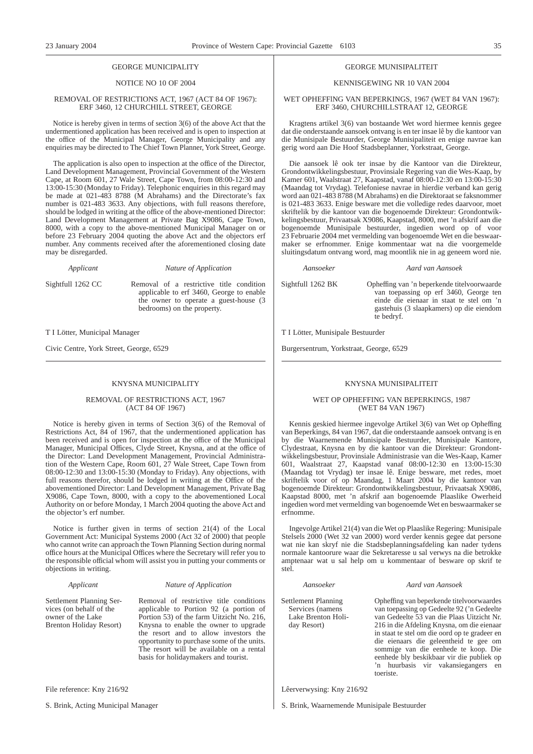GEORGE MUNICIPALITY

NOTICE NO 10 OF 2004

REMOVAL OF RESTRICTIONS ACT, 1967 (ACT 84 OF 1967): ERF 3460, 12 CHURCHILL STREET, GEORGE

Notice is hereby given in terms of section 3(6) of the above Act that the undermentioned application has been received and is open to inspection at the office of the Municipal Manager, George Municipality and any enquiries may be directed to The Chief Town Planner, York Street, George.

The application is also open to inspection at the office of the Director, Land Development Management, Provincial Government of the Western Cape, at Room 601, 27 Wale Street, Cape Town, from 08:00-12:30 and 13:00-15:30 (Monday to Friday). Telephonic enquiries in this regard may be made at 021-483 8788 (M Abrahams) and the Directorate's fax number is 021-483 3633. Any objections, with full reasons therefore, should be lodged in writing at the office of the above-mentioned Director: Land Development Management at Private Bag X9086, Cape Town, 8000, with a copy to the above-mentioned Municipal Manager on or before 23 February 2004 quoting the above Act and the objectors erf number. Any comments received after the aforementioned closing date may be disregarded.

| *Applicant* | *Nature of Application* |
|---|---|
| Sightfull 1262 CC | Removal of a restrictive title condition applicable to erf 3460, George to enable the owner to operate a guest-house (3 bedrooms) on the property. |

T I Lötter, Municipal Manager

Civic Centre, York Street, George, 6529

---

GEORGE MUNISIPALITEIT

KENNISGEWING NR 10 VAN 2004

WET OPHEFFING VAN BEPERKINGS, 1967 (WET 84 VAN 1967): ERF 3460, CHURCHILLSTRAAT 12, GEORGE

Kragtens artikel 3(6) van bostaande Wet word hiermee kennis gegee dat die onderstaande aansoek ontvang is en ter insae lê by die kantoor van die Munisipale Bestuurder, George Munisipaliteit en enige navrae kan gerig word aan Die Hoof Stadsbeplanner, Yorkstraat, George.

Die aansoek lê ook ter insae by die Kantoor van die Direkteur, Grondontwikkelingsbestuur, Provinsiale Regering van die Wes-Kaap, by Kamer 601, Waalstraat 27, Kaapstad, vanaf 08:00-12:30 en 13:00-15:30 (Maandag tot Vrydag). Telefoniese navrae in hierdie verband kan gerig word aan 021-483 8788 (M Abrahams) en die Direktoraat se faksnommer is 021-483 3633. Enige besware met die volledige redes daarvoor, moet skriftelik by die kantoor van die bogenoemde Direkteur: Grondontwikkelingsbestuur, Privaatsak X9086, Kaapstad, 8000, met 'n afskrif aan die bogenoemde Munisipale bestuurder, ingedien word op of voor 23 Februarie 2004 met vermelding van bogenoemde Wet en die beswaarmaker se erfnommer. Enige kommentaar wat na die voorgemelde sluitingsdatum ontvang word, mag moontlik nie in ag geneem word nie.

| *Aansoeker* | *Aard van Aansoek* |
|---|---|
| Sightfull 1262 BK | Opheffing van 'n beperkende titelvoorwaarde van toepassing op erf 3460, George ten einde die eienaar in staat te stel om 'n gastehuis (3 slaapkamers) op die eiendom te bedryf. |

T I Lötter, Munisipale Bestuurder

Burgersentrum, Yorkstraat, George, 6529

---

KNYSNA MUNICIPALITY

REMOVAL OF RESTRICTIONS ACT, 1967 (ACT 84 OF 1967)

Notice is hereby given in terms of Section 3(6) of the Removal of Restrictions Act, 84 of 1967, that the undermentioned application has been received and is open for inspection at the office of the Municipal Manager, Municipal Offices, Clyde Street, Knysna, and at the office of the Director: Land Development Management, Provincial Administration of the Western Cape, Room 601, 27 Wale Street, Cape Town from 08:00-12:30 and 13:00-15:30 (Monday to Friday). Any objections, with full reasons therefor, should be lodged in writing at the Office of the abovementioned Director: Land Development Management, Private Bag X9086, Cape Town, 8000, with a copy to the abovementioned Local Authority on or before Monday, 1 March 2004 quoting the above Act and the objector's erf number.

Notice is further given in terms of section 21(4) of the Local Government Act: Municipal Systems 2000 (Act 32 of 2000) that people who cannot write can approach the Town Planning Section during normal office hours at the Municipal Offices where the Secretary will refer you to the responsible official whom will assist you in putting your comments or objections in writing.

| *Applicant* | *Nature of Application* |
|---|---|
| Settlement Planning Services (on behalf of the owner of the Lake Brenton Holiday Resort) | Removal of restrictive title conditions applicable to Portion 92 (a portion of Portion 53) of the farm Uitzicht No. 216, Knysna to enable the owner to upgrade the resort and to allow investors the opportunity to purchase some of the units. The resort will be available on a rental basis for holidaymakers and tourist. |

File reference: Kny 216/92

S. Brink, Acting Municipal Manager

---

KNYSNA MUNISIPALITEIT

WET OP OPHEFFING VAN BEPERKINGS, 1987 (WET 84 VAN 1967)

Kennis geskied hiermee ingevolge Artikel 3(6) van Wet op Opheffing van Beperkings, 84 van 1967, dat die onderstaande aansoek ontvang is en by die Waarnemende Munisipale Bestuurder, Munisipale Kantore, Clydestraat, Knysna en by die kantoor van die Direkteur: Grondontwikkelingsbestuur, Provinsiale Administrasie van die Wes-Kaap, Kamer 601, Waalstraat 27, Kaapstad vanaf 08:00-12:30 en 13:00-15:30 (Maandag tot Vrydag) ter insae lê. Enige besware, met redes, moet skriftelik voor of op Maandag, 1 Maart 2004 by die kantoor van bogenoemde Direkteur: Grondontwikkelingsbestuur, Privaatsak X9086, Kaapstad 8000, met 'n afskrif aan bogenoemde Plaaslike Owerheid ingedien word met vermelding van bogenoemde Wet en beswaarmaker se erfnomme.

Ingevolge Artikel 21(4) van die Wet op Plaaslike Regering: Munisipale Stelsels 2000 (Wet 32 van 2000) word verder kennis gegee dat persone wat nie kan skryf nie die Stadsbeplanningsafdeling kan nader tydens normale kantoorure waar die Sekretaresse u sal verwys na die betrokke amptenaar wat u sal help om u kommentaar of besware op skrif te stel.

| *Aansoeker* | *Aard van Aansoek* |
|---|---|
| Settlement Planning Services (namens Lake Brenton Holiday Resort) | Opheffing van beperkende titelvoorwaardes van toepassing op Gedeelte 92 ('n Gedeelte van Gedeelte 53 van die Plaas Uitzicht Nr. 216 in die Afdeling Knysna, om die eienaar in staat te stel om die oord op te gradeer en die eienaars die geleentheid te gee om sommige van die eenhede te koop. Die eenhede bly beskikbaar vir die publiek op 'n huurbasis vir vakansiegangers en toeriste. |

Lêerverwysing: Kny 216/92

S. Brink, Waarnemende Munisipale Bestuurder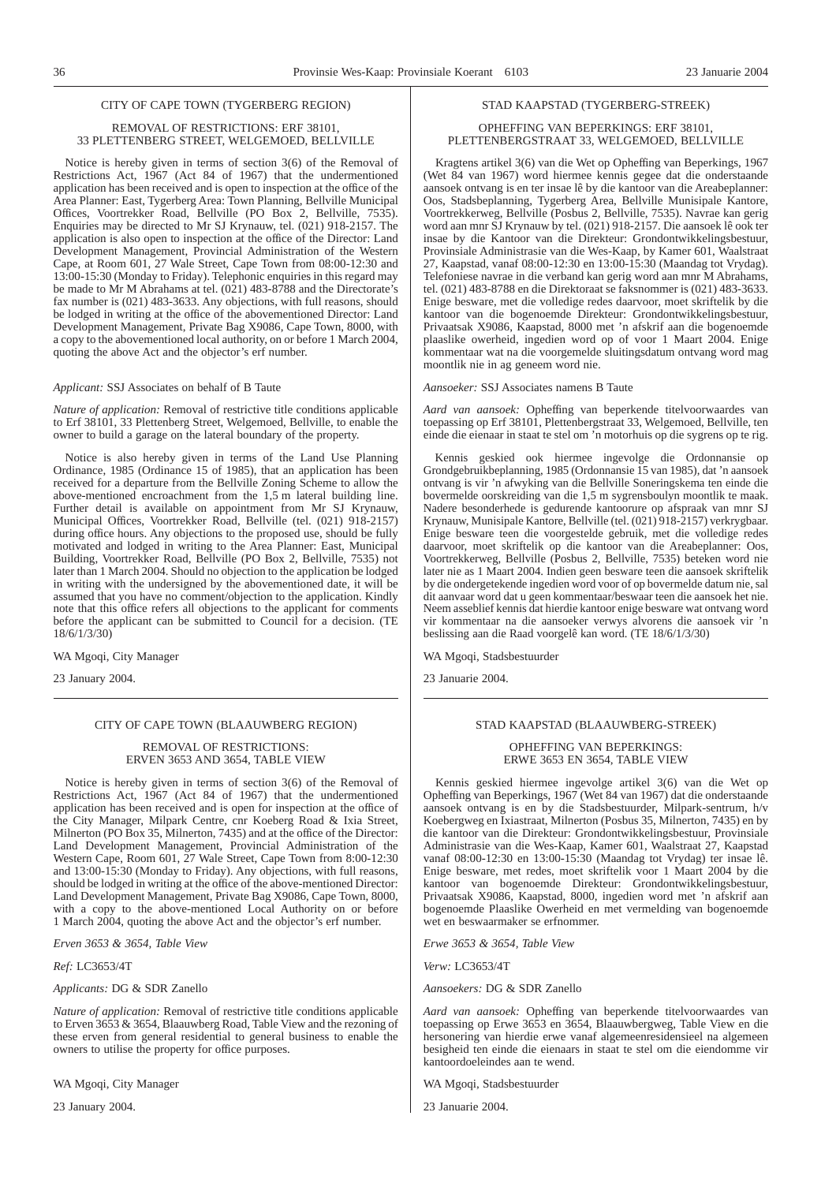CITY OF CAPE TOWN (TYGERBERG REGION)

REMOVAL OF RESTRICTIONS: ERF 38101, 33 PLETTENBERG STREET, WELGEMOED, BELLVILLE

Notice is hereby given in terms of section 3(6) of the Removal of Restrictions Act, 1967 (Act 84 of 1967) that the undermentioned application has been received and is open to inspection at the office of the Area Planner: East, Tygerberg Area: Town Planning, Bellville Municipal Offices, Voortrekker Road, Bellville (PO Box 2, Bellville, 7535). Enquiries may be directed to Mr SJ Krynauw, tel. (021) 918-2157. The application is also open to inspection at the office of the Director: Land Development Management, Provincial Administration of the Western Cape, at Room 601, 27 Wale Street, Cape Town from 08:00-12:30 and 13:00-15:30 (Monday to Friday). Telephonic enquiries in this regard may be made to Mr M Abrahams at tel. (021) 483-8788 and the Directorate's fax number is (021) 483-3633. Any objections, with full reasons, should be lodged in writing at the office of the abovementioned Director: Land Development Management, Private Bag X9086, Cape Town, 8000, with a copy to the abovementioned local authority, on or before 1 March 2004, quoting the above Act and the objector's erf number.

*Applicant:* SSJ Associates on behalf of B Taute

*Nature of application:* Removal of restrictive title conditions applicable to Erf 38101, 33 Plettenberg Street, Welgemoed, Bellville, to enable the owner to build a garage on the lateral boundary of the property.

Notice is also hereby given in terms of the Land Use Planning Ordinance, 1985 (Ordinance 15 of 1985), that an application has been received for a departure from the Bellville Zoning Scheme to allow the above-mentioned encroachment from the 1,5 m lateral building line. Further detail is available on appointment from Mr SJ Krynauw, Municipal Offices, Voortrekker Road, Bellville (tel. (021) 918-2157) during office hours. Any objections to the proposed use, should be fully motivated and lodged in writing to the Area Planner: East, Municipal Building, Voortrekker Road, Bellville (PO Box 2, Bellville, 7535) not later than 1 March 2004. Should no objection to the application be lodged in writing with the undersigned by the abovementioned date, it will be assumed that you have no comment/objection to the application. Kindly note that this office refers all objections to the applicant for comments before the applicant can be submitted to Council for a decision. (TE 18/6/1/3/30)

WA Mgoqi, City Manager

23 January 2004.

---

STAD KAAPSTAD (TYGERBERG-STREEK)

OPHEFFING VAN BEPERKINGS: ERF 38101, PLETTENBERGSTRAAT 33, WELGEMOED, BELLVILLE

Kragtens artikel 3(6) van die Wet op Opheffing van Beperkings, 1967 (Wet 84 van 1967) word hiermee kennis gegee dat die onderstaande aansoek ontvang is en ter insae lê by die kantoor van die Areabeplanner: Oos, Stadsbeplanning, Tygerberg Area, Bellville Munisipale Kantore, Voortrekkerweg, Bellville (Posbus 2, Bellville, 7535). Navrae kan gerig word aan mnr SJ Krynauw by tel. (021) 918-2157. Die aansoek lê ook ter insae by die Kantoor van die Direkteur: Grondontwikkelingsbestuur, Provinsiale Administrasie van die Wes-Kaap, by Kamer 601, Waalstraat 27, Kaapstad, vanaf 08:00-12:30 en 13:00-15:30 (Maandag tot Vrydag). Telefoniese navrae in die verband kan gerig word aan mnr M Abrahams, tel. (021) 483-8788 en die Direktoraat se faksnommer is (021) 483-3633. Enige besware, met die volledige redes daarvoor, moet skriftelik by die kantoor van die bogenoemde Direkteur: Grondontwikkelingsbestuur, Privaatsak X9086, Kaapstad, 8000 met 'n afskrif aan die bogenoemde plaaslike owerheid, ingedien word op of voor 1 Maart 2004. Enige kommentaar wat na die voorgemelde sluitingsdatum ontvang word mag moontlik nie in ag geneem word nie.

*Aansoeker:* SSJ Associates namens B Taute

*Aard van aansoek:* Opheffing van beperkende titelvoorwaardes van toepassing op Erf 38101, Plettenbergstraat 33, Welgemoed, Bellville, ten einde die eienaar in staat te stel om 'n motorhuis op die sygrens op te rig.

Kennis geskied ook hiermee ingevolge die Ordonnansie op Grondgebruikbeplanning, 1985 (Ordonnansie 15 van 1985), dat 'n aansoek ontvang is vir 'n afwyking van die Bellville Soneringskema ten einde die bovermelde oorskreiding van die 1,5 m sygrensboulyn moontlik te maak. Nadere besonderhede is gedurende kantoorure op afspraak van mnr SJ Krynauw, Munisipale Kantore, Bellville (tel. (021) 918-2157) verkrygbaar. Enige besware teen die voorgestelde gebruik, met die volledige redes daarvoor, moet skriftelik op die kantoor van die Areabeplanner: Oos, Voortrekkerweg, Bellville (Posbus 2, Bellville, 7535) beteken word nie later nie as 1 Maart 2004. Indien geen besware teen die aansoek skriftelik by die ondergetekende ingedien word voor of op bovermelde datum nie, sal dit aanvaar word dat u geen kommentaar/beswaar teen die aansoek het nie. Neem asseblief kennis dat hierdie kantoor enige besware wat ontvang word vir kommentaar na die aansoeker verwys alvorens die aansoek vir 'n beslissing aan die Raad voorgelê kan word. (TE 18/6/1/3/30)

WA Mgoqi, Stadsbestuurder

23 Januarie 2004.

---

CITY OF CAPE TOWN (BLAAUWBERG REGION)

REMOVAL OF RESTRICTIONS: ERVEN 3653 AND 3654, TABLE VIEW

Notice is hereby given in terms of section 3(6) of the Removal of Restrictions Act, 1967 (Act 84 of 1967) that the undermentioned application has been received and is open for inspection at the office of the City Manager, Milpark Centre, cnr Koeberg Road & Ixia Street, Milnerton (PO Box 35, Milnerton, 7435) and at the office of the Director: Land Development Management, Provincial Administration of the Western Cape, Room 601, 27 Wale Street, Cape Town from 8:00-12:30 and 13:00-15:30 (Monday to Friday). Any objections, with full reasons, should be lodged in writing at the office of the above-mentioned Director: Land Development Management, Private Bag X9086, Cape Town, 8000, with a copy to the above-mentioned Local Authority on or before 1 March 2004, quoting the above Act and the objector's erf number.

*Erven 3653 & 3654, Table View*

*Ref:* LC3653/4T

*Applicants:* DG & SDR Zanello

*Nature of application:* Removal of restrictive title conditions applicable to Erven 3653 & 3654, Blaauwberg Road, Table View and the rezoning of these erven from general residential to general business to enable the owners to utilise the property for office purposes.

WA Mgoqi, City Manager

23 January 2004.

---

STAD KAAPSTAD (BLAAUWBERG-STREEK)

OPHEFFING VAN BEPERKINGS: ERWE 3653 EN 3654, TABLE VIEW

Kennis geskied hiermee ingevolge artikel 3(6) van die Wet op Opheffing van Beperkings, 1967 (Wet 84 van 1967) dat die onderstaande aansoek ontvang is en by die Stadsbestuurder, Milpark-sentrum, h/v Koebergweg en Ixiastraat, Milnerton (Posbus 35, Milnerton, 7435) en by die kantoor van die Direkteur: Grondontwikkelingsbestuur, Provinsiale Administrasie van die Wes-Kaap, Kamer 601, Waalstraat 27, Kaapstad vanaf 08:00-12:30 en 13:00-15:30 (Maandag tot Vrydag) ter insae lê. Enige besware, met redes, moet skriftelik voor 1 Maart 2004 by die kantoor van bogenoemde Direkteur: Grondontwikkelingsbestuur, Privaatsak X9086, Kaapstad, 8000, ingedien word met 'n afskrif aan bogenoemde Plaaslike Owerheid en met vermelding van bogenoemde wet en beswaarmaker se erfnommer.

*Erwe 3653 & 3654, Table View*

*Verw:* LC3653/4T

*Aansoekers:* DG & SDR Zanello

*Aard van aansoek:* Opheffing van beperkende titelvoorwaardes van toepassing op Erwe 3653 en 3654, Blaauwbergweg, Table View en die hersonering van hierdie erwe vanaf algemeenresidensieel na algemeen besigheid ten einde die eienaars in staat te stel om die eiendomme vir kantoordoeleindes aan te wend.

WA Mgoqi, Stadsbestuurder

23 Januarie 2004.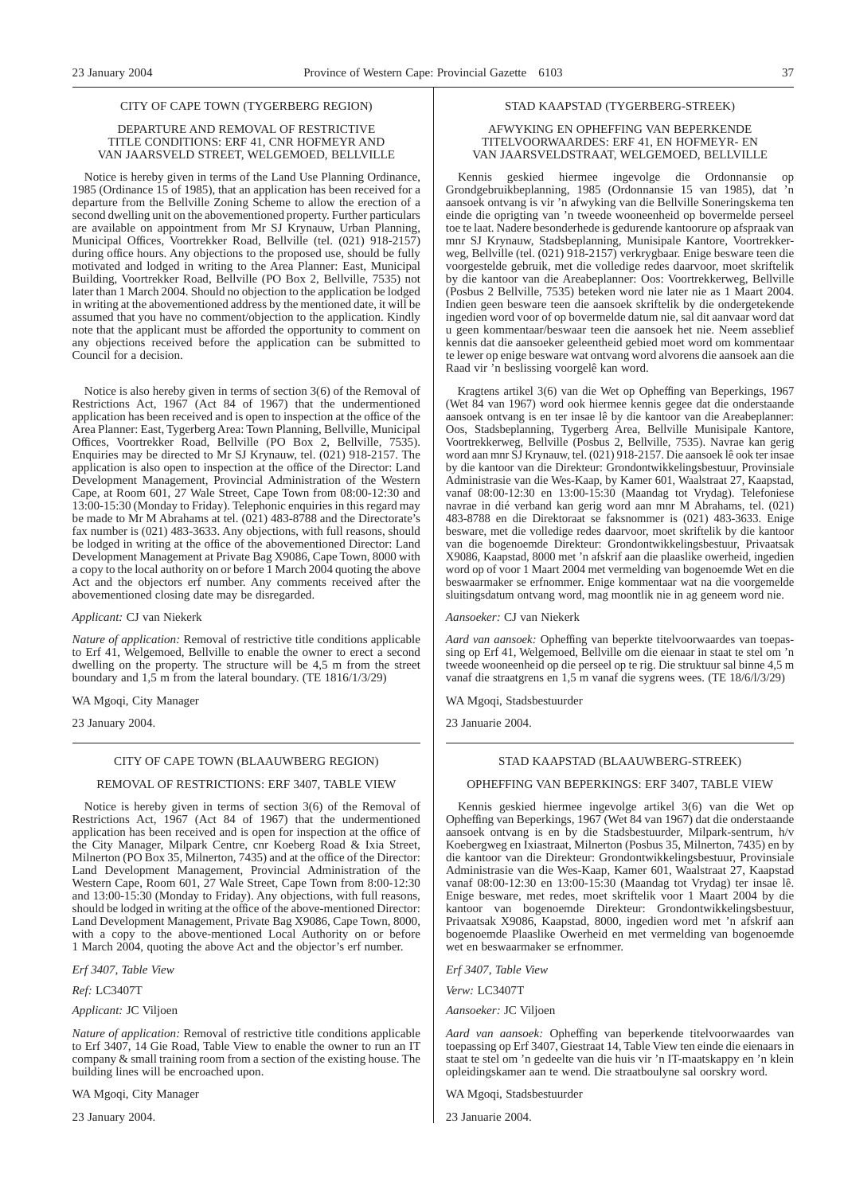## CITY OF CAPE TOWN (TYGERBERG REGION)

### DEPARTURE AND REMOVAL OF RESTRICTIVE TITLE CONDITIONS: ERF 41, CNR HOFMEYR AND VAN JAARSVELD STREET, WELGEMOED, BELLVILLE

Notice is hereby given in terms of the Land Use Planning Ordinance, 1985 (Ordinance 15 of 1985), that an application has been received for a departure from the Bellville Zoning Scheme to allow the erection of a second dwelling unit on the abovementioned property. Further particulars are available on appointment from Mr SJ Krynauw, Urban Planning, Municipal Offices, Voortrekker Road, Bellville (tel. (021) 918-2157) during office hours. Any objections to the proposed use, should be fully motivated and lodged in writing to the Area Planner: East, Municipal Building, Voortrekker Road, Bellville (PO Box 2, Bellville, 7535) not later than 1 March 2004. Should no objection to the application be lodged in writing at the abovementioned address by the mentioned date, it will be assumed that you have no comment/objection to the application. Kindly note that the applicant must be afforded the opportunity to comment on any objections received before the application can be submitted to Council for a decision.

Notice is also hereby given in terms of section 3(6) of the Removal of Restrictions Act, 1967 (Act 84 of 1967) that the undermentioned application has been received and is open to inspection at the office of the Area Planner: East, Tygerberg Area: Town Planning, Bellville, Municipal Offices, Voortrekker Road, Bellville (PO Box 2, Bellville, 7535). Enquiries may be directed to Mr SJ Krynauw, tel. (021) 918-2157. The application is also open to inspection at the office of the Director: Land Development Management, Provincial Administration of the Western Cape, at Room 601, 27 Wale Street, Cape Town from 08:00-12:30 and 13:00-15:30 (Monday to Friday). Telephonic enquiries in this regard may be made to Mr M Abrahams at tel. (021) 483-8788 and the Directorate's fax number is (021) 483-3633. Any objections, with full reasons, should be lodged in writing at the office of the abovementioned Director: Land Development Management at Private Bag X9086, Cape Town, 8000 with a copy to the local authority on or before 1 March 2004 quoting the above Act and the objectors erf number. Any comments received after the abovementioned closing date may be disregarded.

*Applicant:* CJ van Niekerk

*Nature of application:* Removal of restrictive title conditions applicable to Erf 41, Welgemoed, Bellville to enable the owner to erect a second dwelling on the property. The structure will be 4,5 m from the street boundary and 1,5 m from the lateral boundary. (TE 1816/1/3/29)

WA Mgoqi, City Manager

23 January 2004.

---

## STAD KAAPSTAD (TYGERBERG-STREEK)

### AFWYKING EN OPHEFFING VAN BEPERKENDE TITELVOORWAARDES: ERF 41, EN HOFMEYR- EN VAN JAARSVELDSTRAAT, WELGEMOED, BELLVILLE

Kennis geskied hiermee ingevolge die Ordonnansie op Grondgebruikbeplanning, 1985 (Ordonnansie 15 van 1985), dat 'n aansoek ontvang is vir 'n afwyking van die Bellville Soneringskema ten einde die oprigting van 'n tweede wooneenheid op bovermelde perseel toe te laat. Nadere besonderhede is gedurende kantoorure op afspraak van mnr SJ Krynauw, Stadsbeplanning, Munisipale Kantore, Voortrekkerweg, Bellville (tel. (021) 918-2157) verkrygbaar. Enige besware teen die voorgestelde gebruik, met die volledige redes daarvoor, moet skriftelik by die kantoor van die Areabeplanner: Oos: Voortrekkerweg, Bellville (Posbus 2 Bellville, 7535) beteken word nie later nie as 1 Maart 2004. Indien geen besware teen die aansoek skriftelik by die ondergetekende ingedien word voor of op bovermelde datum nie, sal dit aanvaar word dat u geen kommentaar/beswaar teen die aansoek het nie. Neem asseblief kennis dat die aansoeker geleentheid gebied moet word om kommentaar te lewer op enige besware wat ontvang word alvorens die aansoek aan die Raad vir 'n beslissing voorgelê kan word.

Kragtens artikel 3(6) van die Wet op Opheffing van Beperkings, 1967 (Wet 84 van 1967) word ook hiermee kennis gegee dat die onderstaande aansoek ontvang is en ter insae lê by die kantoor van die Areabeplanner: Oos, Stadsbeplanning, Tygerberg Area, Bellville Munisipale Kantore, Voortrekkerweg, Bellville (Posbus 2, Bellville, 7535). Navrae kan gerig word aan mnr SJ Krynauw, tel. (021) 918-2157. Die aansoek lê ook ter insae by die kantoor van die Direkteur: Grondontwikkelingsbestuur, Provinsiale Administrasie van die Wes-Kaap, by Kamer 601, Waalstraat 27, Kaapstad, vanaf 08:00-12:30 en 13:00-15:30 (Maandag tot Vrydag). Telefoniese navrae in dié verband kan gerig word aan mnr M Abrahams, tel. (021) 483-8788 en die Direktoraat se faksnommer is (021) 483-3633. Enige besware, met die volledige redes daarvoor, moet skriftelik by die kantoor van die bogenoemde Direkteur: Grondontwikkelingsbestuur, Privaatsak X9086, Kaapstad, 8000 met 'n afskrif aan die plaaslike owerheid, ingedien word op of voor 1 Maart 2004 met vermelding van bogenoemde Wet en die beswaarmaker se erfnommer. Enige kommentaar wat na die voorgemelde sluitingsdatum ontvang word, mag moontlik nie in ag geneem word nie.

*Aansoeker:* CJ van Niekerk

*Aard van aansoek:* Opheffing van beperkte titelvoorwaardes van toepassing op Erf 41, Welgemoed, Bellville om die eienaar in staat te stel om 'n tweede wooneenheid op die perseel op te rig. Die struktuur sal binne 4,5 m vanaf die straatgrens en 1,5 m vanaf die sygrens wees. (TE 18/6/l/3/29)

WA Mgoqi, Stadsbestuurder

23 Januarie 2004.

---

## CITY OF CAPE TOWN (BLAAUWBERG REGION)

### REMOVAL OF RESTRICTIONS: ERF 3407, TABLE VIEW

Notice is hereby given in terms of section 3(6) of the Removal of Restrictions Act, 1967 (Act 84 of 1967) that the undermentioned application has been received and is open for inspection at the office of the City Manager, Milpark Centre, cnr Koeberg Road & Ixia Street, Milnerton (PO Box 35, Milnerton, 7435) and at the office of the Director: Land Development Management, Provincial Administration of the Western Cape, Room 601, 27 Wale Street, Cape Town from 8:00-12:30 and 13:00-15:30 (Monday to Friday). Any objections, with full reasons, should be lodged in writing at the office of the above-mentioned Director: Land Development Management, Private Bag X9086, Cape Town, 8000, with a copy to the above-mentioned Local Authority on or before 1 March 2004, quoting the above Act and the objector's erf number.

*Erf 3407, Table View*

*Ref:* LC3407T

*Applicant:* JC Viljoen

*Nature of application:* Removal of restrictive title conditions applicable to Erf 3407, 14 Gie Road, Table View to enable the owner to run an IT company & small training room from a section of the existing house. The building lines will be encroached upon.

WA Mgoqi, City Manager

23 January 2004.

---

## STAD KAAPSTAD (BLAAUWBERG-STREEK)

### OPHEFFING VAN BEPERKINGS: ERF 3407, TABLE VIEW

Kennis geskied hiermee ingevolge artikel 3(6) van die Wet op Opheffing van Beperkings, 1967 (Wet 84 van 1967) dat die onderstaande aansoek ontvang is en by die Stadsbestuurder, Milpark-sentrum, h/v Koebergweg en Ixiastraat, Milnerton (Posbus 35, Milnerton, 7435) en by die kantoor van die Direkteur: Grondontwikkelingsbestuur, Provinsiale Administrasie van die Wes-Kaap, Kamer 601, Waalstraat 27, Kaapstad vanaf 08:00-12:30 en 13:00-15:30 (Maandag tot Vrydag) ter insae lê. Enige besware, met redes, moet skriftelik voor 1 Maart 2004 by die kantoor van bogenoemde Direkteur: Grondontwikkelingsbestuur, Privaatsak X9086, Kaapstad, 8000, ingedien word met 'n afskrif aan bogenoemde Plaaslike Owerheid en met vermelding van bogenoemde wet en beswaarmaker se erfnommer.

*Erf 3407, Table View*

*Verw:* LC3407T

*Aansoeker:* JC Viljoen

*Aard van aansoek:* Opheffing van beperkende titelvoorwaardes van toepassing op Erf 3407, Giestraat 14, Table View ten einde die eienaars in staat te stel om 'n gedeelte van die huis vir 'n IT-maatskappy en 'n klein opleidingskamer aan te wend. Die straatboulyne sal oorskry word.

WA Mgoqi, Stadsbestuurder

23 Januarie 2004.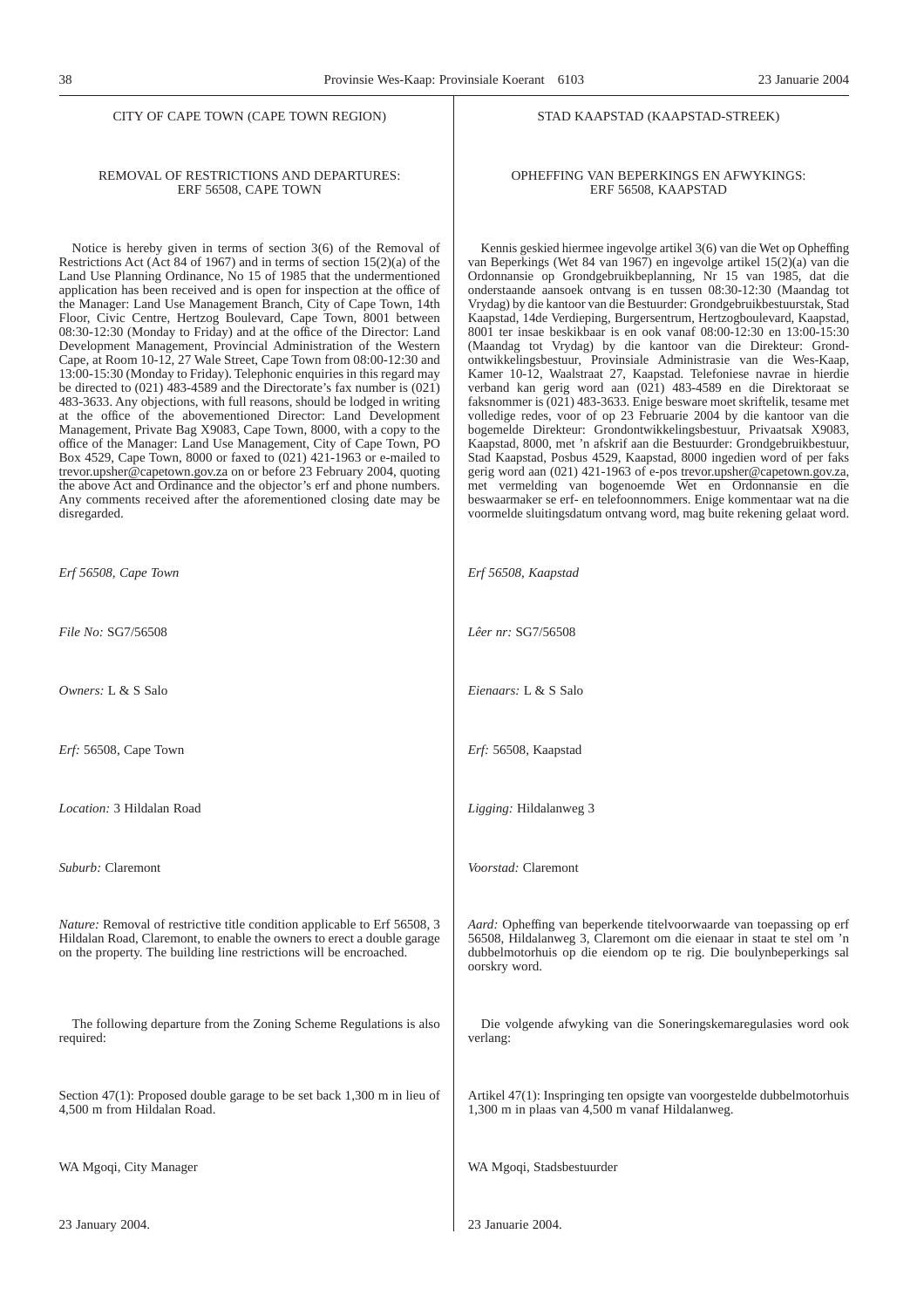## CITY OF CAPE TOWN (CAPE TOWN REGION)

### REMOVAL OF RESTRICTIONS AND DEPARTURES: ERF 56508, CAPE TOWN

Notice is hereby given in terms of section 3(6) of the Removal of Restrictions Act (Act 84 of 1967) and in terms of section 15(2)(a) of the Land Use Planning Ordinance, No 15 of 1985 that the undermentioned application has been received and is open for inspection at the office of the Manager: Land Use Management Branch, City of Cape Town, 14th Floor, Civic Centre, Hertzog Boulevard, Cape Town, 8001 between 08:30-12:30 (Monday to Friday) and at the office of the Director: Land Development Management, Provincial Administration of the Western Cape, at Room 10-12, 27 Wale Street, Cape Town from 08:00-12:30 and 13:00-15:30 (Monday to Friday). Telephonic enquiries in this regard may be directed to (021) 483-4589 and the Directorate's fax number is (021) 483-3633. Any objections, with full reasons, should be lodged in writing at the office of the abovementioned Director: Land Development Management, Private Bag X9083, Cape Town, 8000, with a copy to the office of the Manager: Land Use Management, City of Cape Town, PO Box 4529, Cape Town, 8000 or faxed to (021) 421-1963 or e-mailed to trevor.upsher@capetown.gov.za on or before 23 February 2004, quoting the above Act and Ordinance and the objector's erf and phone numbers. Any comments received after the aforementioned closing date may be disregarded.

*Erf 56508, Cape Town*

*File No:* SG7/56508

*Owners:* L & S Salo

*Erf:* 56508, Cape Town

*Location:* 3 Hildalan Road

*Suburb:* Claremont

*Nature:* Removal of restrictive title condition applicable to Erf 56508, 3 Hildalan Road, Claremont, to enable the owners to erect a double garage on the property. The building line restrictions will be encroached.

The following departure from the Zoning Scheme Regulations is also required:

Section 47(1): Proposed double garage to be set back 1,300 m in lieu of 4,500 m from Hildalan Road.

WA Mgoqi, City Manager

23 January 2004.

## STAD KAAPSTAD (KAAPSTAD-STREEK)

### OPHEFFING VAN BEPERKINGS EN AFWYKINGS: ERF 56508, KAAPSTAD

Kennis geskied hiermee ingevolge artikel 3(6) van die Wet op Opheffing van Beperkings (Wet 84 van 1967) en ingevolge artikel 15(2)(a) van die Ordonnansie op Grondgebruikbeplanning, Nr 15 van 1985, dat die onderstaande aansoek ontvang is en tussen 08:30-12:30 (Maandag tot Vrydag) by die kantoor van die Bestuurder: Grondgebruikbestuurstak, Stad Kaapstad, 14de Verdieping, Burgersentrum, Hertzogboulevard, Kaapstad, 8001 ter insae beskikbaar is en ook vanaf 08:00-12:30 en 13:00-15:30 (Maandag tot Vrydag) by die kantoor van die Direkteur: Grondontwikkelingsbestuur, Provinsiale Administrasie van die Wes-Kaap, Kamer 10-12, Waalstraat 27, Kaapstad. Telefoniese navrae in hierdie verband kan gerig word aan (021) 483-4589 en die Direktoraat se faksnommer is (021) 483-3633. Enige besware moet skriftelik, tesame met volledige redes, voor of op 23 Februarie 2004 by die kantoor van die bogemelde Direkteur: Grondontwikkelingsbestuur, Privaatsak X9083, Kaapstad, 8000, met 'n afskrif aan die Bestuurder: Grondgebruikbestuur, Stad Kaapstad, Posbus 4529, Kaapstad, 8000 ingedien word of per faks gerig word aan (021) 421-1963 of e-pos trevor.upsher@capetown.gov.za, met vermelding van bogenoemde Wet en Ordonnansie en die beswaarmaker se erf- en telefoonnommers. Enige kommentaar wat na die voormelde sluitingsdatum ontvang word, mag buite rekening gelaat word.

*Erf 56508, Kaapstad*

*Lêer nr:* SG7/56508

*Eienaars:* L & S Salo

*Erf:* 56508, Kaapstad

*Ligging:* Hildalanweg 3

*Voorstad:* Claremont

*Aard:* Opheffing van beperkende titelvoorwaarde van toepassing op erf 56508, Hildalanweg 3, Claremont om die eienaar in staat te stel om 'n dubbelmotorhuis op die eiendom op te rig. Die boulynbeperkings sal oorskry word.

Die volgende afwyking van die Soneringskemaregulasies word ook verlang:

Artikel 47(1): Inspringing ten opsigte van voorgestelde dubbelmotorhuis 1,300 m in plaas van 4,500 m vanaf Hildalanweg.

WA Mgoqi, Stadsbestuurder

23 Januarie 2004.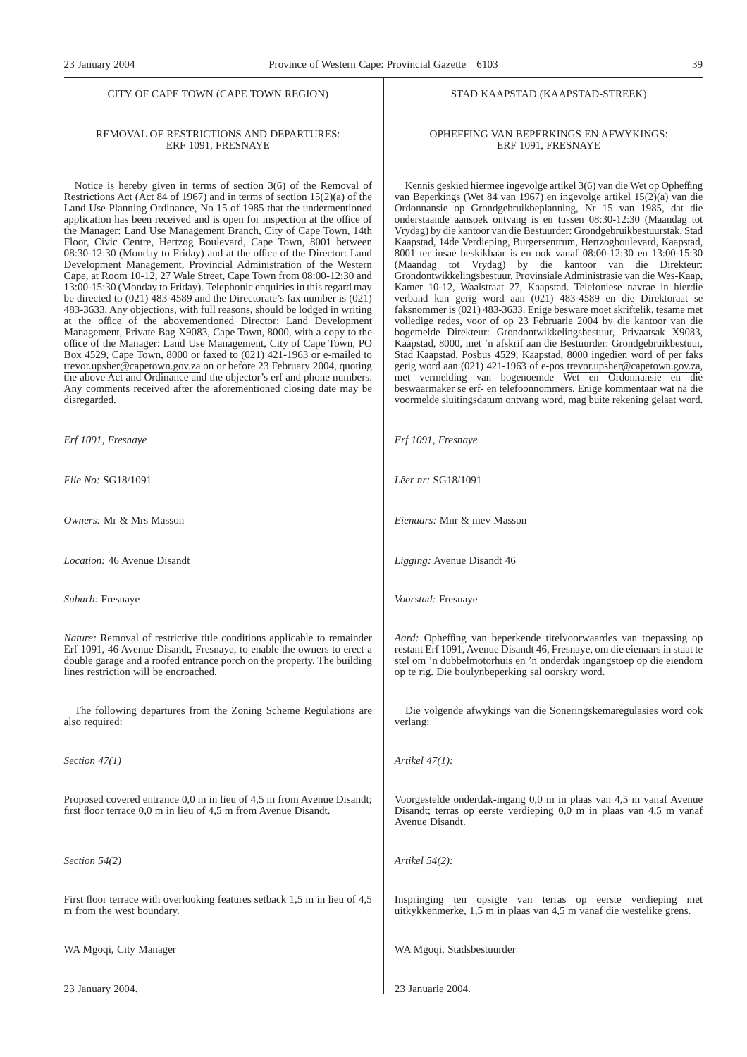CITY OF CAPE TOWN (CAPE TOWN REGION)

REMOVAL OF RESTRICTIONS AND DEPARTURES: ERF 1091, FRESNAYE

Notice is hereby given in terms of section 3(6) of the Removal of Restrictions Act (Act 84 of 1967) and in terms of section 15(2)(a) of the Land Use Planning Ordinance, No 15 of 1985 that the undermentioned application has been received and is open for inspection at the office of the Manager: Land Use Management Branch, City of Cape Town, 14th Floor, Civic Centre, Hertzog Boulevard, Cape Town, 8001 between 08:30-12:30 (Monday to Friday) and at the office of the Director: Land Development Management, Provincial Administration of the Western Cape, at Room 10-12, 27 Wale Street, Cape Town from 08:00-12:30 and 13:00-15:30 (Monday to Friday). Telephonic enquiries in this regard may be directed to (021) 483-4589 and the Directorate's fax number is (021) 483-3633. Any objections, with full reasons, should be lodged in writing at the office of the abovementioned Director: Land Development Management, Private Bag X9083, Cape Town, 8000, with a copy to the office of the Manager: Land Use Management, City of Cape Town, PO Box 4529, Cape Town, 8000 or faxed to (021) 421-1963 or e-mailed to trevor.upsher@capetown.gov.za on or before 23 February 2004, quoting the above Act and Ordinance and the objector's erf and phone numbers. Any comments received after the aforementioned closing date may be disregarded.

*Erf 1091, Fresnaye*

*File No:* SG18/1091

*Owners:* Mr & Mrs Masson

*Location:* 46 Avenue Disandt

*Suburb:* Fresnaye

*Nature:* Removal of restrictive title conditions applicable to remainder Erf 1091, 46 Avenue Disandt, Fresnaye, to enable the owners to erect a double garage and a roofed entrance porch on the property. The building lines restriction will be encroached.

The following departures from the Zoning Scheme Regulations are also required:

*Section 47(1)*

Proposed covered entrance 0,0 m in lieu of 4,5 m from Avenue Disandt; first floor terrace 0,0 m in lieu of 4,5 m from Avenue Disandt.

*Section 54(2)*

First floor terrace with overlooking features setback 1,5 m in lieu of 4,5 m from the west boundary.

WA Mgoqi, City Manager

23 January 2004.

STAD KAAPSTAD (KAAPSTAD-STREEK)

OPHEFFING VAN BEPERKINGS EN AFWYKINGS: ERF 1091, FRESNAYE

Kennis geskied hiermee ingevolge artikel 3(6) van die Wet op Opheffing van Beperkings (Wet 84 van 1967) en ingevolge artikel 15(2)(a) van die Ordonnansie op Grondgebruikbeplanning, Nr 15 van 1985, dat die onderstaande aansoek ontvang is en tussen 08:30-12:30 (Maandag tot Vrydag) by die kantoor van die Bestuurder: Grondgebruikbestuurstak, Stad Kaapstad, 14de Verdieping, Burgersentrum, Hertzogboulevard, Kaapstad, 8001 ter insae beskikbaar is en ook vanaf 08:00-12:30 en 13:00-15:30 (Maandag tot Vrydag) by die kantoor van die Direkteur: Grondontwikkelingsbestuur, Provinsiale Administrasie van die Wes-Kaap, Kamer 10-12, Waalstraat 27, Kaapstad. Telefoniese navrae in hierdie verband kan gerig word aan (021) 483-4589 en die Direktoraat se faksnommer is (021) 483-3633. Enige besware moet skriftelik, tesame met volledige redes, voor of op 23 Februarie 2004 by die kantoor van die bogemelde Direkteur: Grondontwikkelingsbestuur, Privaatsak X9083, Kaapstad, 8000, met 'n afskrif aan die Bestuurder: Grondgebruikbestuur, Stad Kaapstad, Posbus 4529, Kaapstad, 8000 ingedien word of per faks gerig word aan (021) 421-1963 of e-pos trevor.upsher@capetown.gov.za, met vermelding van bogenoemde Wet en Ordonnansie en die beswaarmaker se erf- en telefoonnommers. Enige kommentaar wat na die voormelde sluitingsdatum ontvang word, mag buite rekening gelaat word.

*Erf 1091, Fresnaye*

*Lêer nr:* SG18/1091

*Eienaars:* Mnr & mev Masson

*Ligging:* Avenue Disandt 46

*Voorstad:* Fresnaye

*Aard:* Opheffing van beperkende titelvoorwaardes van toepassing op restant Erf 1091, Avenue Disandt 46, Fresnaye, om die eienaars in staat te stel om 'n dubbelmotorhuis en 'n onderdak ingangstoep op die eiendom op te rig. Die boulynbeperking sal oorskry word.

Die volgende afwykings van die Soneringskemaregulasies word ook verlang:

*Artikel 47(1):*

Voorgestelde onderdak-ingang 0,0 m in plaas van 4,5 m vanaf Avenue Disandt; terras op eerste verdieping 0,0 m in plaas van 4,5 m vanaf Avenue Disandt.

*Artikel 54(2):*

Inspringing ten opsigte van terras op eerste verdieping met uitkykkenmerke, 1,5 m in plaas van 4,5 m vanaf die westelike grens.

WA Mgoqi, Stadsbestuurder

23 Januarie 2004.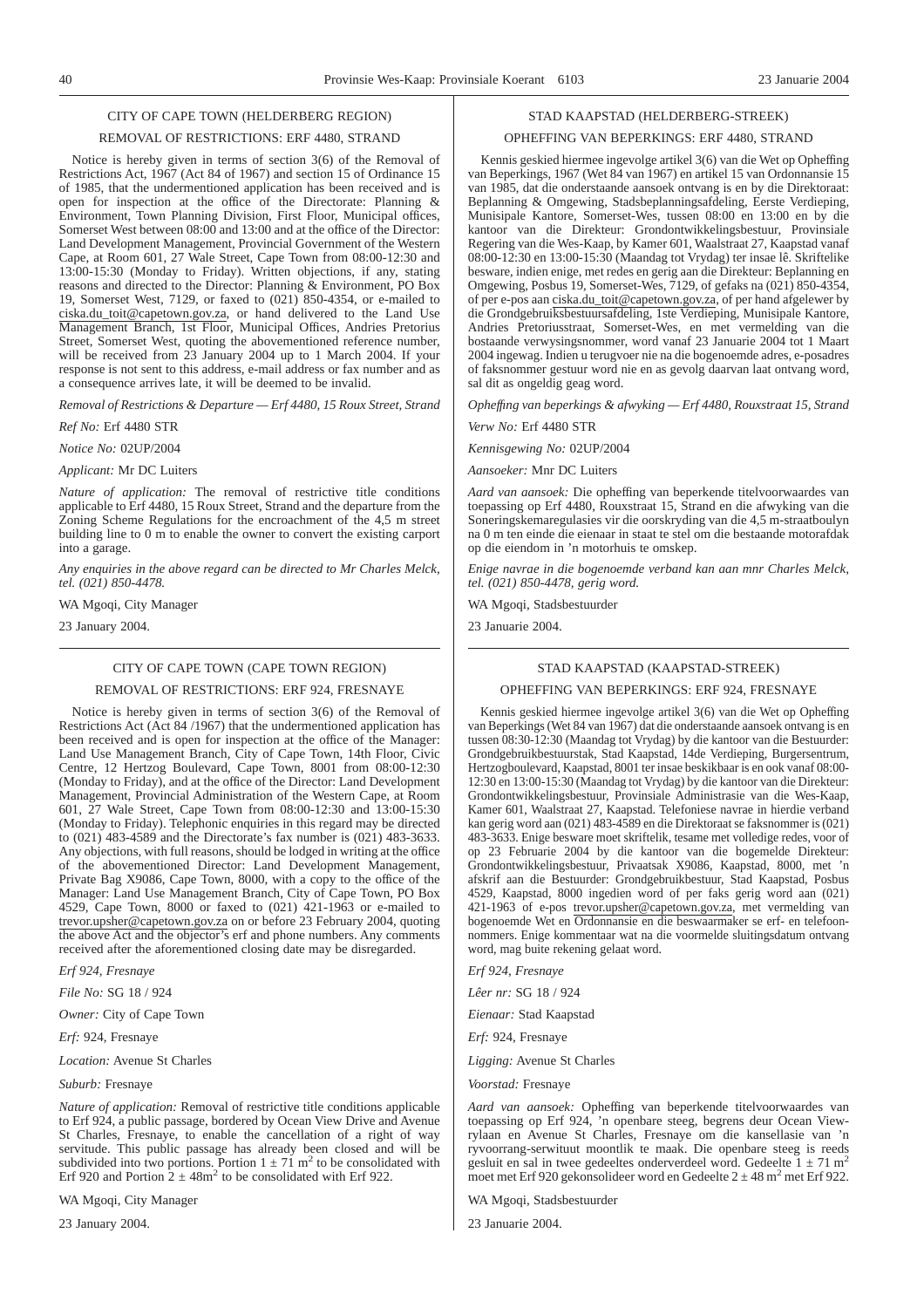## CITY OF CAPE TOWN (HELDERBERG REGION)

### REMOVAL OF RESTRICTIONS: ERF 4480, STRAND

Notice is hereby given in terms of section 3(6) of the Removal of Restrictions Act, 1967 (Act 84 of 1967) and section 15 of Ordinance 15 of 1985, that the undermentioned application has been received and is open for inspection at the office of the Directorate: Planning & Environment, Town Planning Division, First Floor, Municipal offices, Somerset West between 08:00 and 13:00 and at the office of the Director: Land Development Management, Provincial Government of the Western Cape, at Room 601, 27 Wale Street, Cape Town from 08:00-12:30 and 13:00-15:30 (Monday to Friday). Written objections, if any, stating reasons and directed to the Director: Planning & Environment, PO Box 19, Somerset West, 7129, or faxed to (021) 850-4354, or e-mailed to ciska.du_toit@capetown.gov.za, or hand delivered to the Land Use Management Branch, 1st Floor, Municipal Offices, Andries Pretorius Street, Somerset West, quoting the abovementioned reference number, will be received from 23 January 2004 up to 1 March 2004. If your response is not sent to this address, e-mail address or fax number and as a consequence arrives late, it will be deemed to be invalid.

*Removal of Restrictions & Departure — Erf 4480, 15 Roux Street, Strand*

*Ref No:* Erf 4480 STR

*Notice No:* 02UP/2004

*Applicant:* Mr DC Luiters

*Nature of application:* The removal of restrictive title conditions applicable to Erf 4480, 15 Roux Street, Strand and the departure from the Zoning Scheme Regulations for the encroachment of the 4,5 m street building line to 0 m to enable the owner to convert the existing carport into a garage.

*Any enquiries in the above regard can be directed to Mr Charles Melck, tel. (021) 850-4478.*

WA Mgoqi, City Manager

23 January 2004.

---

## STAD KAAPSTAD (HELDERBERG-STREEK)

### OPHEFFING VAN BEPERKINGS: ERF 4480, STRAND

Kennis geskied hiermee ingevolge artikel 3(6) van die Wet op Opheffing van Beperkings, 1967 (Wet 84 van 1967) en artikel 15 van Ordonnansie 15 van 1985, dat die onderstaande aansoek ontvang is en by die Direktoraat: Beplanning & Omgewing, Stadsbeplanningsafdeling, Eerste Verdieping, Munisipale Kantore, Somerset-Wes, tussen 08:00 en 13:00 en by die kantoor van die Direkteur: Grondontwikkelingsbestuur, Provinsiale Regering van die Wes-Kaap, by Kamer 601, Waalstraat 27, Kaapstad vanaf 08:00-12:30 en 13:00-15:30 (Maandag tot Vrydag) ter insae lê. Skriftelike besware, indien enige, met redes en gerig aan die Direkteur: Beplanning en Omgewing, Posbus 19, Somerset-Wes, 7129, of gefaks na (021) 850-4354, of per e-pos aan ciska.du_toit@capetown.gov.za, of per hand afgelewer by die Grondgebruiksbestuursafdeling, 1ste Verdieping, Munisipale Kantore, Andries Pretoriusstraat, Somerset-Wes, en met vermelding van die bostaande verwysingsnommer, word vanaf 23 Januarie 2004 tot 1 Maart 2004 ingewag. Indien u terugvoer nie na die bogenoemde adres, e-posadres of faksnommer gestuur word nie en as gevolg daarvan laat ontvang word, sal dit as ongeldig geag word.

*Opheffing van beperkings & afwyking — Erf 4480, Rouxstraat 15, Strand*

*Verw No:* Erf 4480 STR

*Kennisgewing No:* 02UP/2004

*Aansoeker:* Mnr DC Luiters

*Aard van aansoek:* Die opheffing van beperkende titelvoorwaardes van toepassing op Erf 4480, Rouxstraat 15, Strand en die afwyking van die Soneringskemaregulasies vir die oorskryding van die 4,5 m-straatboulyn na 0 m ten einde die eienaar in staat te stel om die bestaande motorafdak op die eiendom in 'n motorhuis te omskep.

*Enige navrae in die bogenoemde verband kan aan mnr Charles Melck, tel. (021) 850-4478, gerig word.*

WA Mgoqi, Stadsbestuurder

23 Januarie 2004.

---

## CITY OF CAPE TOWN (CAPE TOWN REGION)

### REMOVAL OF RESTRICTIONS: ERF 924, FRESNAYE

Notice is hereby given in terms of section 3(6) of the Removal of Restrictions Act (Act 84 /1967) that the undermentioned application has been received and is open for inspection at the office of the Manager: Land Use Management Branch, City of Cape Town, 14th Floor, Civic Centre, 12 Hertzog Boulevard, Cape Town, 8001 from 08:00-12:30 (Monday to Friday), and at the office of the Director: Land Development Management, Provincial Administration of the Western Cape, at Room 601, 27 Wale Street, Cape Town from 08:00-12:30 and 13:00-15:30 (Monday to Friday). Telephonic enquiries in this regard may be directed to (021) 483-4589 and the Directorate's fax number is (021) 483-3633. Any objections, with full reasons, should be lodged in writing at the office of the abovementioned Director: Land Development Management, Private Bag X9086, Cape Town, 8000, with a copy to the office of the Manager: Land Use Management Branch, City of Cape Town, PO Box 4529, Cape Town, 8000 or faxed to (021) 421-1963 or e-mailed to trevor.upsher@capetown.gov.za on or before 23 February 2004, quoting the above Act and the objector's erf and phone numbers. Any comments received after the aforementioned closing date may be disregarded.

*Erf 924, Fresnaye*

*File No:* SG 18 / 924

*Owner:* City of Cape Town

*Erf:* 924, Fresnaye

*Location:* Avenue St Charles

*Suburb:* Fresnaye

*Nature of application:* Removal of restrictive title conditions applicable to Erf 924, a public passage, bordered by Ocean View Drive and Avenue St Charles, Fresnaye, to enable the cancellation of a right of way servitude. This public passage has already been closed and will be subdivided into two portions. Portion $1 \pm 71$ m$^2$ to be consolidated with Erf 920 and Portion $2 \pm 48$m$^2$ to be consolidated with Erf 922.

WA Mgoqi, City Manager

23 January 2004.

---

## STAD KAAPSTAD (KAAPSTAD-STREEK)

### OPHEFFING VAN BEPERKINGS: ERF 924, FRESNAYE

Kennis geskied hiermee ingevolge artikel 3(6) van die Wet op Opheffing van Beperkings (Wet 84 van 1967) dat die onderstaande aansoek ontvang is en tussen 08:30-12:30 (Maandag tot Vrydag) by die kantoor van die Bestuurder: Grondgebruikbestuurstak, Stad Kaapstad, 14de Verdieping, Burgersentrum, Hertzogboulevard, Kaapstad, 8001 ter insae beskikbaar is en ook vanaf 08:00-12:30 en 13:00-15:30 (Maandag tot Vrydag) by die kantoor van die Direkteur: Grondontwikkelingsbestuur, Provinsiale Administrasie van die Wes-Kaap, Kamer 601, Waalstraat 27, Kaapstad. Telefoniese navrae in hierdie verband kan gerig word aan (021) 483-4589 en die Direktoraat se faksnommer is (021) 483-3633. Enige besware moet skriftelik, tesame met volledige redes, voor of op 23 Februarie 2004 by die kantoor van die bogemelde Direkteur: Grondontwikkelingsbestuur, Privaatsak X9086, Kaapstad, 8000, met 'n afskrif aan die Bestuurder: Grondgebruikbestuur, Stad Kaapstad, Posbus 4529, Kaapstad, 8000 ingedien word of per faks gerig word aan (021) 421-1963 of e-pos trevor.upsher@capetown.gov.za, met vermelding van bogenoemde Wet en Ordonnansie en die beswaarmaker se erf- en telefoonnommers. Enige kommentaar wat na die voormelde sluitingsdatum ontvang word, mag buite rekening gelaat word.

*Erf 924, Fresnaye*

*Lêer nr:* SG 18 / 924

*Eienaar:* Stad Kaapstad

*Erf:* 924, Fresnaye

*Ligging:* Avenue St Charles

*Voorstad:* Fresnaye

*Aard van aansoek:* Opheffing van beperkende titelvoorwaardes van toepassing op Erf 924, 'n openbare steeg, begrens deur Ocean View-rylaan en Avenue St Charles, Fresnaye om die kansellasie van 'n ryvoorrang-serwituut moontlik te maak. Die openbare steeg is reeds gesluit en sal in twee gedeeltes onderverdeel word. Gedeelte $1 \pm 71$ m$^2$ moet met Erf 920 gekonsolideer word en Gedeelte $2 \pm 48$ m$^2$ met Erf 922.

WA Mgoqi, Stadsbestuurder

23 Januarie 2004.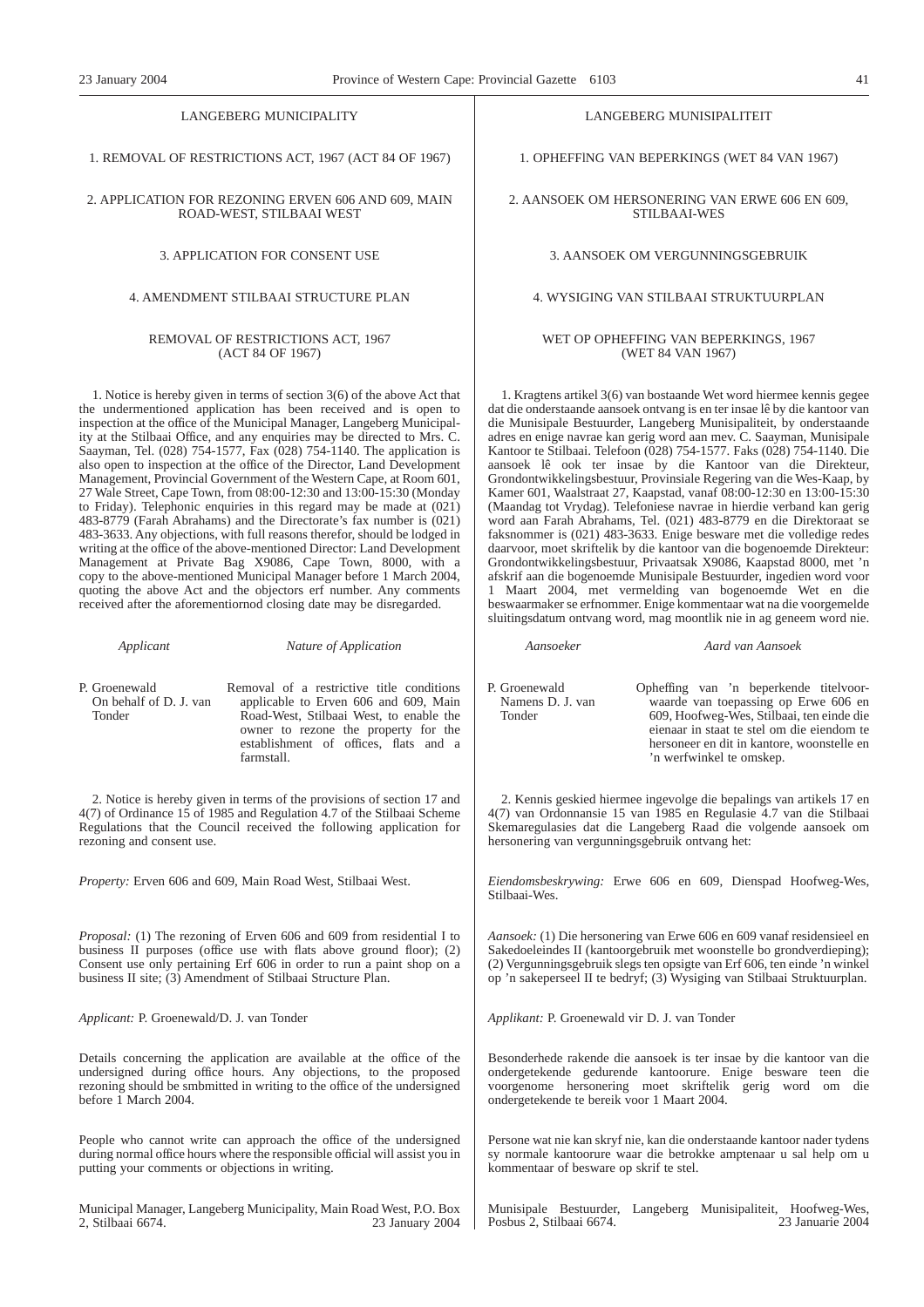## LANGEBERG MUNICIPALITY

1. REMOVAL OF RESTRICTIONS ACT, 1967 (ACT 84 OF 1967)

2. APPLICATION FOR REZONING ERVEN 606 AND 609, MAIN ROAD-WEST, STILBAAI WEST

3. APPLICATION FOR CONSENT USE

4. AMENDMENT STILBAAI STRUCTURE PLAN

REMOVAL OF RESTRICTIONS ACT, 1967 (ACT 84 OF 1967)

1. Notice is hereby given in terms of section 3(6) of the above Act that the undermentioned application has been received and is open to inspection at the office of the Municipal Manager, Langeberg Municipality at the Stilbaai Office, and any enquiries may be directed to Mrs. C. Saayman, Tel. (028) 754-1577, Fax (028) 754-1140. The application is also open to inspection at the office of the Director, Land Development Management, Provincial Government of the Western Cape, at Room 601, 27 Wale Street, Cape Town, from 08:00-12:30 and 13:00-15:30 (Monday to Friday). Telephonic enquiries in this regard may be made at (021) 483-8779 (Farah Abrahams) and the Directorate's fax number is (021) 483-3633. Any objections, with full reasons therefor, should be lodged in writing at the office of the above-mentioned Director: Land Development Management at Private Bag X9086, Cape Town, 8000, with a copy to the above-mentioned Municipal Manager before 1 March 2004, quoting the above Act and the objectors erf number. Any comments received after the aforementiornod closing date may be disregarded.

| *Applicant* | *Nature of Application* |
|---|---|
| P. Groenewald On behalf of D. J. van Tonder | Removal of a restrictive title conditions applicable to Erven 606 and 609, Main Road-West, Stilbaai West, to enable the owner to rezone the property for the establishment of offices, flats and a farmstall. |

2. Notice is hereby given in terms of the provisions of section 17 and 4(7) of Ordinance 15 of 1985 and Regulation 4.7 of the Stilbaai Scheme Regulations that the Council received the following application for rezoning and consent use.

*Property:* Erven 606 and 609, Main Road West, Stilbaai West.

*Proposal:* (1) The rezoning of Erven 606 and 609 from residential I to business II purposes (office use with flats above ground floor); (2) Consent use only pertaining Erf 606 in order to run a paint shop on a business II site; (3) Amendment of Stilbaai Structure Plan.

*Applicant:* P. Groenewald/D. J. van Tonder

Details concerning the application are available at the office of the undersigned during office hours. Any objections, to the proposed rezoning should be smbmitted in writing to the office of the undersigned before 1 March 2004.

People who cannot write can approach the office of the undersigned during normal office hours where the responsible official will assist you in putting your comments or objections in writing.

Municipal Manager, Langeberg Municipality, Main Road West, P.O. Box 2, Stilbaai 6674. 23 January 2004

## LANGEBERG MUNISIPALITEIT

1. OPHEFFlNG VAN BEPERKINGS (WET 84 VAN 1967)

2. AANSOEK OM HERSONERING VAN ERWE 606 EN 609, STILBAAI-WES

3. AANSOEK OM VERGUNNINGSGEBRUIK

4. WYSIGING VAN STILBAAI STRUKTUURPLAN

WET OP OPHEFFING VAN BEPERKINGS, 1967 (WET 84 VAN 1967)

1. Kragtens artikel 3(6) van bostaande Wet word hiermee kennis gegee dat die onderstaande aansoek ontvang is en ter insae lê by die kantoor van die Munisipale Bestuurder, Langeberg Munisipaliteit, by onderstaande adres en enige navrae kan gerig word aan mev. C. Saayman, Munisipale Kantoor te Stilbaai. Telefoon (028) 754-1577. Faks (028) 754-1140. Die aansoek lê ook ter insae by die Kantoor van die Direkteur, Grondontwikkelingsbestuur, Provinsiale Regering van die Wes-Kaap, by Kamer 601, Waalstraat 27, Kaapstad, vanaf 08:00-12:30 en 13:00-15:30 (Maandag tot Vrydag). Telefoniese navrae in hierdie verband kan gerig word aan Farah Abrahams, Tel. (021) 483-8779 en die Direktoraat se faksnommer is (021) 483-3633. Enige besware met die volledige redes daarvoor, moet skriftelik by die kantoor van die bogenoemde Direkteur: Grondontwikkelingsbestuur, Privaatsak X9086, Kaapstad 8000, met 'n afskrif aan die bogenoemde Munisipale Bestuurder, ingedien word voor 1 Maart 2004, met vermelding van bogenoemde Wet en die beswaarmaker se erfnommer. Enige kommentaar wat na die voorgemelde sluitingsdatum ontvang word, mag moontlik nie in ag geneem word nie.

| *Aansoeker* | *Aard van Aansoek* |
|---|---|
| P. Groenewald Namens D. J. van Tonder | Opheffing van 'n beperkende titelvoorwaarde van toepassing op Erwe 606 en 609, Hoofweg-Wes, Stilbaai, ten einde die eienaar in staat te stel om die eiendom te hersoneer en dit in kantore, woonstelle en 'n werfwinkel te omskep. |

2. Kennis geskied hiermee ingevolge die bepalings van artikels 17 en 4(7) van Ordonnansie 15 van 1985 en Regulasie 4.7 van die Stilbaai Skemaregulasies dat die Langeberg Raad die volgende aansoek om hersonering van vergunningsgebruik ontvang het:

*Eiendomsbeskrywing:* Erwe 606 en 609, Dienspad Hoofweg-Wes, Stilbaai-Wes.

*Aansoek:* (1) Die hersonering van Erwe 606 en 609 vanaf residensieel en Sakedoeleindes II (kantoorgebruik met woonstelle bo grondverdieping); (2) Vergunningsgebruik slegs ten opsigte van Erf 606, ten einde 'n winkel op 'n sakeperseel II te bedryf; (3) Wysiging van Stilbaai Struktuurplan.

*Applikant:* P. Groenewald vir D. J. van Tonder

Besonderhede rakende die aansoek is ter insae by die kantoor van die ondergetekende gedurende kantoorure. Enige besware teen die voorgenome hersonering moet skriftelik gerig word om die ondergetekende te bereik voor 1 Maart 2004.

Persone wat nie kan skryf nie, kan die onderstaande kantoor nader tydens sy normale kantoorure waar die betrokke amptenaar u sal help om u kommentaar of besware op skrif te stel.

Munisipale Bestuurder, Langeberg Munisipaliteit, Hoofweg-Wes, Posbus 2, Stilbaai 6674. 23 Januarie 2004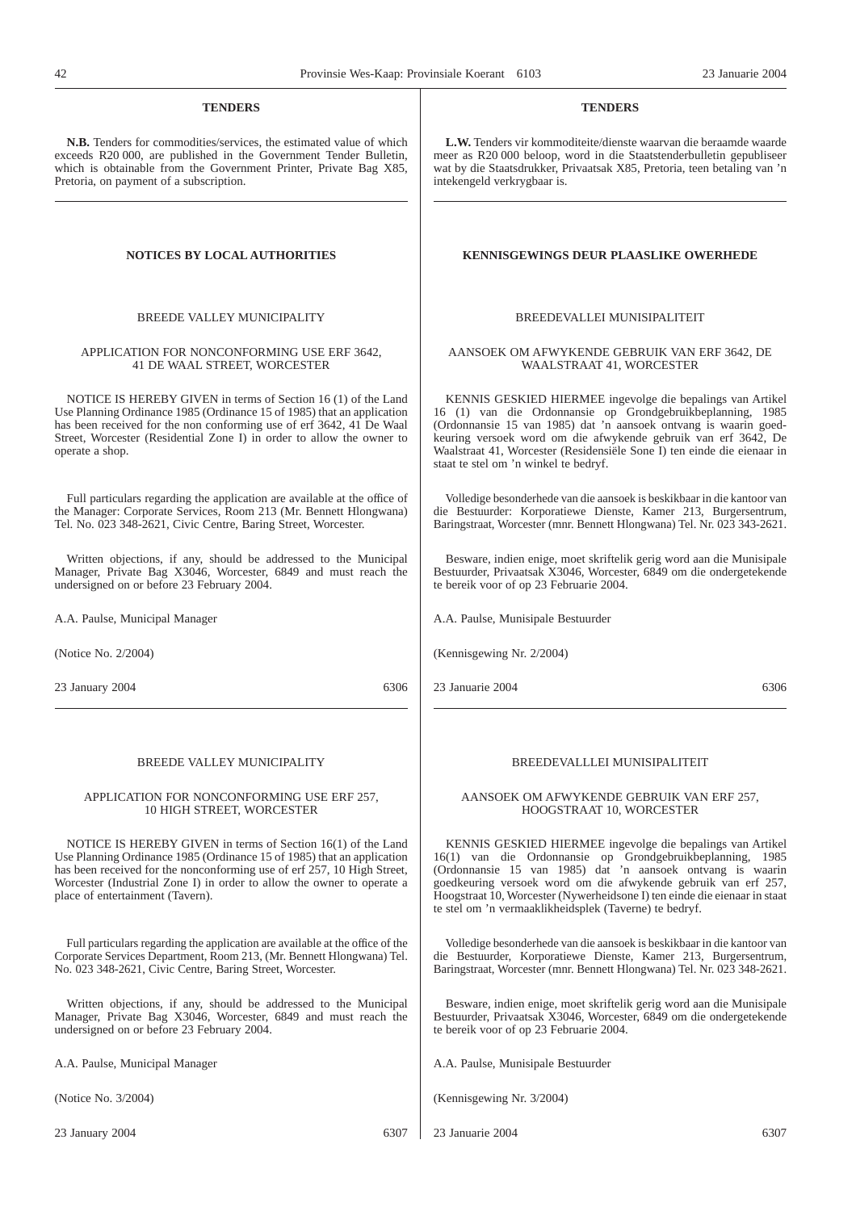## TENDERS

**N.B.** Tenders for commodities/services, the estimated value of which exceeds R20 000, are published in the Government Tender Bulletin, which is obtainable from the Government Printer, Private Bag X85, Pretoria, on payment of a subscription.

## NOTICES BY LOCAL AUTHORITIES

BREEDE VALLEY MUNICIPALITY

APPLICATION FOR NONCONFORMING USE ERF 3642, 41 DE WAAL STREET, WORCESTER

NOTICE IS HEREBY GIVEN in terms of Section 16 (1) of the Land Use Planning Ordinance 1985 (Ordinance 15 of 1985) that an application has been received for the non conforming use of erf 3642, 41 De Waal Street, Worcester (Residential Zone I) in order to allow the owner to operate a shop.

Full particulars regarding the application are available at the office of the Manager: Corporate Services, Room 213 (Mr. Bennett Hlongwana) Tel. No. 023 348-2621, Civic Centre, Baring Street, Worcester.

Written objections, if any, should be addressed to the Municipal Manager, Private Bag X3046, Worcester, 6849 and must reach the undersigned on or before 23 February 2004.

A.A. Paulse, Municipal Manager

(Notice No. 2/2004)

23 January 2004 6306

BREEDE VALLEY MUNICIPALITY

APPLICATION FOR NONCONFORMING USE ERF 257, 10 HIGH STREET, WORCESTER

NOTICE IS HEREBY GIVEN in terms of Section 16(1) of the Land Use Planning Ordinance 1985 (Ordinance 15 of 1985) that an application has been received for the nonconforming use of erf 257, 10 High Street, Worcester (Industrial Zone I) in order to allow the owner to operate a place of entertainment (Tavern).

Full particulars regarding the application are available at the office of the Corporate Services Department, Room 213, (Mr. Bennett Hlongwana) Tel. No. 023 348-2621, Civic Centre, Baring Street, Worcester.

Written objections, if any, should be addressed to the Municipal Manager, Private Bag X3046, Worcester, 6849 and must reach the undersigned on or before 23 February 2004.

A.A. Paulse, Municipal Manager

(Notice No. 3/2004)

23 January 2004 6307

## TENDERS

**L.W.** Tenders vir kommoditeite/dienste waarvan die beraamde waarde meer as R20 000 beloop, word in die Staatstenderbulletin gepubliseer wat by die Staatsdrukker, Privaatsak X85, Pretoria, teen betaling van 'n intekengeld verkrygbaar is.

## KENNISGEWINGS DEUR PLAASLIKE OWERHEDE

BREEDEVALLEI MUNISIPALITEIT

AANSOEK OM AFWYKENDE GEBRUIK VAN ERF 3642, DE WAALSTRAAT 41, WORCESTER

KENNIS GESKIED HIERMEE ingevolge die bepalings van Artikel 16 (1) van die Ordonnansie op Grondgebruikbeplanning, 1985 (Ordonnansie 15 van 1985) dat 'n aansoek ontvang is waarin goedkeuring versoek word om die afwykende gebruik van erf 3642, De Waalstraat 41, Worcester (Residensiële Sone I) ten einde die eienaar in staat te stel om 'n winkel te bedryf.

Volledige besonderhede van die aansoek is beskikbaar in die kantoor van die Bestuurder: Korporatiewe Dienste, Kamer 213, Burgersentrum, Baringstraat, Worcester (mnr. Bennett Hlongwana) Tel. Nr. 023 343-2621.

Besware, indien enige, moet skriftelik gerig word aan die Munisipale Bestuurder, Privaatsak X3046, Worcester, 6849 om die ondergetekende te bereik voor of op 23 Februarie 2004.

A.A. Paulse, Munisipale Bestuurder

(Kennisgewing Nr. 2/2004)

23 Januarie 2004 6306

BREEDEVALLLEI MUNISIPALITEIT

AANSOEK OM AFWYKENDE GEBRUIK VAN ERF 257, HOOGSTRAAT 10, WORCESTER

KENNIS GESKIED HIERMEE ingevolge die bepalings van Artikel 16(1) van die Ordonnansie op Grondgebruikbeplanning, 1985 (Ordonnansie 15 van 1985) dat 'n aansoek ontvang is waarin goedkeuring versoek word om die afwykende gebruik van erf 257, Hoogstraat 10, Worcester (Nywerheidsone I) ten einde die eienaar in staat te stel om 'n vermaaklikheidsplek (Taverne) te bedryf.

Volledige besonderhede van die aansoek is beskikbaar in die kantoor van die Bestuurder, Korporatiewe Dienste, Kamer 213, Burgersentrum, Baringstraat, Worcester (mnr. Bennett Hlongwana) Tel. Nr. 023 348-2621.

Besware, indien enige, moet skriftelik gerig word aan die Munisipale Bestuurder, Privaatsak X3046, Worcester, 6849 om die ondergetekende te bereik voor of op 23 Februarie 2004.

A.A. Paulse, Munisipale Bestuurder

(Kennisgewing Nr. 3/2004)

23 Januarie 2004 6307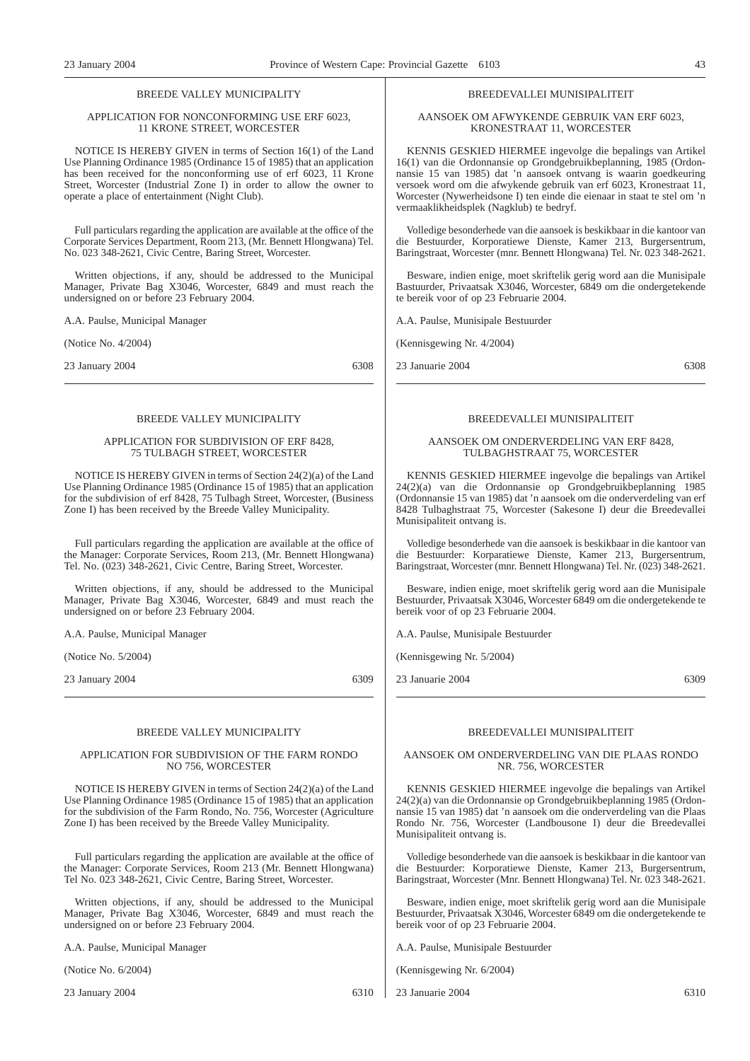BREEDE VALLEY MUNICIPALITY

APPLICATION FOR NONCONFORMING USE ERF 6023, 11 KRONE STREET, WORCESTER

NOTICE IS HEREBY GIVEN in terms of Section 16(1) of the Land Use Planning Ordinance 1985 (Ordinance 15 of 1985) that an application has been received for the nonconforming use of erf 6023, 11 Krone Street, Worcester (Industrial Zone I) in order to allow the owner to operate a place of entertainment (Night Club).

Full particulars regarding the application are available at the office of the Corporate Services Department, Room 213, (Mr. Bennett Hlongwana) Tel. No. 023 348-2621, Civic Centre, Baring Street, Worcester.

Written objections, if any, should be addressed to the Municipal Manager, Private Bag X3046, Worcester, 6849 and must reach the undersigned on or before 23 February 2004.

A.A. Paulse, Municipal Manager

(Notice No. 4/2004)

23 January 2004 6308

---

BREEDEVALLEI MUNISIPALITEIT

AANSOEK OM AFWYKENDE GEBRUIK VAN ERF 6023, KRONESTRAAT 11, WORCESTER

KENNIS GESKIED HIERMEE ingevolge die bepalings van Artikel 16(1) van die Ordonnansie op Grondgebruikbeplanning, 1985 (Ordonnansie 15 van 1985) dat 'n aansoek ontvang is waarin goedkeuring versoek word om die afwykende gebruik van erf 6023, Kronestraat 11, Worcester (Nywerheidsone I) ten einde die eienaar in staat te stel om 'n vermaaklikheidsplek (Nagklub) te bedryf.

Volledige besonderhede van die aansoek is beskikbaar in die kantoor van die Bestuurder, Korporatiewe Dienste, Kamer 213, Burgersentrum, Baringstraat, Worcester (mnr. Bennett Hlongwana) Tel. Nr. 023 348-2621.

Besware, indien enige, moet skriftelik gerig word aan die Munisipale Bastuurder, Privaatsak X3046, Worcester, 6849 om die ondergetekende te bereik voor of op 23 Februarie 2004.

A.A. Paulse, Munisipale Bestuurder

(Kennisgewing Nr. 4/2004)

23 Januarie 2004 6308

---

BREEDE VALLEY MUNICIPALITY

APPLICATION FOR SUBDIVISION OF ERF 8428, 75 TULBAGH STREET, WORCESTER

NOTICE IS HEREBY GIVEN in terms of Section 24(2)(a) of the Land Use Planning Ordinance 1985 (Ordinance 15 of 1985) that an application for the subdivision of erf 8428, 75 Tulbagh Street, Worcester, (Business Zone I) has been received by the Breede Valley Municipality.

Full particulars regarding the application are available at the office of the Manager: Corporate Services, Room 213, (Mr. Bennett Hlongwana) Tel. No. (023) 348-2621, Civic Centre, Baring Street, Worcester.

Written objections, if any, should be addressed to the Municipal Manager, Private Bag X3046, Worcester, 6849 and must reach the undersigned on or before 23 February 2004.

A.A. Paulse, Municipal Manager

(Notice No. 5/2004)

23 January 2004 6309

---

BREEDEVALLEI MUNISIPALITEIT

AANSOEK OM ONDERVERDELING VAN ERF 8428, TULBAGHSTRAAT 75, WORCESTER

KENNIS GESKIED HIERMEE ingevolge die bepalings van Artikel 24(2)(a) van die Ordonnansie op Grondgebruikbeplanning 1985 (Ordonnansie 15 van 1985) dat 'n aansoek om die onderverdeling van erf 8428 Tulbaghstraat 75, Worcester (Sakesone I) deur die Breedevallei Munisipaliteit ontvang is.

Volledige besonderhede van die aansoek is beskikbaar in die kantoor van die Bestuurder: Korporatiewe Dienste, Kamer 213, Burgersentrum, Baringstraat, Worcester (mnr. Bennett Hlongwana) Tel. Nr. (023) 348-2621.

Besware, indien enige, moet skriftelik gerig word aan die Munisipale Bestuurder, Privaatsak X3046, Worcester 6849 om die ondergetekende te bereik voor of op 23 Februarie 2004.

A.A. Paulse, Munisipale Bestuurder

(Kennisgewing Nr. 5/2004)

23 Januarie 2004 6309

---

BREEDE VALLEY MUNICIPALITY

APPLICATION FOR SUBDIVISION OF THE FARM RONDO NO 756, WORCESTER

NOTICE IS HEREBY GIVEN in terms of Section 24(2)(a) of the Land Use Planning Ordinance 1985 (Ordinance 15 of 1985) that an application for the subdivision of the Farm Rondo, No. 756, Worcester (Agriculture Zone I) has been received by the Breede Valley Municipality.

Full particulars regarding the application are available at the office of the Manager: Corporate Services, Room 213 (Mr. Bennett Hlongwana) Tel No. 023 348-2621, Civic Centre, Baring Street, Worcester.

Written objections, if any, should be addressed to the Municipal Manager, Private Bag X3046, Worcester, 6849 and must reach the undersigned on or before 23 February 2004.

A.A. Paulse, Municipal Manager

(Notice No. 6/2004)

23 January 2004 6310

---

BREEDEVALLEI MUNISIPALITEIT

AANSOEK OM ONDERVERDELING VAN DIE PLAAS RONDO NR. 756, WORCESTER

KENNIS GESKIED HIERMEE ingevolge die bepalings van Artikel 24(2)(a) van die Ordonnansie op Grondgebruikbeplanning 1985 (Ordonnansie 15 van 1985) dat 'n aansoek om die onderverdeling van die Plaas Rondo Nr. 756, Worcester (Landbousone I) deur die Breedevallei Munisipaliteit ontvang is.

Volledige besonderhede van die aansoek is beskikbaar in die kantoor van die Bestuurder: Korporatiewe Dienste, Kamer 213, Burgersentrum, Baringstraat, Worcester (Mnr. Bennett Hlongwana) Tel. Nr. 023 348-2621.

Besware, indien enige, moet skriftelik gerig word aan die Munisipale Bestuurder, Privaatsak X3046, Worcester 6849 om die ondergetekende te bereik voor of op 23 Februarie 2004.

A.A. Paulse, Munisipale Bestuurder

(Kennisgewing Nr. 6/2004)

23 Januarie 2004 6310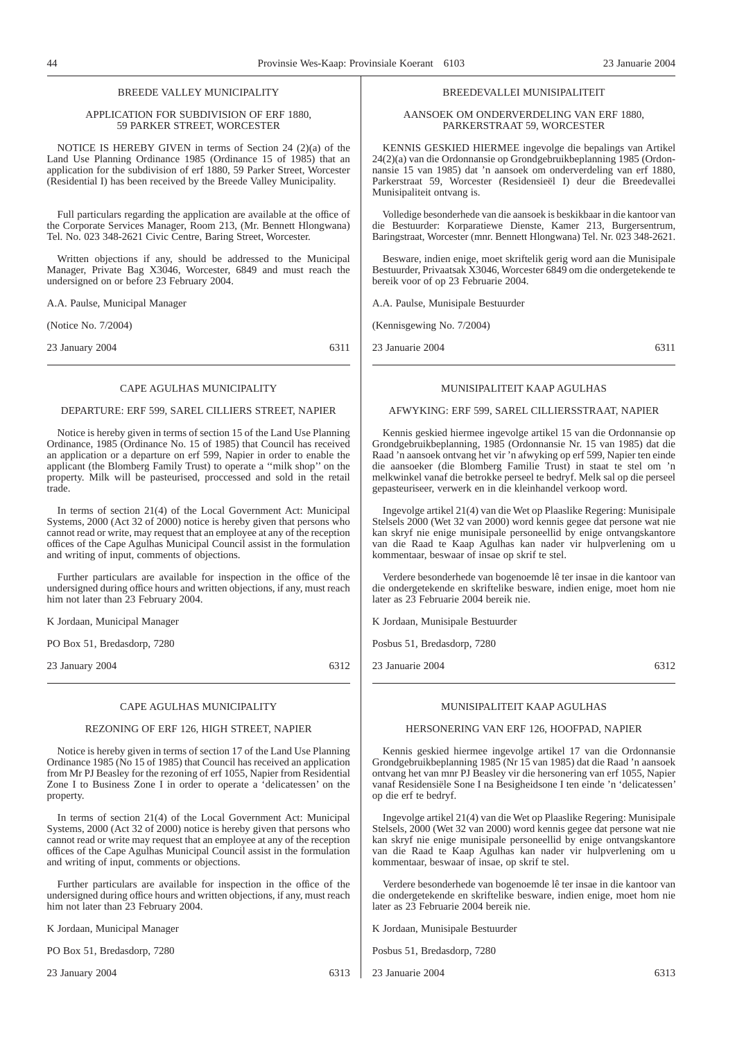BREEDE VALLEY MUNICIPALITY

APPLICATION FOR SUBDIVISION OF ERF 1880, 59 PARKER STREET, WORCESTER

NOTICE IS HEREBY GIVEN in terms of Section 24 (2)(a) of the Land Use Planning Ordinance 1985 (Ordinance 15 of 1985) that an application for the subdivision of erf 1880, 59 Parker Street, Worcester (Residential I) has been received by the Breede Valley Municipality.

Full particulars regarding the application are available at the office of the Corporate Services Manager, Room 213, (Mr. Bennett Hlongwana) Tel. No. 023 348-2621 Civic Centre, Baring Street, Worcester.

Written objections if any, should be addressed to the Municipal Manager, Private Bag X3046, Worcester, 6849 and must reach the undersigned on or before 23 February 2004.

A.A. Paulse, Municipal Manager

(Notice No. 7/2004)

23 January 2004 6311

---

BREEDEVALLEI MUNISIPALITEIT

AANSOEK OM ONDERVERDELING VAN ERF 1880, PARKERSTRAAT 59, WORCESTER

KENNIS GESKIED HIERMEE ingevolge die bepalings van Artikel 24(2)(a) van die Ordonnansie op Grondgebruikbeplanning 1985 (Ordonnansie 15 van 1985) dat 'n aansoek om onderverdeling van erf 1880, Parkerstraat 59, Worcester (Residensieël I) deur die Breedevallei Munisipaliteit ontvang is.

Volledige besonderhede van die aansoek is beskikbaar in die kantoor van die Bestuurder: Korparatiewe Dienste, Kamer 213, Burgersentrum, Baringstraat, Worcester (mnr. Bennett Hlongwana) Tel. Nr. 023 348-2621.

Besware, indien enige, moet skriftelik gerig word aan die Munisipale Bestuurder, Privaatsak X3046, Worcester 6849 om die ondergetekende te bereik voor of op 23 Februarie 2004.

A.A. Paulse, Munisipale Bestuurder

(Kennisgewing No. 7/2004)

23 Januarie 2004 6311

---

CAPE AGULHAS MUNICIPALITY

DEPARTURE: ERF 599, SAREL CILLIERS STREET, NAPIER

Notice is hereby given in terms of section 15 of the Land Use Planning Ordinance, 1985 (Ordinance No. 15 of 1985) that Council has received an application or a departure on erf 599, Napier in order to enable the applicant (the Blomberg Family Trust) to operate a ''milk shop'' on the property. Milk will be pasteurised, proccessed and sold in the retail trade.

In terms of section 21(4) of the Local Government Act: Municipal Systems, 2000 (Act 32 of 2000) notice is hereby given that persons who cannot read or write, may request that an employee at any of the reception offices of the Cape Agulhas Municipal Council assist in the formulation and writing of input, comments of objections.

Further particulars are available for inspection in the office of the undersigned during office hours and written objections, if any, must reach him not later than 23 February 2004.

K Jordaan, Municipal Manager

PO Box 51, Bredasdorp, 7280

23 January 2004 6312

---

MUNISIPALITEIT KAAP AGULHAS

AFWYKING: ERF 599, SAREL CILLIERSSTRAAT, NAPIER

Kennis geskied hiermee ingevolge artikel 15 van die Ordonnansie op Grondgebruikbeplanning, 1985 (Ordonnansie Nr. 15 van 1985) dat die Raad 'n aansoek ontvang het vir 'n afwyking op erf 599, Napier ten einde die aansoeker (die Blomberg Familie Trust) in staat te stel om 'n melkwinkel vanaf die betrokke perseel te bedryf. Melk sal op die perseel gepasteuriseer, verwerk en in die kleinhandel verkoop word.

Ingevolge artikel 21(4) van die Wet op Plaaslike Regering: Munisipale Stelsels 2000 (Wet 32 van 2000) word kennis gegee dat persone wat nie kan skryf nie enige munisipale personeellid by enige ontvangskantore van die Raad te Kaap Agulhas kan nader vir hulpverlening om u kommentaar, beswaar of insae op skrif te stel.

Verdere besonderhede van bogenoemde lê ter insae in die kantoor van die ondergetekende en skriftelike besware, indien enige, moet hom nie later as 23 Februarie 2004 bereik nie.

K Jordaan, Munisipale Bestuurder

Posbus 51, Bredasdorp, 7280

23 Januarie 2004 6312

---

CAPE AGULHAS MUNICIPALITY

REZONING OF ERF 126, HIGH STREET, NAPIER

Notice is hereby given in terms of section 17 of the Land Use Planning Ordinance 1985 (No 15 of 1985) that Council has received an application from Mr PJ Beasley for the rezoning of erf 1055, Napier from Residential Zone I to Business Zone I in order to operate a 'delicatessen' on the property.

In terms of section 21(4) of the Local Government Act: Municipal Systems, 2000 (Act 32 of 2000) notice is hereby given that persons who cannot read or write may request that an employee at any of the reception offices of the Cape Agulhas Municipal Council assist in the formulation and writing of input, comments or objections.

Further particulars are available for inspection in the office of the undersigned during office hours and written objections, if any, must reach him not later than 23 February 2004.

K Jordaan, Municipal Manager

PO Box 51, Bredasdorp, 7280

23 January 2004 6313

---

MUNISIPALITEIT KAAP AGULHAS

HERSONERING VAN ERF 126, HOOFPAD, NAPIER

Kennis geskied hiermee ingevolge artikel 17 van die Ordonnansie Grondgebruikbeplanning 1985 (Nr 15 van 1985) dat die Raad 'n aansoek ontvang het van mnr PJ Beasley vir die hersonering van erf 1055, Napier vanaf Residensiële Sone I na Besigheidsone I ten einde 'n 'delicatessen' op die erf te bedryf.

Ingevolge artikel 21(4) van die Wet op Plaaslike Regering: Munisipale Stelsels, 2000 (Wet 32 van 2000) word kennis gegee dat persone wat nie kan skryf nie enige munisipale personeellid by enige ontvangskantore van die Raad te Kaap Agulhas kan nader vir hulpverlening om u kommentaar, beswaar of insae, op skrif te stel.

Verdere besonderhede van bogenoemde lê ter insae in die kantoor van die ondergetekende en skriftelike besware, indien enige, moet hom nie later as 23 Februarie 2004 bereik nie.

K Jordaan, Munisipale Bestuurder

Posbus 51, Bredasdorp, 7280

23 Januarie 2004 6313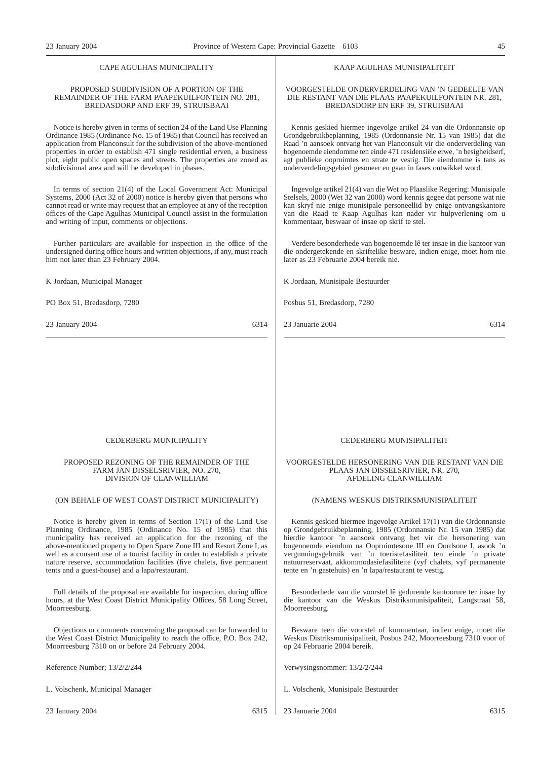## CAPE AGULHAS MUNICIPALITY

### PROPOSED SUBDIVISION OF A PORTION OF THE REMAINDER OF THE FARM PAAPEKUILFONTEIN NO. 281, BREDASDORP AND ERF 39, STRUISBAAI

Notice is hereby given in terms of section 24 of the Land Use Planning Ordinance 1985 (Ordinance No. 15 of 1985) that Council has received an application from Planconsult for the subdivision of the above-mentioned properties in order to establish 471 single residential erven, a business plot, eight public open spaces and streets. The properties are zoned as subdivisional area and will be developed in phases.

In terms of section 21(4) of the Local Government Act: Municipal Systems, 2000 (Act 32 of 2000) notice is hereby given that persons who cannot read or write may request that an employee at any of the reception offices of the Cape Agulhas Municipal Council assist in the formulation and writing of input, comments or objections.

Further particulars are available for inspection in the office of the undersigned during office hours and written objections, if any, must reach him not later than 23 February 2004.

K Jordaan, Municipal Manager

PO Box 51, Bredasdorp, 7280

23 January 2004 6314

## KAAP AGULHAS MUNISIPALITEIT

### VOORGESTELDE ONDERVERDELING VAN 'N GEDEELTE VAN DIE RESTANT VAN DIE PLAAS PAAPEKUILFONTEIN NR. 281, BREDASDORP EN ERF 39, STRUISBAAI

Kennis geskied hiermee ingevolge artikel 24 van die Ordonnansie op Grondgebruikbeplanning, 1985 (Ordonnansie Nr. 15 van 1985) dat die Raad 'n aansoek ontvang het van Planconsult vir die onderverdeling van bogenoemde eiendomme ten einde 471 residensiële erwe, 'n besigheidserf, agt publieke oopruimtes en strate te vestig. Die eiendomme is tans as onderverdelingsgebied gesoneer en gaan in fases ontwikkel word.

Ingevolge artikel 21(4) van die Wet op Plaaslike Regering: Munisipale Stelsels, 2000 (Wet 32 van 2000) word kennis gegee dat persone wat nie kan skryf nie enige munisipale personeellid by enige ontvangskantore van die Raad te Kaap Agulhas kan nader vir hulpverlening om u kommentaar, beswaar of insae op skrif te stel.

Verdere besonderhede van bogenoemde lê ter insae in die kantoor van die ondergetekende en skriftelike besware, indien enige, moet hom nie later as 23 Februarie 2004 bereik nie.

K Jordaan, Munisipale Bestuurder

Posbus 51, Bredasdorp, 7280

23 Januarie 2004 6314

## CEDERBERG MUNICIPALITY

### PROPOSED REZONING OF THE REMAINDER OF THE FARM JAN DISSELSRIVIER, NO. 270, DIVISION OF CLANWILLIAM

(ON BEHALF OF WEST COAST DISTRICT MUNICIPALITY)

Notice is hereby given in terms of Section 17(1) of the Land Use Planning Ordinance, 1985 (Ordinance No. 15 of 1985) that this municipality has received an application for the rezoning of the above-mentioned property to Open Space Zone III and Resort Zone I, as well as a consent use of a tourist facility in order to establish a private nature reserve, accommodation facilities (five chalets, five permanent tents and a guest-house) and a lapa/restaurant.

Full details of the proposal are available for inspection, during office hours, at the West Coast District Municipality Offices, 58 Long Street, Moorreesburg.

Objections or comments concerning the proposal can be forwarded to the West Coast District Municipality to reach the office, P.O. Box 242, Moorreesburg 7310 on or before 24 February 2004.

Reference Number; 13/2/2/244

L. Volschenk, Municipal Manager

23 January 2004 6315

## CEDERBERG MUNISIPALITEIT

### VOORGESTELDE HERSONERING VAN DIE RESTANT VAN DIE PLAAS JAN DISSELSRIVIER, NR. 270, AFDELING CLANWILLIAM

(NAMENS WESKUS DISTRIKSMUNISIPALITEIT

Kennis geskied hiermee ingevolge Artikel 17(1) van die Ordonnansie op Grondgebruikbeplanning, 1985 (Ordonnansie Nr. 15 van 1985) dat hierdie kantoor 'n aansoek ontvang het vir die hersonering van bogenoemde eiendom na Oopruimtesone III en Oordsone I, asook 'n vergunningsgebruik van 'n toeristefasiliteit ten einde 'n private natuurreservaat, akkommodasiefasiliteite (vyf chalets, vyf permanente tente en 'n gastehuis) en 'n lapa/restaurant te vestig.

Besonderhede van die voorstel lê gedurende kantoorure ter insae by die kantoor van die Weskus Distriksmunisipaliteit, Langstraat 58, Moorreesburg.

Besware teen die voorstel of kommentaar, indien enige, moet die Weskus Distriksmunisipaliteit, Posbus 242, Moorreesburg 7310 voor of op 24 Februarie 2004 bereik.

Verwysingsnommer: 13/2/2/244

L. Volschenk, Munisipale Bestuurder

23 Januarie 2004 6315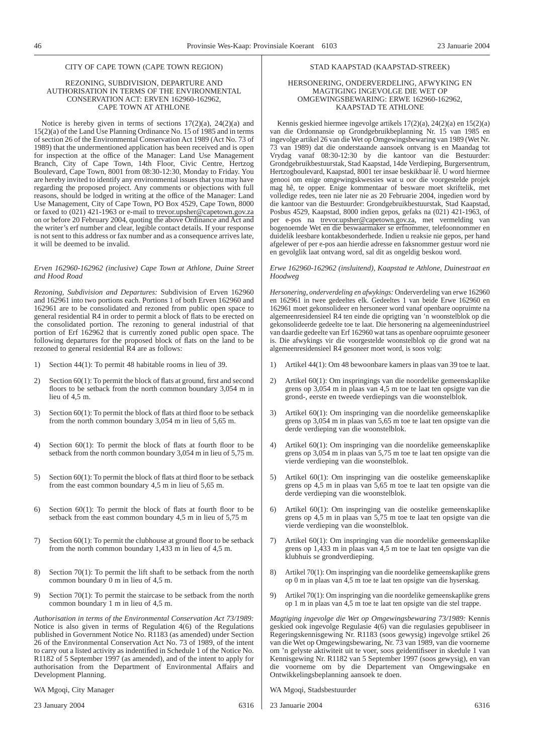CITY OF CAPE TOWN (CAPE TOWN REGION)

REZONING, SUBDIVISION, DEPARTURE AND AUTHORISATION IN TERMS OF THE ENVIRONMENTAL CONSERVATION ACT: ERVEN 162960-162962, CAPE TOWN AT ATHLONE

Notice is hereby given in terms of sections 17(2)(a), 24(2)(a) and 15(2)(a) of the Land Use Planning Ordinance No. 15 of 1985 and in terms of section 26 of the Environmental Conservation Act 1989 (Act No. 73 of 1989) that the undermentioned application has been received and is open for inspection at the office of the Manager: Land Use Management Branch, City of Cape Town, 14th Floor, Civic Centre, Hertzog Boulevard, Cape Town, 8001 from 08:30-12:30, Monday to Friday. You are hereby invited to identify any environmental issues that you may have regarding the proposed project. Any comments or objections with full reasons, should be lodged in writing at the office of the Manager: Land Use Management, City of Cape Town, PO Box 4529, Cape Town, 8000 or faxed to (021) 421-1963 or e-mail to trevor.upsher@capetown.gov.za on or before 20 February 2004, quoting the above Ordinance and Act and the writer's erf number and clear, legible contact details. If your response is not sent to this address or fax number and as a consequence arrives late, it will be deemed to be invalid.

*Erven 162960-162962 (inclusive) Cape Town at Athlone, Duine Street and Hood Road*

*Rezoning, Subdivision and Departures:* Subdivision of Erven 162960 and 162961 into two portions each. Portions 1 of both Erven 162960 and 162961 are to be consolidated and rezoned from public open space to general residential R4 in order to permit a block of flats to be erected on the consolidated portion. The rezoning to general industrial of that portion of Erf 162962 that is currently zoned public open space. The following departures for the proposed block of flats on the land to be rezoned to general residential R4 are as follows:

1) Section 44(1): To permit 48 habitable rooms in lieu of 39.
2) Section 60(1): To permit the block of flats at ground, first and second floors to be setback from the north common boundary 3,054 m in lieu of 4,5 m.
3) Section 60(1): To permit the block of flats at third floor to be setback from the north common boundary 3,054 m in lieu of 5,65 m.
4) Section 60(1): To permit the block of flats at fourth floor to be setback from the north common boundary 3,054 m in lieu of 5,75 m.
5) Section 60(1): To permit the block of flats at third floor to be setback from the east common boundary 4,5 m in lieu of 5,65 m.
6) Section 60(1): To permit the block of flats at fourth floor to be setback from the east common boundary 4,5 m in lieu of 5,75 m
7) Section 60(1): To permit the clubhouse at ground floor to be setback from the north common boundary 1,433 m in lieu of 4,5 m.
8) Section 70(1): To permit the lift shaft to be setback from the north common boundary 0 m in lieu of 4,5 m.
9) Section 70(1): To permit the staircase to be setback from the north common boundary 1 m in lieu of 4,5 m.

*Authorisation in terms of the Environmental Conservation Act 73/1989:* Notice is also given in terms of Regulation 4(6) of the Regulations published in Government Notice No. R1183 (as amended) under Section 26 of the Environmental Conservation Act No. 73 of 1989, of the intent to carry out a listed activity as indentified in Schedule 1 of the Notice No. R1182 of 5 September 1997 (as amended), and of the intent to apply for authorisation from the Department of Environmental Affairs and Development Planning.

WA Mgoqi, City Manager

23 January 2004 6316

STAD KAAPSTAD (KAAPSTAD-STREEK)

HERSONERING, ONDERVERDELING, AFWYKING EN MAGTIGING INGEVOLGE DIE WET OP OMGEWINGSBEWARING: ERWE 162960-162962, KAAPSTAD TE ATHLONE

Kennis geskied hiermee ingevolge artikels 17(2)(a), 24(2)(a) en 15(2)(a) van die Ordonnansie op Grondgebruikbeplanning Nr. 15 van 1985 en ingevolge artikel 26 van die Wet op Omgewingsbewaring van 1989 (Wet Nr. 73 van 1989) dat die onderstaande aansoek ontvang is en Maandag tot Vrydag vanaf 08:30-12:30 by die kantoor van die Bestuurder: Grondgebruikbestuurstak, Stad Kaapstad, 14de Verdieping, Burgersentrum, Hertzogboulevard, Kaapstad, 8001 ter insae beskikbaar lê. U word hiermee genooi om enige omgewingskwessies wat u oor die voorgestelde projek mag hê, te opper. Enige kommentaar of besware moet skriftelik, met volledige redes, teen nie later nie as 20 Februarie 2004, ingedien word by die kantoor van die Bestuurder: Grondgebruikbestuurstak, Stad Kaapstad, Posbus 4529, Kaapstad, 8000 indien gepos, gefaks na (021) 421-1963, of per e-pos na trevor.upsher@capetown.gov.za, met vermelding van bogenoemde Wet en die beswaarmaker se erfnommer, telefoonnommer en duidelik leesbare kontakbesonderhede. Indien u reaksie nie gepos, per hand afgelewer of per e-pos aan hierdie adresse en faksnommer gestuur word nie en gevolglik laat ontvang word, sal dit as ongeldig beskou word.

*Erwe 162960-162962 (insluitend), Kaapstad te Athlone, Duinestraat en Hoodweg*

*Hersonering, onderverdeling en afwykings:* Onderverdeling van erwe 162960 en 162961 in twee gedeeltes elk. Gedeeltes 1 van beide Erwe 162960 en 162961 moet gekonsolideer en hersoneer word vanaf openbare oopruimte na algemeenresidensieel R4 ten einde die oprigting van 'n woonstelblok op die gekonsolideerde gedeelte toe te laat. Die hersonering na algemeenindustrieel van daardie gedeelte van Erf 162960 wat tans as openbare oopruimte gesoneer is. Die afwykings vir die voorgestelde woonstelblok op die grond wat na algemeenresidensieel R4 gesoneer moet word, is soos volg:

1) Artikel 44(1): Om 48 bewoonbare kamers in plaas van 39 toe te laat.
2) Artikel 60(1): Om inspringings van die noordelike gemeenskaplike grens op 3,054 m in plaas van 4,5 m toe te laat ten opsigte van die grond-, eerste en tweede verdiepings van die woonstelblok.
3) Artikel 60(1): Om inspringing van die noordelike gemeenskaplike grens op 3,054 m in plaas van 5,65 m toe te laat ten opsigte van die derde verdieping van die woonstelblok.
4) Artikel 60(1): Om inspringing van die noordelike gemeenskaplike grens op 3,054 m in plaas van 5,75 m toe te laat ten opsigte van die vierde verdieping van die woonstelblok.
5) Artikel 60(1): Om inspringing van die oostelike gemeenskaplike grens op 4,5 m in plaas van 5,65 m toe te laat ten opsigte van die derde verdieping van die woonstelblok.
6) Artikel 60(1): Om inspringing van die oostelike gemeenskaplike grens op 4,5 m in plaas van 5,75 m toe te laat ten opsigte van die vierde verdieping van die woonstelblok.
7) Artikel 60(1): Om inspringing van die noordelike gemeenskaplike grens op 1,433 m in plaas van 4,5 m toe te laat ten opsigte van die klubhuis se grondverdieping.
8) Artikel 70(1): Om inspringing van die noordelike gemeenskaplike grens op 0 m in plaas van 4,5 m toe te laat ten opsigte van die hyserskag.
9) Artikel 70(1): Om inspringing van die noordelike gemeenskaplike grens op 1 m in plaas van 4,5 m toe te laat ten opsigte van die stel trappe.

*Magtiging ingevolge die Wet op Omgewingsbewaring 73/1989:* Kennis geskied ook ingevolge Regulasie 4(6) van die regulasies gepubliseer in Regeringskennisgewing Nr. R1183 (soos gewysig) ingevolge srtikel 26 van die Wet op Omgewingsbewaring, Nr. 73 van 1989, van die voorneme om 'n gelyste aktiwiteit uit te voer, soos geidentifiseer in skedule 1 van Kennisgewing Nr. R1182 van 5 September 1997 (soos gewysig), en van die voorneme om by die Departement van Omgewingsake en Ontwikkelingsbeplanning aansoek te doen.

WA Mgoqi, Stadsbestuurder

23 Januarie 2004 6316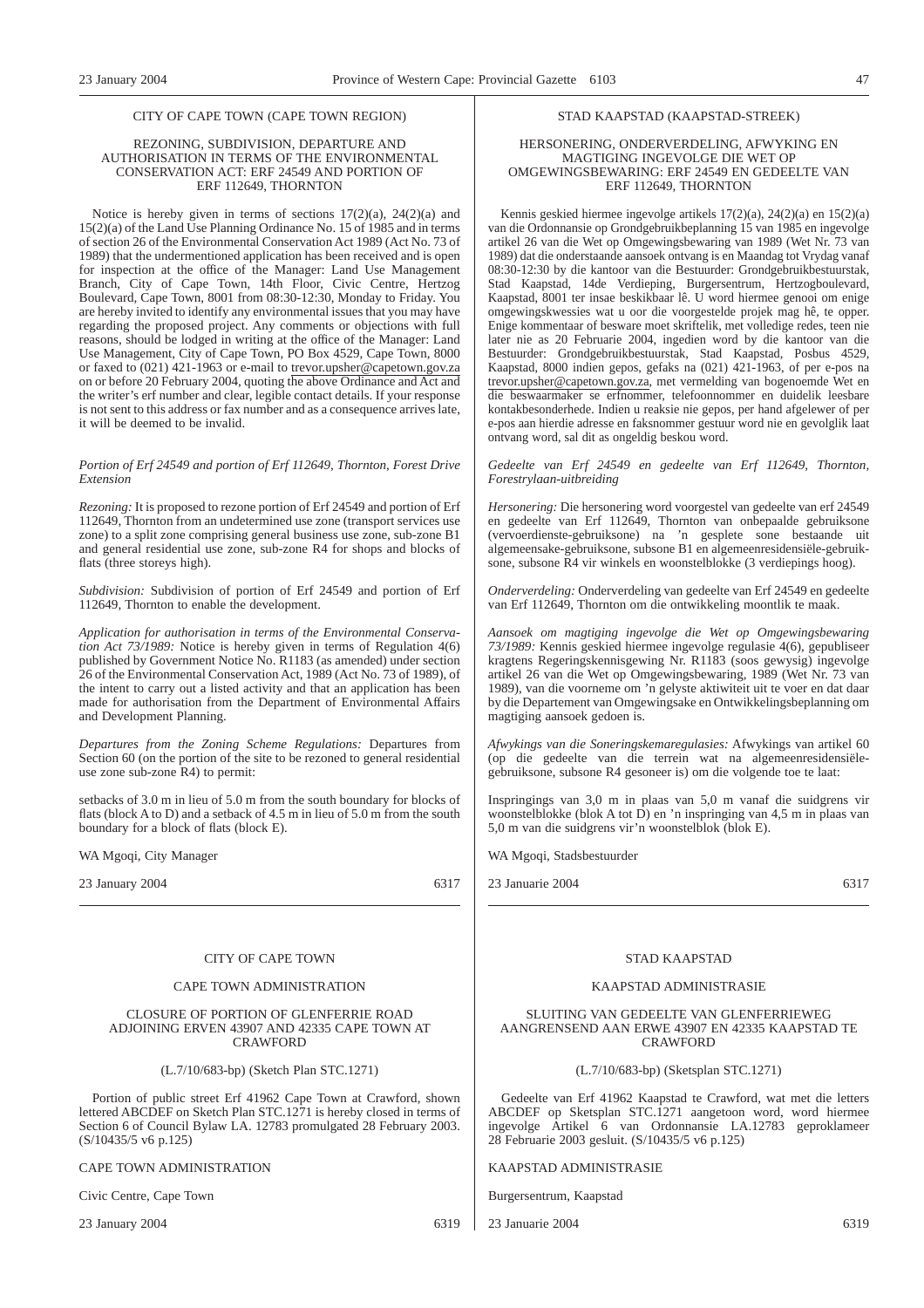CITY OF CAPE TOWN (CAPE TOWN REGION)

REZONING, SUBDIVISION, DEPARTURE AND AUTHORISATION IN TERMS OF THE ENVIRONMENTAL CONSERVATION ACT: ERF 24549 AND PORTION OF ERF 112649, THORNTON

Notice is hereby given in terms of sections 17(2)(a), 24(2)(a) and 15(2)(a) of the Land Use Planning Ordinance No. 15 of 1985 and in terms of section 26 of the Environmental Conservation Act 1989 (Act No. 73 of 1989) that the undermentioned application has been received and is open for inspection at the office of the Manager: Land Use Management Branch, City of Cape Town, 14th Floor, Civic Centre, Hertzog Boulevard, Cape Town, 8001 from 08:30-12:30, Monday to Friday. You are hereby invited to identify any environmental issues that you may have regarding the proposed project. Any comments or objections with full reasons, should be lodged in writing at the office of the Manager: Land Use Management, City of Cape Town, PO Box 4529, Cape Town, 8000 or faxed to (021) 421-1963 or e-mail to trevor.upsher@capetown.gov.za on or before 20 February 2004, quoting the above Ordinance and Act and the writer's erf number and clear, legible contact details. If your response is not sent to this address or fax number and as a consequence arrives late, it will be deemed to be invalid.

*Portion of Erf 24549 and portion of Erf 112649, Thornton, Forest Drive Extension*

*Rezoning:* It is proposed to rezone portion of Erf 24549 and portion of Erf 112649, Thornton from an undetermined use zone (transport services use zone) to a split zone comprising general business use zone, sub-zone B1 and general residential use zone, sub-zone R4 for shops and blocks of flats (three storeys high).

*Subdivision:* Subdivision of portion of Erf 24549 and portion of Erf 112649, Thornton to enable the development.

*Application for authorisation in terms of the Environmental Conservation Act 73/1989:* Notice is hereby given in terms of Regulation 4(6) published by Government Notice No. R1183 (as amended) under section 26 of the Environmental Conservation Act, 1989 (Act No. 73 of 1989), of the intent to carry out a listed activity and that an application has been made for authorisation from the Department of Environmental Affairs and Development Planning.

*Departures from the Zoning Scheme Regulations:* Departures from Section 60 (on the portion of the site to be rezoned to general residential use zone sub-zone R4) to permit:

setbacks of 3.0 m in lieu of 5.0 m from the south boundary for blocks of flats (block A to D) and a setback of 4.5 m in lieu of 5.0 m from the south boundary for a block of flats (block E).

WA Mgoqi, City Manager

23 January 2004 6317

STAD KAAPSTAD (KAAPSTAD-STREEK)

HERSONERING, ONDERVERDELING, AFWYKING EN MAGTIGING INGEVOLGE DIE WET OP OMGEWINGSBEWARING: ERF 24549 EN GEDEELTE VAN ERF 112649, THORNTON

Kennis geskied hiermee ingevolge artikels 17(2)(a), 24(2)(a) en 15(2)(a) van die Ordonnansie op Grondgebruikbeplanning 15 van 1985 en ingevolge artikel 26 van die Wet op Omgewingsbewaring van 1989 (Wet Nr. 73 van 1989) dat die onderstaande aansoek ontvang is en Maandag tot Vrydag vanaf 08:30-12:30 by die kantoor van die Bestuurder: Grondgebruikbestuurstak, Stad Kaapstad, 14de Verdieping, Burgersentrum, Hertzogboulevard, Kaapstad, 8001 ter insae beskikbaar lê. U word hiermee genooi om enige omgewingskwessies wat u oor die voorgestelde projek mag hê, te opper. Enige kommentaar of besware moet skriftelik, met volledige redes, teen nie later nie as 20 Februarie 2004, ingedien word by die kantoor van die Bestuurder: Grondgebruikbestuurstak, Stad Kaapstad, Posbus 4529, Kaapstad, 8000 indien gepos, gefaks na (021) 421-1963, of per e-pos na trevor.upsher@capetown.gov.za, met vermelding van bogenoemde Wet en die beswaarmaker se erfnommer, telefoonnommer en duidelik leesbare kontakbesonderhede. Indien u reaksie nie gepos, per hand afgelewer of per e-pos aan hierdie adresse en faksnommer gestuur word nie en gevolglik laat ontvang word, sal dit as ongeldig beskou word.

*Gedeelte van Erf 24549 en gedeelte van Erf 112649, Thornton, Forestrylaan-uitbreiding*

*Hersonering:* Die hersonering word voorgestel van gedeelte van erf 24549 en gedeelte van Erf 112649, Thornton van onbepaalde gebruiksone (vervoerdienste-gebruiksone) na 'n gesplete sone bestaande uit algemeensake-gebruiksone, subsone B1 en algemeenresidensiële-gebruiksone, subsone R4 vir winkels en woonstelblokke (3 verdiepings hoog).

*Onderverdeling:* Onderverdeling van gedeelte van Erf 24549 en gedeelte van Erf 112649, Thornton om die ontwikkeling moontlik te maak.

*Aansoek om magtiging ingevolge die Wet op Omgewingsbewaring 73/1989:* Kennis geskied hiermee ingevolge regulasie 4(6), gepubliseer kragtens Regeringskennisgewing Nr. R1183 (soos gewysig) ingevolge artikel 26 van die Wet op Omgewingsbewaring, 1989 (Wet Nr. 73 van 1989), van die voorneme om 'n gelyste aktiwiteit uit te voer en dat daar by die Departement van Omgewingsake en Ontwikkelingsbeplanning om magtiging aansoek gedoen is.

*Afwykings van die Soneringskemaregulasies:* Afwykings van artikel 60 (op die gedeelte van die terrein wat na algemeenresidensiële-gebruiksone, subsone R4 gesoneer is) om die volgende toe te laat:

Inspringings van 3,0 m in plaas van 5,0 m vanaf die suidgrens vir woonstelblokke (blok A tot D) en 'n inspringing van 4,5 m in plaas van 5,0 m van die suidgrens vir'n woonstelblok (blok E).

WA Mgoqi, Stadsbestuurder

23 Januarie 2004 6317

CITY OF CAPE TOWN

CAPE TOWN ADMINISTRATION

CLOSURE OF PORTION OF GLENFERRIE ROAD ADJOINING ERVEN 43907 AND 42335 CAPE TOWN AT CRAWFORD

(L.7/10/683-bp) (Sketch Plan STC.1271)

Portion of public street Erf 41962 Cape Town at Crawford, shown lettered ABCDEF on Sketch Plan STC.1271 is hereby closed in terms of Section 6 of Council Bylaw LA. 12783 promulgated 28 February 2003. (S/10435/5 v6 p.125)

CAPE TOWN ADMINISTRATION

Civic Centre, Cape Town

23 January 2004 6319

STAD KAAPSTAD

KAAPSTAD ADMINISTRASIE

SLUITING VAN GEDEELTE VAN GLENFERRIEWEG AANGRENSEND AAN ERWE 43907 EN 42335 KAAPSTAD TE CRAWFORD

(L.7/10/683-bp) (Sketsplan STC.1271)

Gedeelte van Erf 41962 Kaapstad te Crawford, wat met die letters ABCDEF op Sketsplan STC.1271 aangetoon word, word hiermee ingevolge Artikel 6 van Ordonnansie LA.12783 geproklameer 28 Februarie 2003 gesluit. (S/10435/5 v6 p.125)

KAAPSTAD ADMINISTRASIE

Burgersentrum, Kaapstad

23 Januarie 2004 6319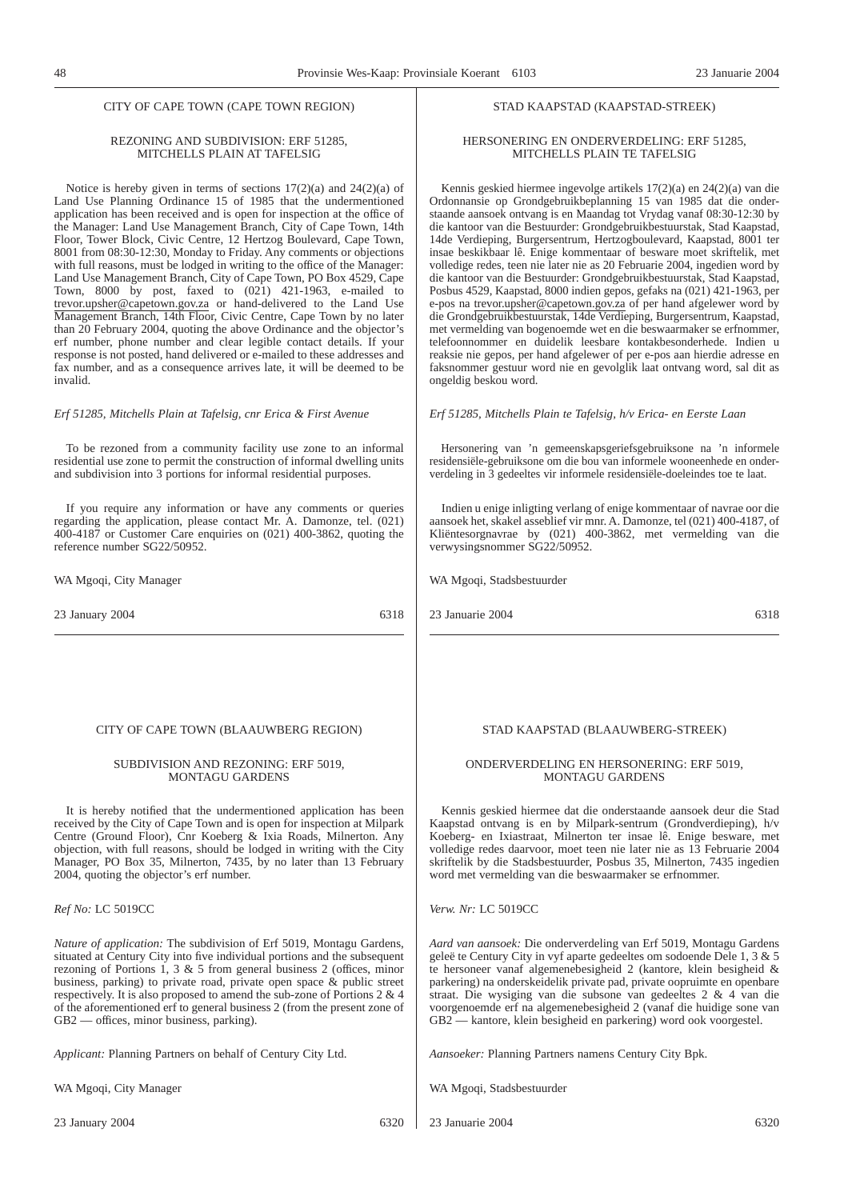CITY OF CAPE TOWN (CAPE TOWN REGION)

REZONING AND SUBDIVISION: ERF 51285, MITCHELLS PLAIN AT TAFELSIG

Notice is hereby given in terms of sections 17(2)(a) and 24(2)(a) of Land Use Planning Ordinance 15 of 1985 that the undermentioned application has been received and is open for inspection at the office of the Manager: Land Use Management Branch, City of Cape Town, 14th Floor, Tower Block, Civic Centre, 12 Hertzog Boulevard, Cape Town, 8001 from 08:30-12:30, Monday to Friday. Any comments or objections with full reasons, must be lodged in writing to the office of the Manager: Land Use Management Branch, City of Cape Town, PO Box 4529, Cape Town, 8000 by post, faxed to (021) 421-1963, e-mailed to trevor.upsher@capetown.gov.za or hand-delivered to the Land Use Management Branch, 14th Floor, Civic Centre, Cape Town by no later than 20 February 2004, quoting the above Ordinance and the objector's erf number, phone number and clear legible contact details. If your response is not posted, hand delivered or e-mailed to these addresses and fax number, and as a consequence arrives late, it will be deemed to be invalid.

*Erf 51285, Mitchells Plain at Tafelsig, cnr Erica & First Avenue*

To be rezoned from a community facility use zone to an informal residential use zone to permit the construction of informal dwelling units and subdivision into 3 portions for informal residential purposes.

If you require any information or have any comments or queries regarding the application, please contact Mr. A. Damonze, tel. (021) 400-4187 or Customer Care enquiries on (021) 400-3862, quoting the reference number SG22/50952.

WA Mgoqi, City Manager

23 January 2004 6318

STAD KAAPSTAD (KAAPSTAD-STREEK)

HERSONERING EN ONDERVERDELING: ERF 51285, MITCHELLS PLAIN TE TAFELSIG

Kennis geskied hiermee ingevolge artikels 17(2)(a) en 24(2)(a) van die Ordonnansie op Grondgebruikbeplanning 15 van 1985 dat die onderstaande aansoek ontvang is en Maandag tot Vrydag vanaf 08:30-12:30 by die kantoor van die Bestuurder: Grondgebruikbestuurstak, Stad Kaapstad, 14de Verdieping, Burgersentrum, Hertzogboulevard, Kaapstad, 8001 ter insae beskikbaar lê. Enige kommentaar of besware moet skriftelik, met volledige redes, teen nie later nie as 20 Februarie 2004, ingedien word by die kantoor van die Bestuurder: Grondgebruikbestuurstak, Stad Kaapstad, Posbus 4529, Kaapstad, 8000 indien gepos, gefaks na (021) 421-1963, per e-pos na trevor.upsher@capetown.gov.za of per hand afgelewer word by die Grondgebruikbestuurstak, 14de Verdieping, Burgersentrum, Kaapstad, met vermelding van bogenoemde wet en die beswaarmaker se erfnommer, telefoonnommer en duidelik leesbare kontakbesonderhede. Indien u reaksie nie gepos, per hand afgelewer of per e-pos aan hierdie adresse en faksnommer gestuur word nie en gevolglik laat ontvang word, sal dit as ongeldig beskou word.

*Erf 51285, Mitchells Plain te Tafelsig, h/v Erica- en Eerste Laan*

Hersonering van 'n gemeenskapsgeriefsgebruiksone na 'n informele residensiële-gebruiksone om die bou van informele wooneenhede en onderverdeling in 3 gedeeltes vir informele residensiële-doeleindes toe te laat.

Indien u enige inligting verlang of enige kommentaar of navrae oor die aansoek het, skakel asseblief vir mnr. A. Damonze, tel (021) 400-4187, of Kliëntesorgnavrae by (021) 400-3862, met vermelding van die verwysingsnommer SG22/50952.

WA Mgoqi, Stadsbestuurder

23 Januarie 2004 6318

CITY OF CAPE TOWN (BLAAUWBERG REGION)

SUBDIVISION AND REZONING: ERF 5019, MONTAGU GARDENS

It is hereby notified that the undermentioned application has been received by the City of Cape Town and is open for inspection at Milpark Centre (Ground Floor), Cnr Koeberg & Ixia Roads, Milnerton. Any objection, with full reasons, should be lodged in writing with the City Manager, PO Box 35, Milnerton, 7435, by no later than 13 February 2004, quoting the objector's erf number.

*Ref No:* LC 5019CC

*Nature of application:* The subdivision of Erf 5019, Montagu Gardens, situated at Century City into five individual portions and the subsequent rezoning of Portions 1, 3 & 5 from general business 2 (offices, minor business, parking) to private road, private open space & public street respectively. It is also proposed to amend the sub-zone of Portions 2 & 4 of the aforementioned erf to general business 2 (from the present zone of GB2 — offices, minor business, parking).

*Applicant:* Planning Partners on behalf of Century City Ltd.

WA Mgoqi, City Manager

23 January 2004 6320

STAD KAAPSTAD (BLAAUWBERG-STREEK)

ONDERVERDELING EN HERSONERING: ERF 5019, MONTAGU GARDENS

Kennis geskied hiermee dat die onderstaande aansoek deur die Stad Kaapstad ontvang is en by Milpark-sentrum (Grondverdieping), h/v Koeberg- en Ixiastraat, Milnerton ter insae lê. Enige besware, met volledige redes daarvoor, moet teen nie later nie as 13 Februarie 2004 skriftelik by die Stadsbestuurder, Posbus 35, Milnerton, 7435 ingedien word met vermelding van die beswaarmaker se erfnommer.

*Verw. Nr:* LC 5019CC

*Aard van aansoek:* Die onderverdeling van Erf 5019, Montagu Gardens geleë te Century City in vyf aparte gedeeltes om sodoende Dele 1, 3 & 5 te hersoneer vanaf algemenebesigheid 2 (kantore, klein besigheid & parkering) na onderskeidelik private pad, private oopruimte en openbare straat. Die wysiging van die subsone van gedeeltes 2 & 4 van die voorgenoemde erf na algemenebesigheid 2 (vanaf die huidige sone van GB2 — kantore, klein besigheid en parkering) word ook voorgestel.

*Aansoeker:* Planning Partners namens Century City Bpk.

WA Mgoqi, Stadsbestuurder

23 Januarie 2004 6320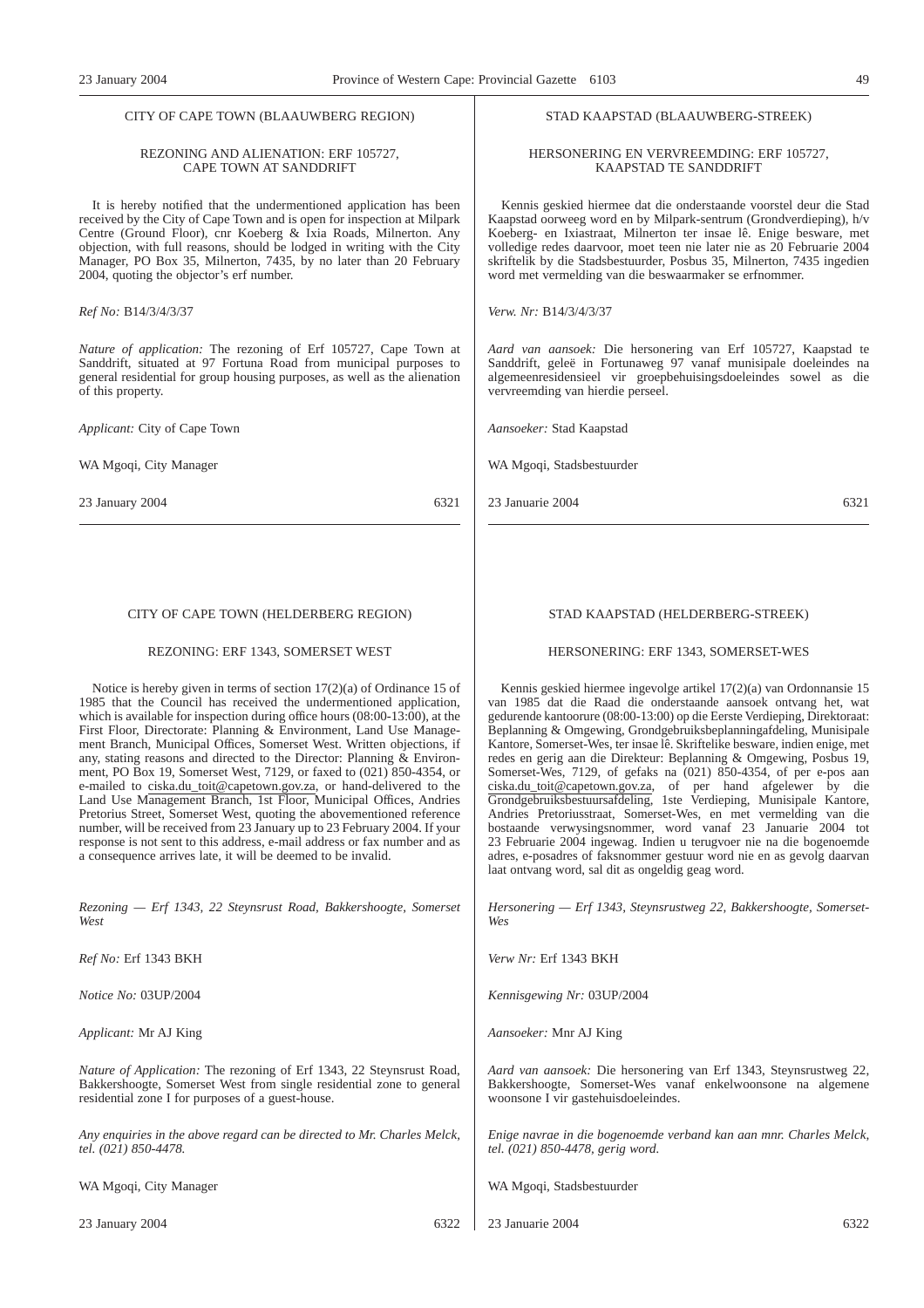CITY OF CAPE TOWN (BLAAUWBERG REGION)

REZONING AND ALIENATION: ERF 105727, CAPE TOWN AT SANDDRIFT

It is hereby notified that the undermentioned application has been received by the City of Cape Town and is open for inspection at Milpark Centre (Ground Floor), cnr Koeberg & Ixia Roads, Milnerton. Any objection, with full reasons, should be lodged in writing with the City Manager, PO Box 35, Milnerton, 7435, by no later than 20 February 2004, quoting the objector's erf number.

*Ref No:* B14/3/4/3/37

*Nature of application:* The rezoning of Erf 105727, Cape Town at Sanddrift, situated at 97 Fortuna Road from municipal purposes to general residential for group housing purposes, as well as the alienation of this property.

*Applicant:* City of Cape Town

WA Mgoqi, City Manager

23 January 2004 6321

STAD KAAPSTAD (BLAAUWBERG-STREEK)

HERSONERING EN VERVREEMDING: ERF 105727, KAAPSTAD TE SANDDRIFT

Kennis geskied hiermee dat die onderstaande voorstel deur die Stad Kaapstad oorweeg word en by Milpark-sentrum (Grondverdieping), h/v Koeberg- en Ixiastraat, Milnerton ter insae lê. Enige besware, met volledige redes daarvoor, moet teen nie later nie as 20 Februarie 2004 skriftelik by die Stadsbestuurder, Posbus 35, Milnerton, 7435 ingedien word met vermelding van die beswaarmaker se erfnommer.

*Verw. Nr:* B14/3/4/3/37

*Aard van aansoek:* Die hersonering van Erf 105727, Kaapstad te Sanddrift, geleë in Fortunaweg 97 vanaf munisipale doeleindes na algemeenresidensieel vir groepbehuisingsdoeleindes sowel as die vervreemding van hierdie perseel.

*Aansoeker:* Stad Kaapstad

WA Mgoqi, Stadsbestuurder

23 Januarie 2004 6321

CITY OF CAPE TOWN (HELDERBERG REGION)

REZONING: ERF 1343, SOMERSET WEST

Notice is hereby given in terms of section 17(2)(a) of Ordinance 15 of 1985 that the Council has received the undermentioned application, which is available for inspection during office hours (08:00-13:00), at the First Floor, Directorate: Planning & Environment, Land Use Management Branch, Municipal Offices, Somerset West. Written objections, if any, stating reasons and directed to the Director: Planning & Environment, PO Box 19, Somerset West, 7129, or faxed to (021) 850-4354, or e-mailed to ciska.du_toit@capetown.gov.za, or hand-delivered to the Land Use Management Branch, 1st Floor, Municipal Offices, Andries Pretorius Street, Somerset West, quoting the abovementioned reference number, will be received from 23 January up to 23 February 2004. If your response is not sent to this address, e-mail address or fax number and as a consequence arrives late, it will be deemed to be invalid.

*Rezoning — Erf 1343, 22 Steynsrust Road, Bakkershoogte, Somerset West*

*Ref No:* Erf 1343 BKH

*Notice No:* 03UP/2004

*Applicant:* Mr AJ King

*Nature of Application:* The rezoning of Erf 1343, 22 Steynsrust Road, Bakkershoogte, Somerset West from single residential zone to general residential zone I for purposes of a guest-house.

*Any enquiries in the above regard can be directed to Mr. Charles Melck, tel. (021) 850-4478.*

WA Mgoqi, City Manager

23 January 2004 6322

STAD KAAPSTAD (HELDERBERG-STREEK)

HERSONERING: ERF 1343, SOMERSET-WES

Kennis geskied hiermee ingevolge artikel 17(2)(a) van Ordonnansie 15 van 1985 dat die Raad die onderstaande aansoek ontvang het, wat gedurende kantoorure (08:00-13:00) op die Eerste Verdieping, Direktoraat: Beplanning & Omgewing, Grondgebruiksbeplanningafdeling, Munisipale Kantore, Somerset-Wes, ter insae lê. Skriftelike besware, indien enige, met redes en gerig aan die Direkteur: Beplanning & Omgewing, Posbus 19, Somerset-Wes, 7129, of gefaks na (021) 850-4354, of per e-pos aan ciska.du_toit@capetown.gov.za, of per hand afgelewer by die Grondgebruiksbestuursafdeling, 1ste Verdieping, Munisipale Kantore, Andries Pretoriusstraat, Somerset-Wes, en met vermelding van die bostaande verwysingsnommer, word vanaf 23 Januarie 2004 tot 23 Februarie 2004 ingewag. Indien u terugvoer nie na die bogenoemde adres, e-posadres of faksnommer gestuur word nie en as gevolg daarvan laat ontvang word, sal dit as ongeldig geag word.

*Hersonering — Erf 1343, Steynsrustweg 22, Bakkershoogte, Somerset-Wes*

*Verw Nr:* Erf 1343 BKH

*Kennisgewing Nr:* 03UP/2004

*Aansoeker:* Mnr AJ King

*Aard van aansoek:* Die hersonering van Erf 1343, Steynsrustweg 22, Bakkershoogte, Somerset-Wes vanaf enkelwoonsone na algemene woonsone I vir gastehuisdoeleindes.

*Enige navrae in die bogenoemde verband kan aan mnr. Charles Melck, tel. (021) 850-4478, gerig word.*

WA Mgoqi, Stadsbestuurder

23 Januarie 2004 6322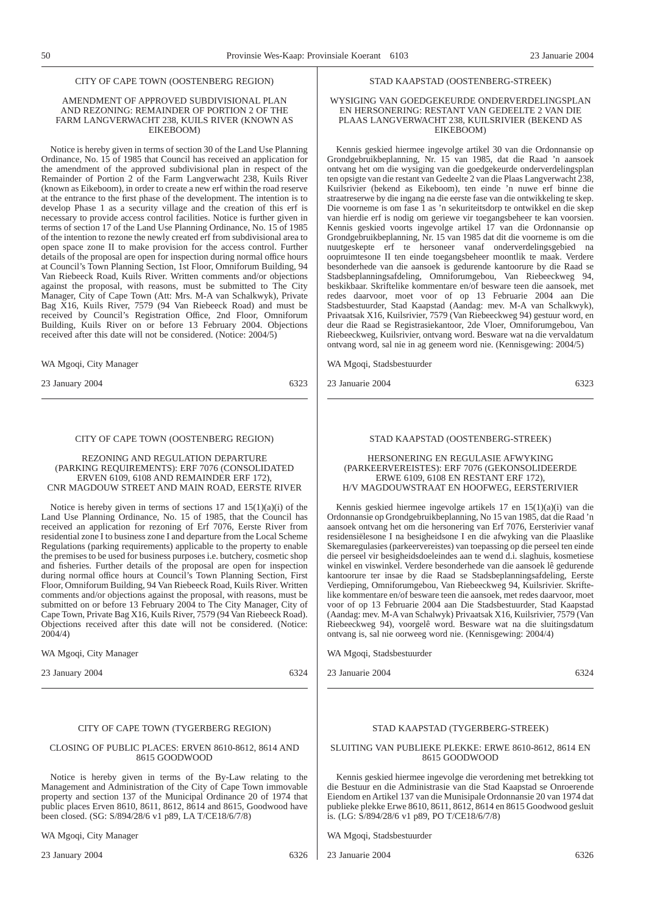## CITY OF CAPE TOWN (OOSTENBERG REGION)

### AMENDMENT OF APPROVED SUBDIVISIONAL PLAN AND REZONING: REMAINDER OF PORTION 2 OF THE FARM LANGVERWACHT 238, KUILS RIVER (KNOWN AS EIKEBOOM)

Notice is hereby given in terms of section 30 of the Land Use Planning Ordinance, No. 15 of 1985 that Council has received an application for the amendment of the approved subdivisional plan in respect of the Remainder of Portion 2 of the Farm Langverwacht 238, Kuils River (known as Eikeboom), in order to create a new erf within the road reserve at the entrance to the first phase of the development. The intention is to develop Phase 1 as a security village and the creation of this erf is necessary to provide access control facilities. Notice is further given in terms of section 17 of the Land Use Planning Ordinance, No. 15 of 1985 of the intention to rezone the newly created erf from subdivisional area to open space zone II to make provision for the access control. Further details of the proposal are open for inspection during normal office hours at Council's Town Planning Section, 1st Floor, Omniforum Building, 94 Van Riebeeck Road, Kuils River. Written comments and/or objections against the proposal, with reasons, must be submitted to The City Manager, City of Cape Town (Att: Mrs. M-A van Schalkwyk), Private Bag X16, Kuils River, 7579 (94 Van Riebeeck Road) and must be received by Council's Registration Office, 2nd Floor, Omniforum Building, Kuils River on or before 13 February 2004. Objections received after this date will not be considered. (Notice: 2004/5)

WA Mgoqi, City Manager

23 January 2004 6323

---

## STAD KAAPSTAD (OOSTENBERG-STREEK)

### WYSIGING VAN GOEDGEKEURDE ONDERVERDELINGSPLAN EN HERSONERING: RESTANT VAN GEDEELTE 2 VAN DIE PLAAS LANGVERWACHT 238, KUILSRIVIER (BEKEND AS EIKEBOOM)

Kennis geskied hiermee ingevolge artikel 30 van die Ordonnansie op Grondgebruikbeplanning, Nr. 15 van 1985, dat die Raad 'n aansoek ontvang het om die wysiging van die goedgekeurde onderverdelingsplan ten opsigte van die restant van Gedeelte 2 van die Plaas Langverwacht 238, Kuilsrivier (bekend as Eikeboom), ten einde 'n nuwe erf binne die straatreserwe by die ingang na die eerste fase van die ontwikkeling te skep. Die voorneme is om fase 1 as 'n sekuriteitsdorp te ontwikkel en die skep van hierdie erf is nodig om geriewe vir toegangsbeheer te kan voorsien. Kennis geskied voorts ingevolge artikel 17 van die Ordonnansie op Grondgebruikbeplanning, Nr. 15 van 1985 dat dit die voorneme is om die nuutgeskepte erf te hersoneer vanaf onderverdelingsgebied na oopruimtesone II ten einde toegangsbeheer moontlik te maak. Verdere besonderhede van die aansoek is gedurende kantoorure by die Raad se Stadsbeplanningsafdeling, Omniforumgebou, Van Riebeeckweg 94, beskikbaar. Skriftelike kommentare en/of besware teen die aansoek, met redes daarvoor, moet voor of op 13 Februarie 2004 aan Die Stadsbestuurder, Stad Kaapstad (Aandag: mev. M-A van Schalkwyk), Privaatsak X16, Kuilsrivier, 7579 (Van Riebeeckweg 94) gestuur word, en deur die Raad se Registrasiekantoor, 2de Vloer, Omniforumgebou, Van Riebeeckweg, Kuilsrivier, ontvang word. Besware wat na die vervaldatum ontvang word, sal nie in ag geneem word nie. (Kennisgewing: 2004/5)

WA Mgoqi, Stadsbestuurder

23 Januarie 2004 6323

---

## CITY OF CAPE TOWN (OOSTENBERG REGION)

### REZONING AND REGULATION DEPARTURE (PARKING REQUIREMENTS): ERF 7076 (CONSOLIDATED ERVEN 6109, 6108 AND REMAINDER ERF 172), CNR MAGDOUW STREET AND MAIN ROAD, EERSTE RIVER

Notice is hereby given in terms of sections 17 and 15(1)(a)(i) of the Land Use Planning Ordinance, No. 15 of 1985, that the Council has received an application for rezoning of Erf 7076, Eerste River from residential zone I to business zone I and departure from the Local Scheme Regulations (parking requirements) applicable to the property to enable the premises to be used for business purposes i.e. butchery, cosmetic shop and fisheries. Further details of the proposal are open for inspection during normal office hours at Council's Town Planning Section, First Floor, Omniforum Building, 94 Van Riebeeck Road, Kuils River. Written comments and/or objections against the proposal, with reasons, must be submitted on or before 13 February 2004 to The City Manager, City of Cape Town, Private Bag X16, Kuils River, 7579 (94 Van Riebeeck Road). Objections received after this date will not be considered. (Notice: 2004/4)

WA Mgoqi, City Manager

23 January 2004 6324

---

## STAD KAAPSTAD (OOSTENBERG-STREEK)

### HERSONERING EN REGULASIE AFWYKING (PARKEERVEREISTES): ERF 7076 (GEKONSOLIDEERDE ERWE 6109, 6108 EN RESTANT ERF 172), H/V MAGDOUWSTRAAT EN HOOFWEG, EERSTERIVIER

Kennis geskied hiermee ingevolge artikels 17 en 15(1)(a)(i) van die Ordonnansie op Grondgebruikbeplanning, No 15 van 1985, dat die Raad 'n aansoek ontvang het om die hersonering van Erf 7076, Eersterivier vanaf residensiëlesone I na besigheidsone I en die afwyking van die Plaaslike Skemaregulasies (parkeervereistes) van toepassing op die perseel ten einde die perseel vir besigheidsdoeleindes aan te wend d.i. slaghuis, kosmetiese winkel en viswinkel. Verdere besonderhede van die aansoek lê gedurende kantoorure ter insae by die Raad se Stadsbeplanningsafdeling, Eerste Verdieping, Omniforumgebou, Van Riebeeckweg 94, Kuilsrivier. Skriftelike kommentare en/of besware teen die aansoek, met redes daarvoor, moet voor of op 13 Februarie 2004 aan Die Stadsbestuurder, Stad Kaapstad (Aandag: mev. M-A van Schalwyk) Privaatsak X16, Kuilsrivier, 7579 (Van Riebeeckweg 94), voorgelê word. Besware wat na die sluitingsdatum ontvang is, sal nie oorweeg word nie. (Kennisgewing: 2004/4)

WA Mgoqi, Stadsbestuurder

23 Januarie 2004 6324

---

## CITY OF CAPE TOWN (TYGERBERG REGION)

### CLOSING OF PUBLIC PLACES: ERVEN 8610-8612, 8614 AND 8615 GOODWOOD

Notice is hereby given in terms of the By-Law relating to the Management and Administration of the City of Cape Town immovable property and section 137 of the Municipal Ordinance 20 of 1974 that public places Erven 8610, 8611, 8612, 8614 and 8615, Goodwood have been closed. (SG: S/894/28/6 v1 p89, LA T/CE18/6/7/8)

WA Mgoqi, City Manager

23 January 2004 6326

---

## STAD KAAPSTAD (TYGERBERG-STREEK)

### SLUITING VAN PUBLIEKE PLEKKE: ERWE 8610-8612, 8614 EN 8615 GOODWOOD

Kennis geskied hiermee ingevolge die verordening met betrekking tot die Bestuur en die Administrasie van die Stad Kaapstad se Onroerende Eiendom en Artikel 137 van die Munisipale Ordonnansie 20 van 1974 dat publieke plekke Erwe 8610, 8611, 8612, 8614 en 8615 Goodwood gesluit is. (LG: S/894/28/6 v1 p89, PO T/CE18/6/7/8)

WA Mgoqi, Stadsbestuurder

23 Januarie 2004 6326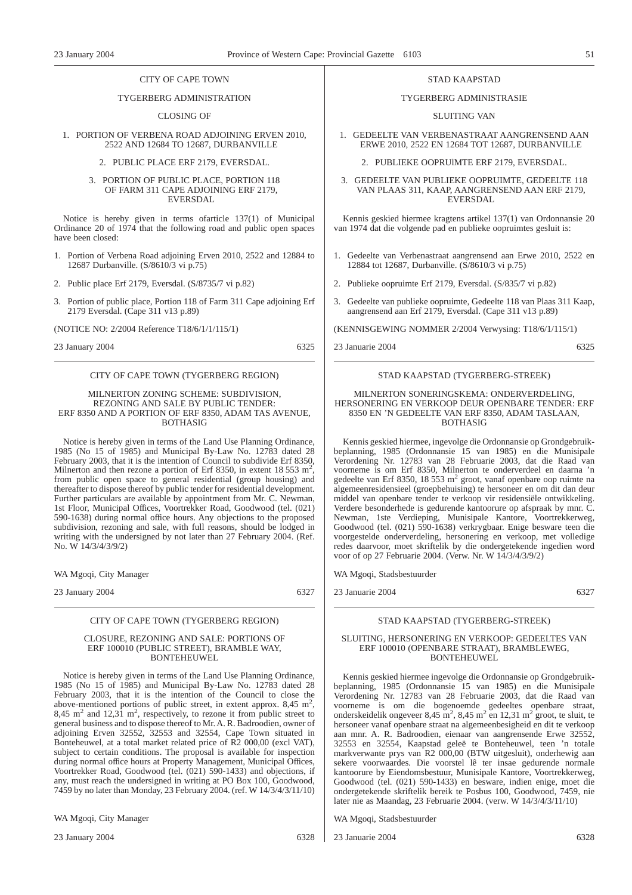CITY OF CAPE TOWN

TYGERBERG ADMINISTRATION

CLOSING OF

1. PORTION OF VERBENA ROAD ADJOINING ERVEN 2010, 2522 AND 12684 TO 12687, DURBANVILLE

2. PUBLIC PLACE ERF 2179, EVERSDAL.

3. PORTION OF PUBLIC PLACE, PORTION 118 OF FARM 311 CAPE ADJOINING ERF 2179, EVERSDAL

Notice is hereby given in terms ofarticle 137(1) of Municipal Ordinance 20 of 1974 that the following road and public open spaces have been closed:

1. Portion of Verbena Road adjoining Erven 2010, 2522 and 12884 to 12687 Durbanville. (S/8610/3 vi p.75)

2. Public place Erf 2179, Eversdal. (S/8735/7 vi p.82)

3. Portion of public place, Portion 118 of Farm 311 Cape adjoining Erf 2179 Eversdal. (Cape 311 v13 p.89)

(NOTICE NO: 2/2004 Reference T18/6/1/1/115/1)

23 January 2004 6325

---

CITY OF CAPE TOWN (TYGERBERG REGION)

MILNERTON ZONING SCHEME: SUBDIVISION, REZONING AND SALE BY PUBLIC TENDER: ERF 8350 AND A PORTION OF ERF 8350, ADAM TAS AVENUE, BOTHASIG

Notice is hereby given in terms of the Land Use Planning Ordinance, 1985 (No 15 of 1985) and Municipal By-Law No. 12783 dated 28 February 2003, that it is the intention of Council to subdivide Erf 8350, Milnerton and then rezone a portion of Erf 8350, in extent 18 553 m$^2$, from public open space to general residential (group housing) and thereafter to dispose thereof by public tender for residential development. Further particulars are available by appointment from Mr. C. Newman, 1st Floor, Municipal Offices, Voortrekker Road, Goodwood (tel. (021) 590-1638) during normal office hours. Any objections to the proposed subdivision, rezoning and sale, with full reasons, should be lodged in writing with the undersigned by not later than 27 February 2004. (Ref. No. W 14/3/4/3/9/2)

WA Mgoqi, City Manager

23 January 2004 6327

---

CITY OF CAPE TOWN (TYGERBERG REGION)

CLOSURE, REZONING AND SALE: PORTIONS OF ERF 100010 (PUBLIC STREET), BRAMBLE WAY, BONTEHEUWEL

Notice is hereby given in terms of the Land Use Planning Ordinance, 1985 (No 15 of 1985) and Municipal By-Law No. 12783 dated 28 February 2003, that it is the intention of the Council to close the above-mentioned portions of public street, in extent approx. 8,45 m$^2$, 8,45 m$^2$ and 12,31 m$^2$, respectively, to rezone it from public street to general business and to dispose thereof to Mr. A. R. Badroodien, owner of adjoining Erven 32552, 32553 and 32554, Cape Town situated in Bonteheuwel, at a total market related price of R2 000,00 (excl VAT), subject to certain conditions. The proposal is available for inspection during normal office hours at Property Management, Municipal Offices, Voortrekker Road, Goodwood (tel. (021) 590-1433) and objections, if any, must reach the undersigned in writing at PO Box 100, Goodwood, 7459 by no later than Monday, 23 February 2004. (ref. W 14/3/4/3/11/10)

WA Mgoqi, City Manager

23 January 2004 6328

---

STAD KAAPSTAD

TYGERBERG ADMINISTRASIE

SLUITING VAN

1. GEDEELTE VAN VERBENASTRAAT AANGRENSEND AAN ERWE 2010, 2522 EN 12684 TOT 12687, DURBANVILLE

2. PUBLIEKE OOPRUlMTE ERF 2179, EVERSDAL.

3. GEDEELTE VAN PUBLIEKE OOPRUIMTE, GEDEELTE 118 VAN PLAAS 311, KAAP, AANGRENSEND AAN ERF 2179, EVERSDAL

Kennis geskied hiermee kragtens artikel 137(1) van Ordonnansie 20 van 1974 dat die volgende pad en publieke oopruimtes gesluit is:

1. Gedeelte van Verbenastraat aangrensend aan Erwe 2010, 2522 en 12884 tot 12687, Durbanville. (S/8610/3 vi p.75)

2. Publieke oopruimte Erf 2179, Eversdal. (S/835/7 vi p.82)

3. Gedeelte van publieke oopruimte, Gedeelte 118 van Plaas 311 Kaap, aangrensend aan Erf 2179, Eversdal. (Cape 311 v13 p.89)

(KENNISGEWING NOMMER 2/2004 Verwysing: T18/6/1/1/115/1)

23 Januarie 2004 6325

---

STAD KAAPSTAD (TYGERBERG-STREEK)

MILNERTON SONERINGSKEMA: ONDERVERDELING, HERSONERING EN VERKOOP DEUR OPENBARE TENDER: ERF 8350 EN 'N GEDEELTE VAN ERF 8350, ADAM TASLAAN, BOTHASIG

Kennis geskied hiermee, ingevolge die Ordonnansie op Grondgebruikbeplanning, 1985 (Ordonnansie 15 van 1985) en die Munisipale Verordening Nr. 12783 van 28 Februarie 2003, dat die Raad van voorneme is om Erf 8350, Milnerton te onderverdeel en daarna 'n gedeelte van Erf 8350, 18 553 m$^2$ groot, vanaf openbare oop ruimte na algemeenresidensieel (groepbehuising) te hersoneer en om dit dan deur middel van openbare tender te verkoop vir residensiële ontwikkeling. Verdere besonderhede is gedurende kantoorure op afspraak by mnr. C. Newman, 1ste Verdieping, Munisipale Kantore, Voortrekkerweg, Goodwood (tel. (021) 590-1638) verkrygbaar. Enige besware teen die voorgestelde onderverdeling, hersonering en verkoop, met volledige redes daarvoor, moet skriftelik by die ondergetekende ingedien word voor of op 27 Februarie 2004. (Verw. Nr. W 14/3/4/3/9/2)

WA Mgoqi, Stadsbestuurder

23 Januarie 2004 6327

---

STAD KAAPSTAD (TYGERBERG-STREEK)

SLUITING, HERSONERING EN VERKOOP: GEDEELTES VAN ERF 100010 (OPENBARE STRAAT), BRAMBLEWEG, BONTEHEUWEL

Kennis geskied hiermee ingevolge die Ordonnansie op Grondgebruikbeplanning, 1985 (Ordonnansie 15 van 1985) en die Munisipale Verordening Nr. 12783 van 28 Februarie 2003, dat die Raad van voorneme is om die bogenoemde gedeeltes openbare straat, onderskeidelik ongeveer 8,45 m$^2$, 8,45 m$^2$ en 12,31 m$^2$ groot, te sluit, te hersoneer vanaf openbare straat na algemeenbesigheid en dit te verkoop aan mnr. A. R. Badroodien, eienaar van aangrensende Erwe 32552, 32553 en 32554, Kaapstad geleë te Bonteheuwel, teen 'n totale markverwante prys van R2 000,00 (BTW uitgesluit), onderhewig aan sekere voorwaardes. Die voorstel lê ter insae gedurende normale kantoorure by Eiendomsbestuur, Munisipale Kantore, Voortrekkerweg, Goodwood (tel. (021) 590-1433) en besware, indien enige, moet die ondergetekende skriftelik bereik te Posbus 100, Goodwood, 7459, nie later nie as Maandag, 23 Februarie 2004. (verw. W 14/3/4/3/11/10)

WA Mgoqi, Stadsbestuurder

23 Januarie 2004 6328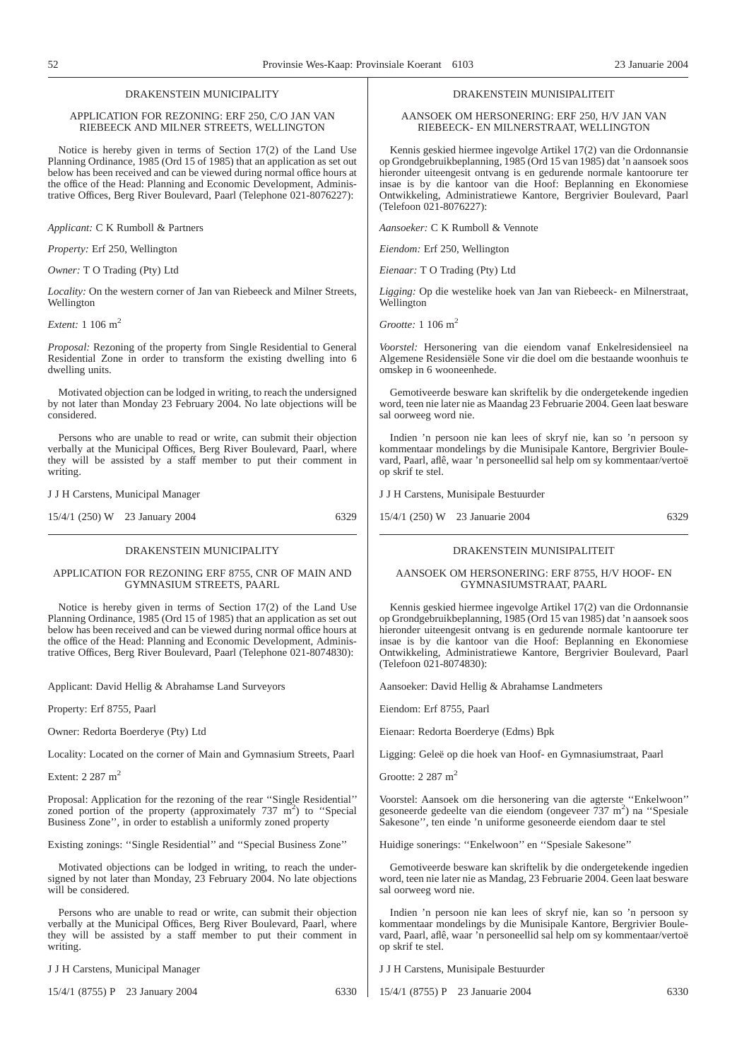## DRAKENSTEIN MUNICIPALITY

### APPLICATION FOR REZONING: ERF 250, C/O JAN VAN RIEBEECK AND MILNER STREETS, WELLINGTON

Notice is hereby given in terms of Section 17(2) of the Land Use Planning Ordinance, 1985 (Ord 15 of 1985) that an application as set out below has been received and can be viewed during normal office hours at the office of the Head: Planning and Economic Development, Administrative Offices, Berg River Boulevard, Paarl (Telephone 021-8076227):

*Applicant:* C K Rumboll & Partners

*Property:* Erf 250, Wellington

*Owner:* T O Trading (Pty) Ltd

*Locality:* On the western corner of Jan van Riebeeck and Milner Streets, Wellington

*Extent:* 1 106 $m^2$

*Proposal:* Rezoning of the property from Single Residential to General Residential Zone in order to transform the existing dwelling into 6 dwelling units.

Motivated objection can be lodged in writing, to reach the undersigned by not later than Monday 23 February 2004. No late objections will be considered.

Persons who are unable to read or write, can submit their objection verbally at the Municipal Offices, Berg River Boulevard, Paarl, where they will be assisted by a staff member to put their comment in writing.

J J H Carstens, Municipal Manager

15/4/1 (250) W 23 January 2004 6329

## DRAKENSTEIN MUNISIPALITEIT

### AANSOEK OM HERSONERING: ERF 250, H/V JAN VAN RIEBEECK- EN MILNERSTRAAT, WELLINGTON

Kennis geskied hiermee ingevolge Artikel 17(2) van die Ordonnansie op Grondgebruikbeplanning, 1985 (Ord 15 van 1985) dat 'n aansoek soos hieronder uiteengesit ontvang is en gedurende normale kantoorure ter insae is by die kantoor van die Hoof: Beplanning en Ekonomiese Ontwikkeling, Administratiewe Kantore, Bergrivier Boulevard, Paarl (Telefoon 021-8076227):

*Aansoeker:* C K Rumboll & Vennote

*Eiendom:* Erf 250, Wellington

*Eienaar:* T O Trading (Pty) Ltd

*Ligging:* Op die westelike hoek van Jan van Riebeeck- en Milnerstraat, Wellington

*Grootte:* 1 106 $m^2$

*Voorstel:* Hersonering van die eiendom vanaf Enkelresidensieel na Algemene Residensiële Sone vir die doel om die bestaande woonhuis te omskep in 6 wooneenhede.

Gemotiveerde besware kan skriftelik by die ondergetekende ingedien word, teen nie later nie as Maandag 23 Februarie 2004. Geen laat besware sal oorweeg word nie.

Indien 'n persoon nie kan lees of skryf nie, kan so 'n persoon sy kommentaar mondelings by die Munisipale Kantore, Bergrivier Boulevard, Paarl, aflê, waar 'n personeellid sal help om sy kommentaar/vertoë op skrif te stel.

J J H Carstens, Munisipale Bestuurder

15/4/1 (250) W 23 Januarie 2004 6329

## DRAKENSTEIN MUNICIPALITY

### APPLICATION FOR REZONING ERF 8755, CNR OF MAIN AND GYMNASIUM STREETS, PAARL

Notice is hereby given in terms of Section 17(2) of the Land Use Planning Ordinance, 1985 (Ord 15 of 1985) that an application as set out below has been received and can be viewed during normal office hours at the office of the Head: Planning and Economic Development, Administrative Offices, Berg River Boulevard, Paarl (Telephone 021-8074830):

Applicant: David Hellig & Abrahamse Land Surveyors

Property: Erf 8755, Paarl

Owner: Redorta Boerderye (Pty) Ltd

Locality: Located on the corner of Main and Gymnasium Streets, Paarl

Extent: 2 287 $m^2$

Proposal: Application for the rezoning of the rear ''Single Residential'' zoned portion of the property (approximately 737 $m^2$) to ''Special Business Zone'', in order to establish a uniformly zoned property

Existing zonings: ''Single Residential'' and ''Special Business Zone''

Motivated objections can be lodged in writing, to reach the undersigned by not later than Monday, 23 February 2004. No late objections will be considered.

Persons who are unable to read or write, can submit their objection verbally at the Municipal Offices, Berg River Boulevard, Paarl, where they will be assisted by a staff member to put their comment in writing.

J J H Carstens, Municipal Manager

15/4/1 (8755) P 23 January 2004 6330

## DRAKENSTEIN MUNISIPALITEIT

### AANSOEK OM HERSONERING: ERF 8755, H/V HOOF- EN GYMNASIUMSTRAAT, PAARL

Kennis geskied hiermee ingevolge Artikel 17(2) van die Ordonnansie op Grondgebruikbeplanning, 1985 (Ord 15 van 1985) dat 'n aansoek soos hieronder uiteengesit ontvang is en gedurende normale kantoorure ter insae is by die kantoor van die Hoof: Beplanning en Ekonomiese Ontwikkeling, Administratiewe Kantore, Bergrivier Boulevard, Paarl (Telefoon 021-8074830):

Aansoeker: David Hellig & Abrahamse Landmeters

Eiendom: Erf 8755, Paarl

Eienaar: Redorta Boerderye (Edms) Bpk

Ligging: Geleë op die hoek van Hoof- en Gymnasiumstraat, Paarl

Grootte: 2 287 $m^2$

Voorstel: Aansoek om die hersonering van die agterste ''Enkelwoon'' gesoneerde gedeelte van die eiendom (ongeveer 737 $m^2$) na ''Spesiale Sakesone'', ten einde 'n uniforme gesoneerde eiendom daar te stel

Huidige sonerings: ''Enkelwoon'' en ''Spesiale Sakesone''

Gemotiveerde besware kan skriftelik by die ondergetekende ingedien word, teen nie later nie as Mandag, 23 Februarie 2004. Geen laat besware sal oorweeg word nie.

Indien 'n persoon nie kan lees of skryf nie, kan so 'n persoon sy kommentaar mondelings by die Munisipale Kantore, Bergrivier Boulevard, Paarl, aflê, waar 'n personeellid sal help om sy kommentaar/vertoë op skrif te stel.

J J H Carstens, Munisipale Bestuurder

15/4/1 (8755) P 23 Januarie 2004 6330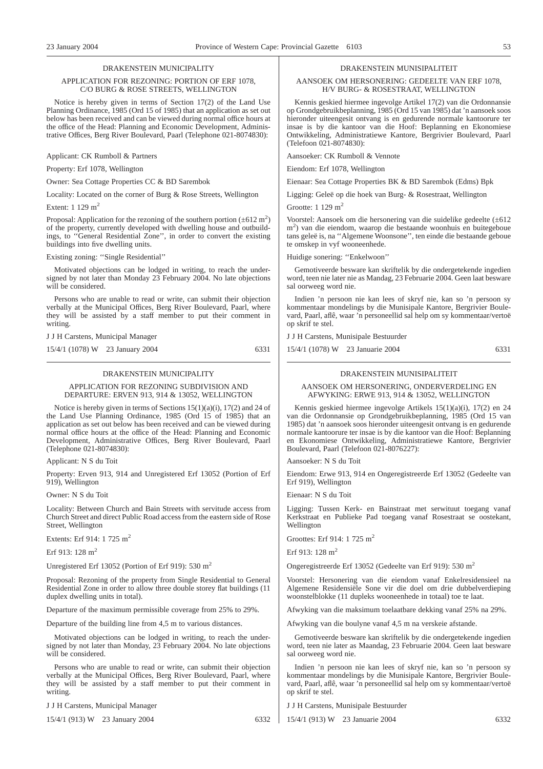## DRAKENSTEIN MUNICIPALITY

### APPLICATION FOR REZONING: PORTION OF ERF 1078, C/O BURG & ROSE STREETS, WELLINGTON

Notice is hereby given in terms of Section 17(2) of the Land Use Planning Ordinance, 1985 (Ord 15 of 1985) that an application as set out below has been received and can be viewed during normal office hours at the office of the Head: Planning and Economic Development, Administrative Offices, Berg River Boulevard, Paarl (Telephone 021-8074830):

Applicant: CK Rumboll & Partners

Property: Erf 1078, Wellington

Owner: Sea Cottage Properties CC & BD Sarembok

Locality: Located on the corner of Burg & Rose Streets, Wellington

Extent: 1 129 $m^2$

Proposal: Application for the rezoning of the southern portion (±612 $m^2$) of the property, currently developed with dwelling house and outbuildings, to ''General Residential Zone'', in order to convert the existing buildings into five dwelling units.

Existing zoning: ''Single Residential''

Motivated objections can be lodged in writing, to reach the undersigned by not later than Monday 23 February 2004. No late objections will be considered.

Persons who are unable to read or write, can submit their objection verbally at the Municipal Offices, Berg River Boulevard, Paarl, where they will be assisted by a staff member to put their comment in writing.

J J H Carstens, Municipal Manager

15/4/1 (1078) W 23 January 2004 6331

## DRAKENSTEIN MUNISIPALITEIT

### AANSOEK OM HERSONERING: GEDEELTE VAN ERF 1078, H/V BURG- & ROSESTRAAT, WELLINGTON

Kennis geskied hiermee ingevolge Artikel 17(2) van die Ordonnansie op Grondgebruikbeplanning, 1985 (Ord 15 van 1985) dat 'n aansoek soos hieronder uiteengesit ontvang is en gedurende normale kantoorure ter insae is by die kantoor van die Hoof: Beplanning en Ekonomiese Ontwikkeling, Administratiewe Kantore, Bergrivier Boulevard, Paarl (Telefoon 021-8074830):

Aansoeker: CK Rumboll & Vennote

Eiendom: Erf 1078, Wellington

Eienaar: Sea Cottage Properties BK & BD Sarembok (Edms) Bpk

Ligging: Geleë op die hoek van Burg- & Rosestraat, Wellington

Grootte: 1 129 $m^2$

Voorstel: Aansoek om die hersonering van die suidelike gedeelte (±612 $m^2$) van die eiendom, waarop die bestaande woonhuis en buitegeboue tans geleë is, na ''Algemene Woonsone'', ten einde die bestaande geboue te omskep in vyf wooneenhede.

Huidige sonering: ''Enkelwoon''

Gemotiveerde besware kan skriftelik by die ondergetekende ingedien word, teen nie later nie as Mandag, 23 Februarie 2004. Geen laat besware sal oorweeg word nie.

Indien 'n persoon nie kan lees of skryf nie, kan so 'n persoon sy kommentaar mondelings by die Munisipale Kantore, Bergrivier Boulevard, Paarl, aflê, waar 'n personeellid sal help om sy kommentaar/vertoë op skrif te stel.

J J H Carstens, Munisipale Bestuurder

15/4/1 (1078) W 23 Januarie 2004 6331

## DRAKENSTEIN MUNICIPALITY

### APPLICATION FOR REZONING SUBDIVISION AND DEPARTURE: ERVEN 913, 914 & 13052, WELLINGTON

Notice is hereby given in terms of Sections 15(1)(a)(i), 17(2) and 24 of the Land Use Planning Ordinance, 1985 (Ord 15 of 1985) that an application as set out below has been received and can be viewed during normal office hours at the office of the Head: Planning and Economic Development, Administrative Offices, Berg River Boulevard, Paarl (Telephone 021-8074830):

Applicant: N S du Toit

Property: Erven 913, 914 and Unregistered Erf 13052 (Portion of Erf 919), Wellington

Owner: N S du Toit

Locality: Between Church and Bain Streets with servitude access from Church Street and direct Public Road access from the eastern side of Rose Street, Wellington

Extents: Erf 914: 1 725 $m^2$

Erf 913: 128 $m^2$

Unregistered Erf 13052 (Portion of Erf 919): 530 $m^2$

Proposal: Rezoning of the property from Single Residential to General Residential Zone in order to allow three double storey flat buildings (11 duplex dwelling units in total).

Departure of the maximum permissible coverage from 25% to 29%.

Departure of the building line from 4,5 m to various distances.

Motivated objections can be lodged in writing, to reach the undersigned by not later than Monday, 23 February 2004. No late objections will be considered.

Persons who are unable to read or write, can submit their objection verbally at the Municipal Offices, Berg River Boulevard, Paarl, where they will be assisted by a staff member to put their comment in writing.

J J H Carstens, Municipal Manager

15/4/1 (913) W 23 January 2004 6332

## DRAKENSTEIN MUNISIPALITEIT

### AANSOEK OM HERSONERING, ONDERVERDELING EN AFWYKING: ERWE 913, 914 & 13052, WELLINGTON

Kennis geskied hiermee ingevolge Artikels 15(1)(a)(i), 17(2) en 24 van die Ordonnansie op Grondgebruikbeplanning, 1985 (Ord 15 van 1985) dat 'n aansoek soos hieronder uiteengesit ontvang is en gedurende normale kantoorure ter insae is by die kantoor van die Hoof: Beplanning en Ekonomiese Ontwikkeling, Administratiewe Kantore, Bergrivier Boulevard, Paarl (Telefoon 021-8076227):

Aansoeker: N S du Toit

Eiendom: Erwe 913, 914 en Ongeregistreerde Erf 13052 (Gedeelte van Erf 919), Wellington

Eienaar: N S du Toit

Ligging: Tussen Kerk- en Bainstraat met serwituut toegang vanaf Kerkstraat en Publieke Pad toegang vanaf Rosestraat se oostekant, Wellington

Groottes: Erf 914: 1 725 $m^2$

Erf 913: 128 $m^2$

Ongeregistreerde Erf 13052 (Gedeelte van Erf 919): 530 $m^2$

Voorstel: Hersonering van die eiendom vanaf Enkelresidensieel na Algemene Residensiële Sone vir die doel om drie dubbelverdieping woonstelblokke (11 dupleks wooneenhede in totaal) toe te laat.

Afwyking van die maksimum toelaatbare dekking vanaf 25% na 29%.

Afwyking van die boulyne vanaf 4,5 m na verskeie afstande.

Gemotiveerde besware kan skriftelik by die ondergetekende ingedien word, teen nie later as Maandag, 23 Februarie 2004. Geen laat besware sal oorweeg word nie.

Indien 'n persoon nie kan lees of skryf nie, kan so 'n persoon sy kommentaar mondelings by die Munisipale Kantore, Bergrivier Boulevard, Paarl, aflê, waar 'n personeellid sal help om sy kommentaar/vertoë op skrif te stel.

J J H Carstens, Munisipale Bestuurder

15/4/1 (913) W 23 Januarie 2004 6332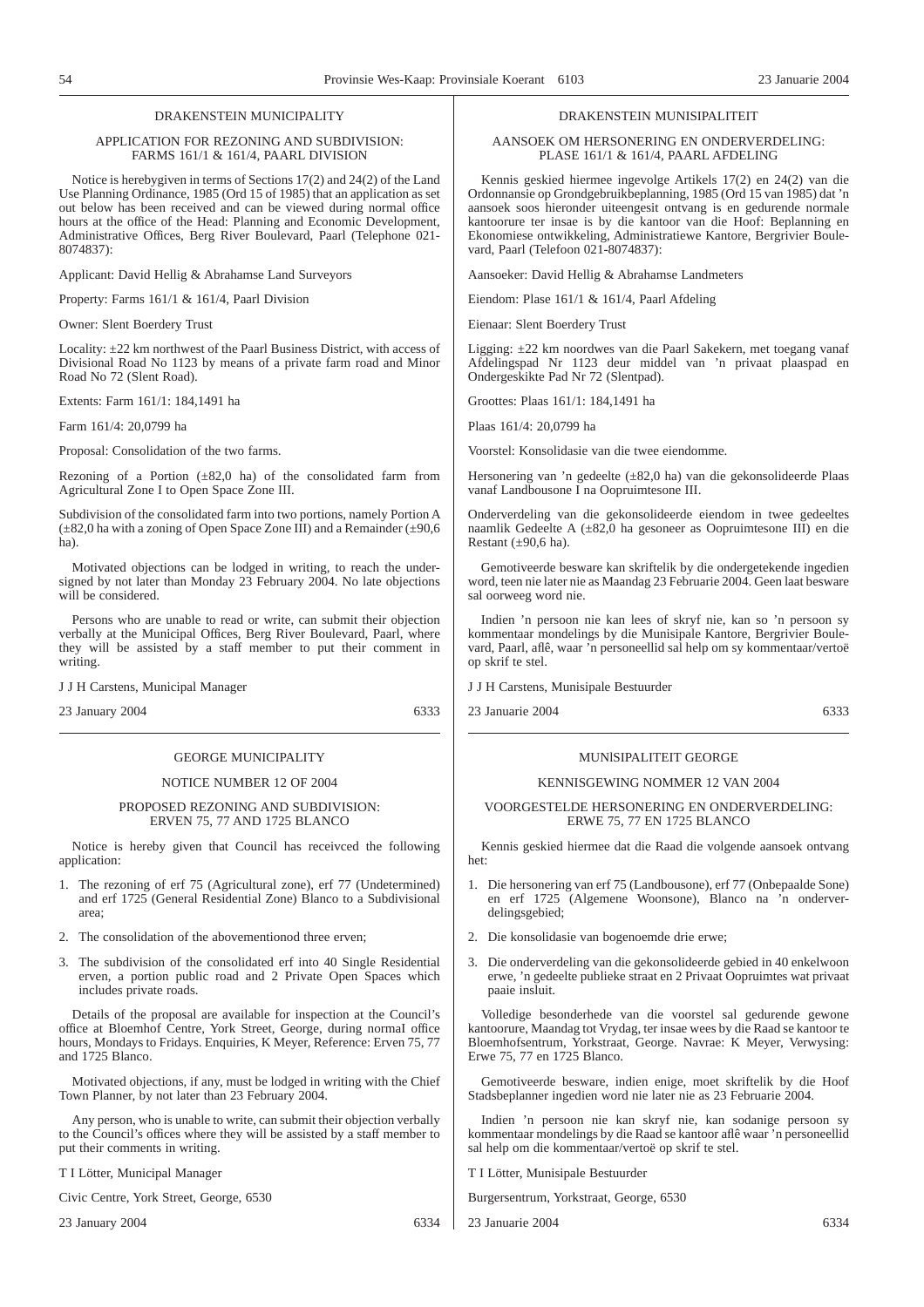## DRAKENSTEIN MUNICIPALITY

### APPLICATION FOR REZONING AND SUBDIVISION: FARMS 161/1 & 161/4, PAARL DIVISION

Notice is herebygiven in terms of Sections 17(2) and 24(2) of the Land Use Planning Ordinance, 1985 (Ord 15 of 1985) that an application as set out below has been received and can be viewed during normal office hours at the office of the Head: Planning and Economic Development, Administrative Offices, Berg River Boulevard, Paarl (Telephone 021-8074837):

Applicant: David Hellig & Abrahamse Land Surveyors

Property: Farms 161/1 & 161/4, Paarl Division

Owner: Slent Boerdery Trust

Locality: ±22 km northwest of the Paarl Business District, with access of Divisional Road No 1123 by means of a private farm road and Minor Road No 72 (Slent Road).

Extents: Farm 161/1: 184,1491 ha

Farm 161/4: 20,0799 ha

Proposal: Consolidation of the two farms.

Rezoning of a Portion (±82,0 ha) of the consolidated farm from Agricultural Zone I to Open Space Zone III.

Subdivision of the consolidated farm into two portions, namely Portion A (±82,0 ha with a zoning of Open Space Zone III) and a Remainder (±90,6 ha).

Motivated objections can be lodged in writing, to reach the undersigned by not later than Monday 23 February 2004. No late objections will be considered.

Persons who are unable to read or write, can submit their objection verbally at the Municipal Offices, Berg River Boulevard, Paarl, where they will be assisted by a staff member to put their comment in writing.

J J H Carstens, Municipal Manager

23 January 2004 6333

## DRAKENSTEIN MUNISIPALITEIT

### AANSOEK OM HERSONERING EN ONDERVERDELING: PLASE 161/1 & 161/4, PAARL AFDELING

Kennis geskied hiermee ingevolge Artikels 17(2) en 24(2) van die Ordonnansie op Grondgebruikbeplanning, 1985 (Ord 15 van 1985) dat 'n aansoek soos hieronder uiteengesit ontvang is en gedurende normale kantoorure ter insae is by die kantoor van die Hoof: Beplanning en Ekonomiese ontwikkeling, Administratiewe Kantore, Bergrivier Boulevard, Paarl (Telefoon 021-8074837):

Aansoeker: David Hellig & Abrahamse Landmeters

Eiendom: Plase 161/1 & 161/4, Paarl Afdeling

Eienaar: Slent Boerdery Trust

Ligging: ±22 km noordwes van die Paarl Sakekern, met toegang vanaf Afdelingspad Nr 1123 deur middel van 'n privaat plaaspad en Ondergeskikte Pad Nr 72 (Slentpad).

Groottes: Plaas 161/1: 184,1491 ha

Plaas 161/4: 20,0799 ha

Voorstel: Konsolidasie van die twee eiendomme.

Hersonering van 'n gedeelte (±82,0 ha) van die gekonsolideerde Plaas vanaf Landbousone I na Oopruimtesone III.

Onderverdeling van die gekonsolideerde eiendom in twee gedeeltes naamlik Gedeelte A (±82,0 ha gesoneer as Oopruimtesone III) en die Restant (±90,6 ha).

Gemotiveerde besware kan skriftelik by die ondergetekende ingedien word, teen nie later nie as Maandag 23 Februarie 2004. Geen laat besware sal oorweeg word nie.

Indien 'n persoon nie kan lees of skryf nie, kan so 'n persoon sy kommentaar mondelings by die Munisipale Kantore, Bergrivier Boulevard, Paarl, aflê, waar 'n personeellid sal help om sy kommentaar/vertoë op skrif te stel.

J J H Carstens, Munisipale Bestuurder

23 Januarie 2004 6333

## GEORGE MUNICIPALITY

### NOTICE NUMBER 12 OF 2004

### PROPOSED REZONING AND SUBDIVISION: ERVEN 75, 77 AND 1725 BLANCO

Notice is hereby given that Council has receivced the following application:

1. The rezoning of erf 75 (Agricultural zone), erf 77 (Undetermined) and erf 1725 (General Residential Zone) Blanco to a Subdivisional area;
2. The consolidation of the abovementionod three erven;
3. The subdivision of the consolidated erf into 40 Single Residential erven, a portion public road and 2 Private Open Spaces which includes private roads.

Details of the proposal are available for inspection at the Council's office at Bloemhof Centre, York Street, George, during normal office hours, Mondays to Fridays. Enquiries, K Meyer, Reference: Erven 75, 77 and 1725 Blanco.

Motivated objections, if any, must be lodged in writing with the Chief Town Planner, by not later than 23 February 2004.

Any person, who is unable to write, can submit their objection verbally to the Council's offices where they will be assisted by a staff member to put their comments in writing.

T I Lötter, Municipal Manager

Civic Centre, York Street, George, 6530

23 January 2004 6334

## MUNlSIPALITEIT GEORGE

### KENNISGEWING NOMMER 12 VAN 2004

### VOORGESTELDE HERSONERING EN ONDERVERDELING: ERWE 75, 77 EN 1725 BLANCO

Kennis geskied hiermee dat die Raad die volgende aansoek ontvang het:

1. Die hersonering van erf 75 (Landbousone), erf 77 (Onbepaalde Sone) en erf 1725 (Algemene Woonsone), Blanco na 'n onderverdelingsgebied;
2. Die konsolidasie van bogenoemde drie erwe;
3. Die onderverdeling van die gekonsolideerde gebied in 40 enkelwoon erwe, 'n gedeelte publieke straat en 2 Privaat Oopruimtes wat privaat paaie insluit.

Volledige besonderhede van die voorstel sal gedurende gewone kantoorure, Maandag tot Vrydag, ter insae wees by die Raad se kantoor te Bloemhofsentrum, Yorkstraat, George. Navrae: K Meyer, Verwysing: Erwe 75, 77 en 1725 Blanco.

Gemotiveerde besware, indien enige, moet skriftelik by die Hoof Stadsbeplanner ingedien word nie later nie as 23 Februarie 2004.

Indien 'n persoon nie kan skryf nie, kan sodanige persoon sy kommentaar mondelings by die Raad se kantoor aflê waar 'n personeellid sal help om die kommentaar/vertoë op skrif te stel.

T I Lötter, Munisipale Bestuurder

Burgersentrum, Yorkstraat, George, 6530

23 Januarie 2004 6334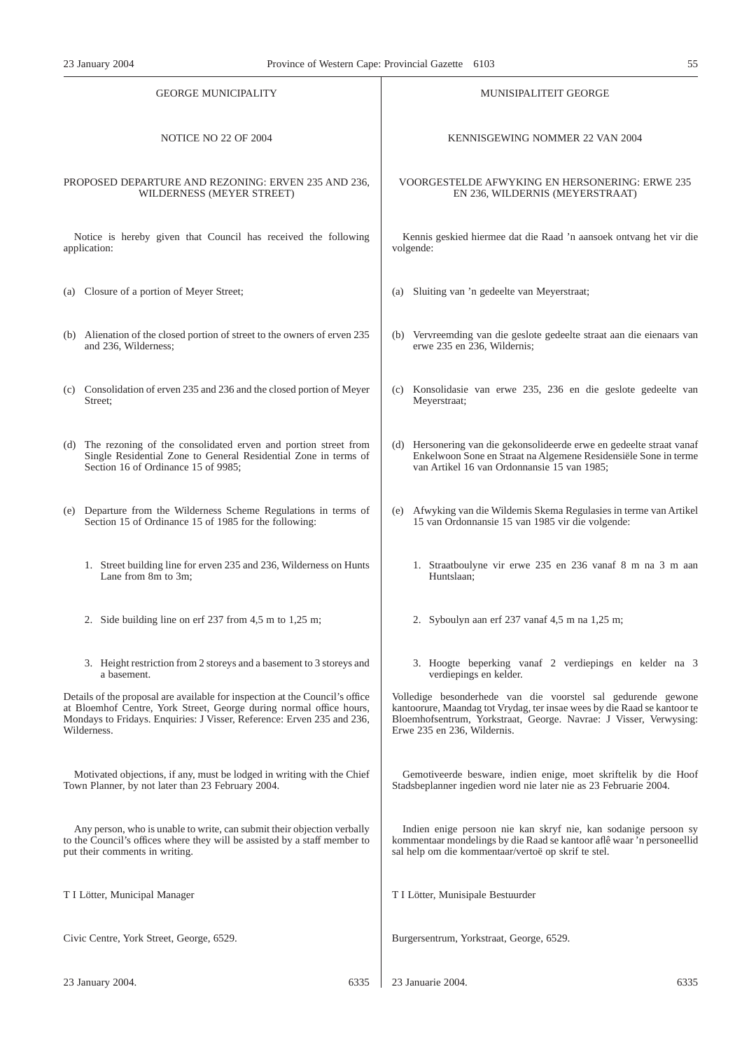## GEORGE MUNICIPALITY

### NOTICE NO 22 OF 2004

### PROPOSED DEPARTURE AND REZONING: ERVEN 235 AND 236, WILDERNESS (MEYER STREET)

Notice is hereby given that Council has received the following application:

(a) Closure of a portion of Meyer Street;

(b) Alienation of the closed portion of street to the owners of erven 235 and 236, Wilderness;

(c) Consolidation of erven 235 and 236 and the closed portion of Meyer Street;

(d) The rezoning of the consolidated erven and portion street from Single Residential Zone to General Residential Zone in terms of Section 16 of Ordinance 15 of 9985;

(e) Departure from the Wilderness Scheme Regulations in terms of Section 15 of Ordinance 15 of 1985 for the following:

1. Street building line for erven 235 and 236, Wilderness on Hunts Lane from 8m to 3m;
2. Side building line on erf 237 from 4,5 m to 1,25 m;
3. Height restriction from 2 storeys and a basement to 3 storeys and a basement.

Details of the proposal are available for inspection at the Council's office at Bloemhof Centre, York Street, George during normal office hours, Mondays to Fridays. Enquiries: J Visser, Reference: Erven 235 and 236, Wilderness.

Motivated objections, if any, must be lodged in writing with the Chief Town Planner, by not later than 23 February 2004.

Any person, who is unable to write, can submit their objection verbally to the Council's offices where they will be assisted by a staff member to put their comments in writing.

T I Lötter, Municipal Manager

Civic Centre, York Street, George, 6529.

23 January 2004. 6335

## MUNISIPALITEIT GEORGE

### KENNISGEWING NOMMER 22 VAN 2004

### VOORGESTELDE AFWYKING EN HERSONERING: ERWE 235 EN 236, WILDERNIS (MEYERSTRAAT)

Kennis geskied hiermee dat die Raad 'n aansoek ontvang het vir die volgende:

(a) Sluiting van 'n gedeelte van Meyerstraat;

(b) Vervreemding van die geslote gedeelte straat aan die eienaars van erwe 235 en 236, Wildernis;

(c) Konsolidasie van erwe 235, 236 en die geslote gedeelte van Meyerstraat;

(d) Hersonering van die gekonsolideerde erwe en gedeelte straat vanaf Enkelwoon Sone en Straat na Algemene Residensiële Sone in terme van Artikel 16 van Ordonnansie 15 van 1985;

(e) Afwyking van die Wildemis Skema Regulasies in terme van Artikel 15 van Ordonnansie 15 van 1985 vir die volgende:

1. Straatboulyne vir erwe 235 en 236 vanaf 8 m na 3 m aan Huntslaan;
2. Syboulyn aan erf 237 vanaf 4,5 m na 1,25 m;
3. Hoogte beperking vanaf 2 verdiepings en kelder na 3 verdiepings en kelder.

Volledige besonderhede van die voorstel sal gedurende gewone kantoorure, Maandag tot Vrydag, ter insae wees by die Raad se kantoor te Bloemhofsentrum, Yorkstraat, George. Navrae: J Visser, Verwysing: Erwe 235 en 236, Wildernis.

Gemotiveerde besware, indien enige, moet skriftelik by die Hoof Stadsbeplanner ingedien word nie later nie as 23 Februarie 2004.

Indien enige persoon nie kan skryf nie, kan sodanige persoon sy kommentaar mondelings by die Raad se kantoor aflê waar 'n personeellid sal help om die kommentaar/vertoë op skrif te stel.

T I Lötter, Munisipale Bestuurder

Burgersentrum, Yorkstraat, George, 6529.

23 Januarie 2004. 6335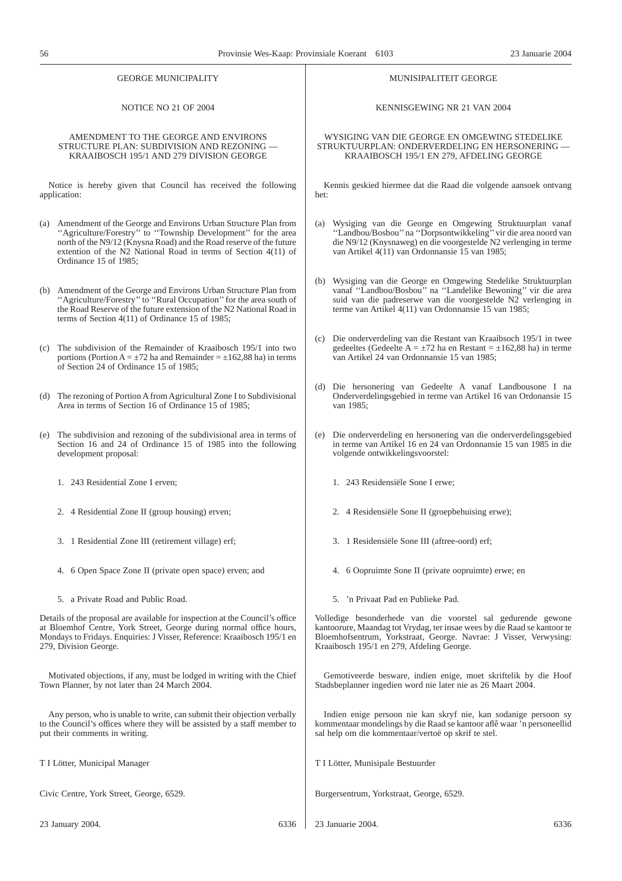GEORGE MUNICIPALITY

NOTICE NO 21 OF 2004

AMENDMENT TO THE GEORGE AND ENVIRONS STRUCTURE PLAN: SUBDIVISION AND REZONING — KRAAIBOSCH 195/1 AND 279 DIVISION GEORGE

Notice is hereby given that Council has received the following application:

(a) Amendment of the George and Environs Urban Structure Plan from ''Agriculture/Forestry'' to ''Township Development'' for the area north of the N9/12 (Knysna Road) and the Road reserve of the future extention of the N2 National Road in terms of Section 4(11) of Ordinance 15 of 1985;

(b) Amendment of the George and Environs Urban Structure Plan from ''Agriculture/Forestry'' to ''Rural Occupation'' for the area south of the Road Reserve of the future extension of the N2 National Road in terms of Section 4(11) of Ordinance 15 of 1985;

(c) The subdivision of the Remainder of Kraaibosch 195/1 into two portions (Portion A = ±72 ha and Remainder = ±162,88 ha) in terms of Section 24 of Ordinance 15 of 1985;

(d) The rezoning of Portion A from Agricultural Zone I to Subdivisional Area in terms of Section 16 of Ordinance 15 of 1985;

(e) The subdivision and rezoning of the subdivisional area in terms of Section 16 and 24 of Ordinance 15 of 1985 into the following development proposal:

1. 243 Residential Zone I erven;
2. 4 Residential Zone II (group housing) erven;
3. 1 Residential Zone III (retirement village) erf;
4. 6 Open Space Zone II (private open space) erven; and
5. a Private Road and Public Road.

Details of the proposal are available for inspection at the Council's office at Bloemhof Centre, York Street, George during normal office hours, Mondays to Fridays. Enquiries: J Visser, Reference: Kraaibosch 195/1 en 279, Division George.

Motivated objections, if any, must be lodged in writing with the Chief Town Planner, by not later than 24 March 2004.

Any person, who is unable to write, can submit their objection verbally to the Council's offices where they will be assisted by a staff member to put their comments in writing.

T I Lötter, Municipal Manager

Civic Centre, York Street, George, 6529.

23 January 2004. 6336

MUNISIPALITEIT GEORGE

KENNISGEWING NR 21 VAN 2004

WYSIGING VAN DIE GEORGE EN OMGEWING STEDELIKE STRUKTUURPLAN: ONDERVERDELING EN HERSONERING — KRAAIBOSCH 195/1 EN 279, AFDELING GEORGE

Kennis geskied hiermee dat die Raad die volgende aansoek ontvang het:

(a) Wysiging van die George en Omgewing Struktuurplan vanaf ''Landbou/Bosbou'' na ''Dorpsontwikkeling'' vir die area noord van die N9/12 (Knysnaweg) en die voorgestelde N2 verlenging in terme van Artikel 4(11) van Ordonnansie 15 van 1985;

(b) Wysiging van die George en Omgewing Stedelike Struktuurplan vanaf ''Landbou/Bosbou'' na ''Landelike Bewoning'' vir die area suid van die padreserwe van die voorgestelde N2 verlenging in terme van Artikel 4(11) van Ordonnansie 15 van 1985;

(c) Die onderverdeling van die Restant van Kraaibsoch 195/1 in twee gedeeltes (Gedeelte A = ±72 ha en Restant = ±162,88 ha) in terme van Artikel 24 van Ordonnansie 15 van 1985;

(d) Die hersonering van Gedeelte A vanaf Landbousone I na Onderverdelingsgebied in terme van Artikel 16 van Ordonansie 15 van 1985;

(e) Die onderverdeling en hersonering van die onderverdelingsgebied in terme van Artikel 16 en 24 van Ordonnansie 15 van 1985 in die volgende ontwikkelingsvoorstel:

1. 243 Residensiële Sone I erwe;
2. 4 Residensiële Sone II (groepbehuising erwe);
3. 1 Residensiële Sone III (aftree-oord) erf;
4. 6 Oopruimte Sone II (private oopruimte) erwe; en
5. 'n Privaat Pad en Publieke Pad.

Volledige besonderhede van die voorstel sal gedurende gewone kantoorure, Maandag tot Vrydag, ter insae wees by die Raad se kantoor te Bloemhofsentrum, Yorkstraat, George. Navrae: J Visser, Verwysing: Kraaibosch 195/1 en 279, Afdeling George.

Gemotiveerde besware, indien enige, moet skriftelik by die Hoof Stadsbeplanner ingedien word nie later nie as 26 Maart 2004.

Indien enige persoon nie kan skryf nie, kan sodanige persoon sy kommentaar mondelings by die Raad se kantoor aflê waar 'n personeellid sal help om die kommentaar/vertoë op skrif te stel.

T I Lötter, Munisipale Bestuurder

Burgersentrum, Yorkstraat, George, 6529.

23 Januarie 2004. 6336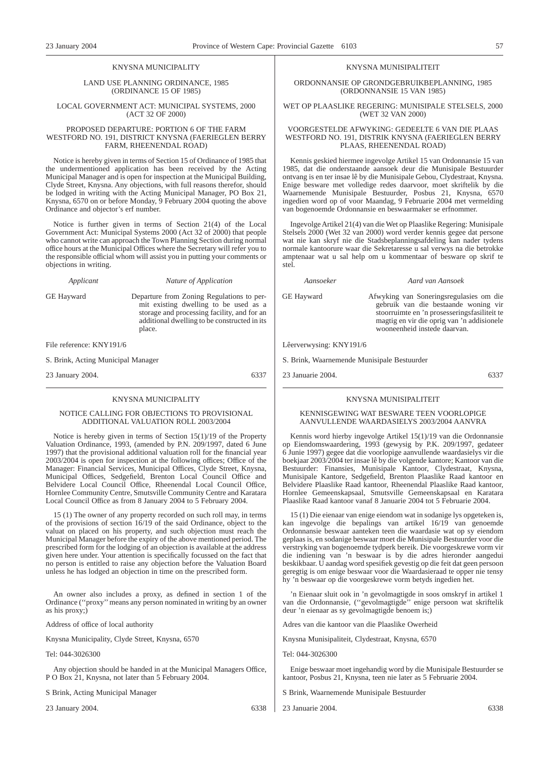KNYSNA MUNICIPALITY

LAND USE PLANNING ORDINANCE, 1985 (ORDINANCE 15 OF 1985)

LOCAL GOVERNMENT ACT: MUNICIPAL SYSTEMS, 2000 (ACT 32 OF 2000)

PROPOSED DEPARTURE: PORTION 6 OF THE FARM WESTFORD NO. 191, DISTRICT KNYSNA (FAERIEGLEN BERRY FARM, RHEENENDAL ROAD)

Notice is hereby given in terms of Section 15 of Ordinance of 1985 that the undermentioned application has been received by the Acting Municipal Manager and is open for inspection at the Municipal Building, Clyde Street, Knysna. Any objections, with full reasons therefor, should be lodged in writing with the Acting Municipal Manager, PO Box 21, Knysna, 6570 on or before Monday, 9 February 2004 quoting the above Ordinance and objector's erf number.

Notice is further given in terms of Section 21(4) of the Local Government Act: Municipal Systems 2000 (Act 32 of 2000) that people who cannot write can approach the Town Planning Section during normal office hours at the Municipal Offices where the Secretary will refer you to the responsible official whom will assist you in putting your comments or objections in writing.

| *Applicant* | *Nature of Application* |
|---|---|
| GE Hayward | Departure from Zoning Regulations to permit existing dwelling to be used as a storage and processing facility, and for an additional dwelling to be constructed in its place. |

File reference: KNY191/6

S. Brink, Acting Municipal Manager

23 January 2004. 6337

---

KNYSNA MUNISIPALITEIT

ORDONNANSIE OP GRONDGEBRUIKBEPLANNING, 1985 (ORDONNANSIE 15 VAN 1985)

WET OP PLAASLIKE REGERING: MUNISIPALE STELSELS, 2000 (WET 32 VAN 2000)

VOORGESTELDE AFWYKING: GEDEELTE 6 VAN DIE PLAAS WESTFORD NO. 191, DISTRIK KNYSNA (FAERIEGLEN BERRY PLAAS, RHEENENDAL ROAD)

Kennis geskied hiermee ingevolge Artikel 15 van Ordonnansie 15 van 1985, dat die onderstaande aansoek deur die Munisipale Bestuurder ontvang is en ter insae lê by die Munisipale Gebou, Clydestraat, Knysna. Enige besware met volledige redes daarvoor, moet skriftelik by die Waarnemende Munisipale Bestuurder, Posbus 21, Knysna, 6570 ingedien word op of voor Maandag, 9 Februarie 2004 met vermelding van bogenoemde Ordonnansie en beswaarmaker se erfnommer.

Ingevolge Artikel 21(4) van die Wet op Plaaslike Regering: Munisipale Stelsels 2000 (Wet 32 van 2000) word verder kennis gegee dat persone wat nie kan skryf nie die Stadsbeplanningsafdeling kan nader tydens normale kantoorure waar die Sekretaresse u sal verwys na die betrokke amptenaar wat u sal help om u kommentaar of besware op skrif te stel.

| *Aansoeker* | *Aard van Aansoek* |
|---|---|
| GE Hayward | Afwyking van Soneringsregulasies om die gebruik van die bestaande woning vir stoorruimte en 'n prosesseringsfasiliteit te magtig en vir die oprig van 'n addisionele wooneenheid instede daarvan. |

Lêerverwysing: KNY191/6

S. Brink, Waarnemende Munisipale Bestuurder

23 Januarie 2004. 6337

---

KNYSNA MUNICIPALITY

NOTICE CALLING FOR OBJECTIONS TO PROVISIONAL ADDITIONAL VALUATION ROLL 2003/2004

Notice is hereby given in terms of Section 15(1)/19 of the Property Valuation Ordinance, 1993, (amended by P.N. 209/1997, dated 6 June 1997) that the provisional additional valuation roll for the financial year 2003/2004 is open for inspection at the following offices; Office of the Manager: Financial Services, Municipal Offices, Clyde Street, Knysna, Municipal Offices, Sedgefield, Brenton Local Council Office and Belvidere Local Council Office, Rheenendal Local Council Office, Hornlee Community Centre, Smutsville Community Centre and Karatara Local Council Office as from 8 January 2004 to 5 February 2004.

15 (1) The owner of any property recorded on such roll may, in terms of the provisions of section 16/19 of the said Ordinance, object to the valuat on placed on his property, and such objection must reach the Municipal Manager before the expiry of the above mentioned period. The prescribed form for the lodging of an objection is available at the address given here under. Your attention is specifically focussed on the fact that no person is entitled to raise any objection before the Valuation Board unless he has lodged an objection in time on the prescribed form.

An owner also includes a proxy, as defined in section 1 of the Ordinance (''proxy'' means any person nominated in writing by an owner as his proxy;)

Address of office of local authority

Knysna Municipality, Clyde Street, Knysna, 6570

Tel: 044-3026300

Any objection should be handed in at the Municipal Managers Office, P O Box 21, Knysna, not later than 5 February 2004.

S Brink, Acting Municipal Manager

23 January 2004. 6338

---

KNYSNA MUNISIPALITEIT

KENNISGEWING WAT BESWARE TEEN VOORLOPIGE AANVULLENDE WAARDASIELYS 2003/2004 AANVRA

Kennis word hierby ingevolge Artikel 15(1)/19 van die Ordonnansie op Eiendomswaardering, 1993 (gewysig by P.K. 209/1997, gedateer 6 Junie 1997) gegee dat die voorlopige aanvullende waardasielys vir die boekjaar 2003/2004 ter insae lê by die volgende kantore; Kantoor van die Bestuurder: Finansies, Munisipale Kantoor, Clydestraat, Knysna, Munisipale Kantore, Sedgefield, Brenton Plaaslike Raad kantoor en Belvidere Plaaslike Raad kantoor, Rheenendal Plaaslike Raad kantoor, Hornlee Gemeenskapsaal, Smutsville Gemeenskapsaal en Karatara Plaaslike Raad kantoor vanaf 8 Januarie 2004 tot 5 Februarie 2004.

15 (1) Die eienaar van enige eiendom wat in sodanige lys opgeteken is, kan ingevolge die bepalings van artikel 16/19 van genoemde Ordonnansie beswaar aanteken teen die waardasie wat op sy eiendom geplaas is, en sodanige beswaar moet die Munisipale Bestuurder voor die verstryking van bogenoemde tydperk bereik. Die voorgeskrewe vorm vir die indiening van 'n beswaar is by die adres hieronder aangedui beskikbaar. U aandag word spesifiek gevestig op die feit dat geen persoon geregtig is om enige beswaar voor die Waardasieraad te opper nie tensy hy 'n beswaar op die voorgeskrewe vorm betyds ingedien het.

'n Eienaar sluit ook in 'n gevolmagtigde in soos omskryf in artikel 1 van die Ordonnansie, (''gevolmagtigde'' enige persoon wat skriftelik deur 'n eienaar as sy gevolmagtigde benoem is;)

Adres van die kantoor van die Plaaslike Owerheid

Knysna Munisipaliteit, Clydestraat, Knysna, 6570

Tel: 044-3026300

Enige beswaar moet ingehandig word by die Munisipale Bestuurder se kantoor, Posbus 21, Knysna, teen nie later as 5 Februarie 2004.

S Brink, Waarnemende Munisipale Bestuurder

23 Januarie 2004. 6338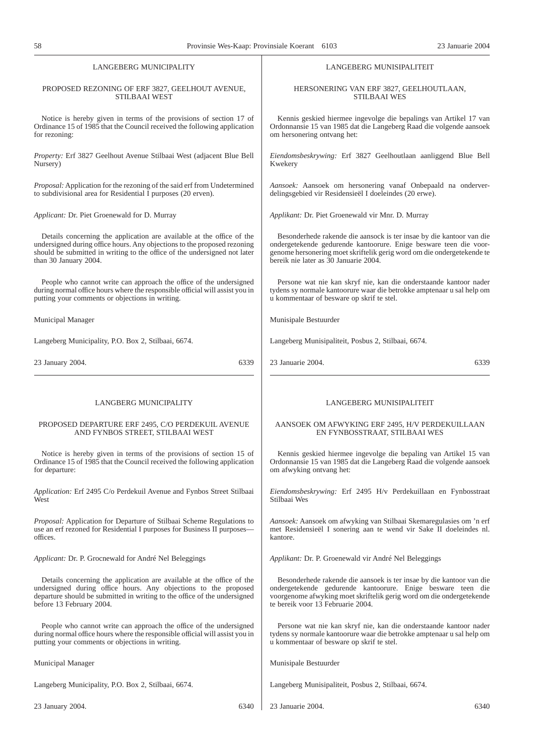LANGEBERG MUNICIPALITY

PROPOSED REZONING OF ERF 3827, GEELHOUT AVENUE, STILBAAI WEST

Notice is hereby given in terms of the provisions of section 17 of Ordinance 15 of 1985 that the Council received the following application for rezoning:

*Property:* Erf 3827 Geelhout Avenue Stilbaai West (adjacent Blue Bell Nursery)

*Proposal:* Application for the rezoning of the said erf from Undetermined to subdivisional area for Residential I purposes (20 erven).

*Applicant:* Dr. Piet Groenewald for D. Murray

Details concerning the application are available at the office of the undersigned during office hours. Any objections to the proposed rezoning should be submitted in writing to the office of the undersigned not later than 30 January 2004.

People who cannot write can approach the office of the undersigned during normal office hours where the responsible official will assist you in putting your comments or objections in writing.

Municipal Manager

Langeberg Municipality, P.O. Box 2, Stilbaai, 6674.

23 January 2004. 6339

---

LANGEBERG MUNISIPALITEIT

HERSONERING VAN ERF 3827, GEELHOUTLAAN, STILBAAI WES

Kennis geskied hiermee ingevolge die bepalings van Artikel 17 van Ordonnansie 15 van 1985 dat die Langeberg Raad die volgende aansoek om hersonering ontvang het:

*Eiendomsbeskrywing:* Erf 3827 Geelhoutlaan aanliggend Blue Bell Kwekery

*Aansoek:* Aansoek om hersonering vanaf Onbepaald na onderverdelingsgebied vir Residensieël I doeleindes (20 erwe).

*Applikant:* Dr. Piet Groenewald vir Mnr. D. Murray

Besonderhede rakende die aansock is ter insae by die kantoor van die ondergetekende gedurende kantoorure. Enige besware teen die voorgenome hersonering moet skriftelik gerig word om die ondergetekende te bereik nie later as 30 Januarie 2004.

Persone wat nie kan skryf nie, kan die onderstaande kantoor nader tydens sy normale kantoorure waar die betrokke amptenaar u sal help om u kommentaar of besware op skrif te stel.

Munisipale Bestuurder

Langeberg Munisipaliteit, Posbus 2, Stilbaai, 6674.

23 Januarie 2004. 6339

---

LANGBERG MUNICIPALITY

PROPOSED DEPARTURE ERF 2495, C/O PERDEKUIL AVENUE AND FYNBOS STREET, STILBAAI WEST

Notice is hereby given in terms of the provisions of section 15 of Ordinance 15 of 1985 that the Council received the following application for departure:

*Application:* Erf 2495 C/o Perdekuil Avenue and Fynbos Street Stilbaai West

*Proposal:* Application for Departure of Stilbaai Scheme Regulations to use an erf rezoned for Residential I purposes for Business II purposes—offices.

*Applicant:* Dr. P. Grocnewald for André Nel Beleggings

Details concerning the application are available at the office of the undersigned during office hours. Any objections to the proposed departure should be submitted in writing to the office of the undersigned before 13 February 2004.

People who cannot write can approach the office of the undersigned during normal office hours where the responsible official will assist you in putting your comments or objections in writing.

Municipal Manager

Langeberg Municipality, P.O. Box 2, Stilbaai, 6674.

23 January 2004. 6340

---

LANGEBERG MUNISIPALITEIT

AANSOEK OM AFWYKING ERF 2495, H/V PERDEKUILLAAN EN FYNBOSSTRAAT, STILBAAI WES

Kennis geskied hiermee ingevolge die bepaling van Artikel 15 van Ordonnansie 15 van 1985 dat die Langeberg Raad die volgende aansoek om afwyking ontvang het:

*Eiendomsbeskrywing:* Erf 2495 H/v Perdekuillaan en Fynbosstraat Stilbaai Wes

*Aansoek:* Aansoek om afwyking van Stilbaai Skemaregulasies om 'n erf met Residensieël I sonering aan te wend vir Sake II doeleindes nl. kantore.

*Applikant:* Dr. P. Groenewald vir André Nel Beleggings

Besonderhede rakende die aansoek is ter insae by die kantoor van die ondergetekende gedurende kantoorure. Enige besware teen die voorgenome afwyking moet skriftelik gerig word om die ondergetekende te bereik voor 13 Februarie 2004.

Persone wat nie kan skryf nie, kan die onderstaande kantoor nader tydens sy normale kantoorure waar die betrokke amptenaar u sal help om u kommentaar of besware op skrif te stel.

Munisipale Bestuurder

Langeberg Munisipaliteit, Posbus 2, Stilbaai, 6674.

23 Januarie 2004. 6340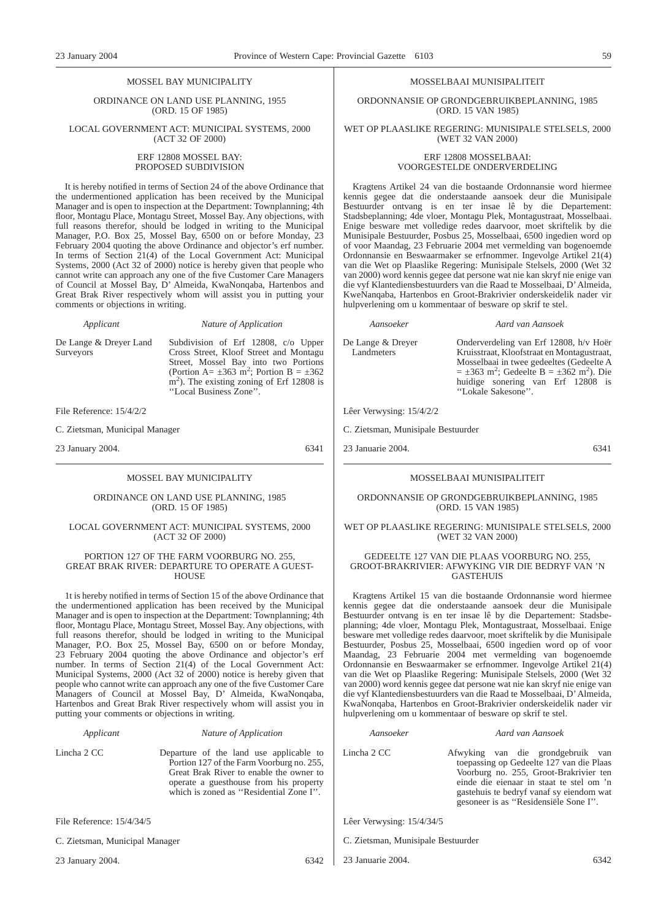## MOSSEL BAY MUNICIPALITY

ORDINANCE ON LAND USE PLANNING, 1955 (ORD. 15 OF 1985)

LOCAL GOVERNMENT ACT: MUNICIPAL SYSTEMS, 2000 (ACT 32 OF 2000)

### ERF 12808 MOSSEL BAY: PROPOSED SUBDIVISION

It is hereby notified in terms of Section 24 of the above Ordinance that the undermentioned application has been received by the Municipal Manager and is open to inspection at the Department: Townplanning; 4th floor, Montagu Place, Montagu Street, Mossel Bay. Any objections, with full reasons therefor, should be lodged in writing to the Municipal Manager, P.O. Box 25, Mossel Bay, 6500 on or before Monday, 23 February 2004 quoting the above Ordinance and objector's erf number. In terms of Section 21(4) of the Local Government Act: Municipal Systems, 2000 (Act 32 of 2000) notice is hereby given that people who cannot write can approach any one of the five Customer Care Managers of Council at Mossel Bay, D' Almeida, KwaNonqaba, Hartenbos and Great Brak River respectively whom will assist you in putting your comments or objections in writing.

| *Applicant* | *Nature of Application* |
|---|---|
| De Lange & Dreyer Land Surveyors | Subdivision of Erf 12808, c/o Upper Cross Street, Kloof Street and Montagu Street, Mossel Bay into two Portions (Portion A= ±363 m$^2$; Portion B = ±362 m$^2$). The existing zoning of Erf 12808 is ''Local Business Zone''. |

File Reference: 15/4/2/2

C. Zietsman, Municipal Manager

23 January 2004. 6341

## MOSSELBAAI MUNISIPALITEIT

ORDONNANSIE OP GRONDGEBRUIKBEPLANNING, 1985 (ORD. 15 VAN 1985)

WET OP PLAASLIKE REGERING: MUNISIPALE STELSELS, 2000 (WET 32 VAN 2000)

### ERF 12808 MOSSELBAAI: VOORGESTELDE ONDERVERDELING

Kragtens Artikel 24 van die bostaande Ordonnansie word hiermee kennis gegee dat die onderstaande aansoek deur die Munisipale Bestuurder ontvang is en ter insae lê by die Departement: Stadsbeplanning; 4de vloer, Montagu Plek, Montagustraat, Mosselbaai. Enige besware met volledige redes daarvoor, moet skriftelik by die Munisipale Bestuurder, Posbus 25, Mosselbaai, 6500 ingedien word op of voor Maandag, 23 Februarie 2004 met vermelding van bogenoemde Ordonnansie en Beswaarmaker se erfnommer. Ingevolge Artikel 21(4) van die Wet op Plaaslike Regering: Munisipale Stelsels, 2000 (Wet 32 van 2000) word kennis gegee dat persone wat nie kan skryf nie enige van die vyf Klantediensbestuurders van die Raad te Mosselbaai, D' Almeida, KweNanqaba, Hartenbos en Groot-Brakrivier onderskeidelik nader vir hulpverlening om u kommentaar of besware op skrif te stel.

| *Aansoeker* | *Aard van Aansoek* |
|---|---|
| De Lange & Dreyer Landmeters | Onderverdeling van Erf 12808, h/v Hoër Kruisstraat, Kloofstraat en Montagustraat, Mosselbaai in twee gedeeltes (Gedeelte A = ±363 m$^2$; Gedeelte B = ±362 m$^2$). Die huidige sonering van Erf 12808 is ''Lokale Sakesone''. |

Lêer Verwysing: 15/4/2/2

C. Zietsman, Munisipale Bestuurder

23 Januarie 2004. 6341

## MOSSEL BAY MUNICIPALITY

ORDINANCE ON LAND USE PLANNING, 1985 (ORD. 15 OF 1985)

LOCAL GOVERNMENT ACT: MUNICIPAL SYSTEMS, 2000 (ACT 32 OF 2000)

### PORTION 127 OF THE FARM VOORBURG NO. 255, GREAT BRAK RIVER: DEPARTURE TO OPERATE A GUEST-HOUSE

1t is hereby notified in terms of Section 15 of the above Ordinance that the undermentioned application has been received by the Municipal Manager and is open to inspection at the Department: Townplanning; 4th floor, Montagu Place, Montagu Street, Mossel Bay. Any objections, with full reasons therefor, should be lodged in writing to the Municipal Manager, P.O. Box 25, Mossel Bay, 6500 on or before Monday, 23 February 2004 quoting the above Ordinance and objector's erf number. In terms of Section 21(4) of the Local Government Act: Municipal Systems, 2000 (Act 32 of 2000) notice is hereby given that people who cannot write can approach any one of the five Customer Care Managers of Council at Mossel Bay, D' Almeida, KwaNonqaba, Hartenbos and Great Brak River respectively whom will assist you in putting your comments or objections in writing.

| *Applicant* | *Nature of Application* |
|---|---|
| Lincha 2 CC | Departure of the land use applicable to Portion 127 of the Farm Voorburg no. 255, Great Brak River to enable the owner to operate a guesthouse from his property which is zoned as ''Residential Zone I''. |

File Reference: 15/4/34/5

C. Zietsman, Municipal Manager

23 January 2004. 6342

## MOSSELBAAI MUNISIPALITEIT

ORDONNANSIE OP GRONDGEBRUIKBEPLANNING, 1985 (ORD. 15 VAN 1985)

WET OP PLAASLIKE REGERING: MUNISIPALE STELSELS, 2000 (WET 32 VAN 2000)

### GEDEELTE 127 VAN DIE PLAAS VOORBURG NO. 255, GROOT-BRAKRIVIER: AFWYKING VIR DIE BEDRYF VAN 'N GASTEHUIS

Kragtens Artikel 15 van die bostaande Ordonnansie word hiermee kennis gegee dat die onderstaande aansoek deur die Munisipale Bestuurder ontvang is en ter insae lê by die Departement: Stadsbeplanning; 4de vloer, Montagu Plek, Montagustraat, Mosselbaai. Enige besware met volledige redes daarvoor, moet skriftelik by die Munisipale Bestuurder, Posbus 25, Mosselbaai, 6500 ingedien word op of voor Maandag, 23 Februarie 2004 met vermelding van bogenoemde Ordonnansie en Beswaarmaker se erfnommer. Ingevolge Artikel 21(4) van die Wet op Plaaslike Regering: Munisipale Stelsels, 2000 (Wet 32 van 2000) word kennis gegee dat persone wat nie kan skryf nie enige van die vyf Klantediensbestuurders van die Raad te Mosselbaai, D' Almeida, KwaNonqaba, Hartenbos en Groot-Brakrivier onderskeidelik nader vir hulpverlening om u kommentaar of besware op skrif te stel.

| *Aansoeker* | *Aard van Aansoek* |
|---|---|
| Lincha 2 CC | Afwyking van die grondgebruik van toepassing op Gedeelte 127 van die Plaas Voorburg no. 255, Groot-Brakrivier ten einde die eienaar in staat te stel om 'n gastehuis te bedryf vanaf sy eiendom wat gesoneer is as ''Residensiële Sone I''. |

Lêer Verwysing: 15/4/34/5

C. Zietsman, Munisipale Bestuurder

23 Januarie 2004. 6342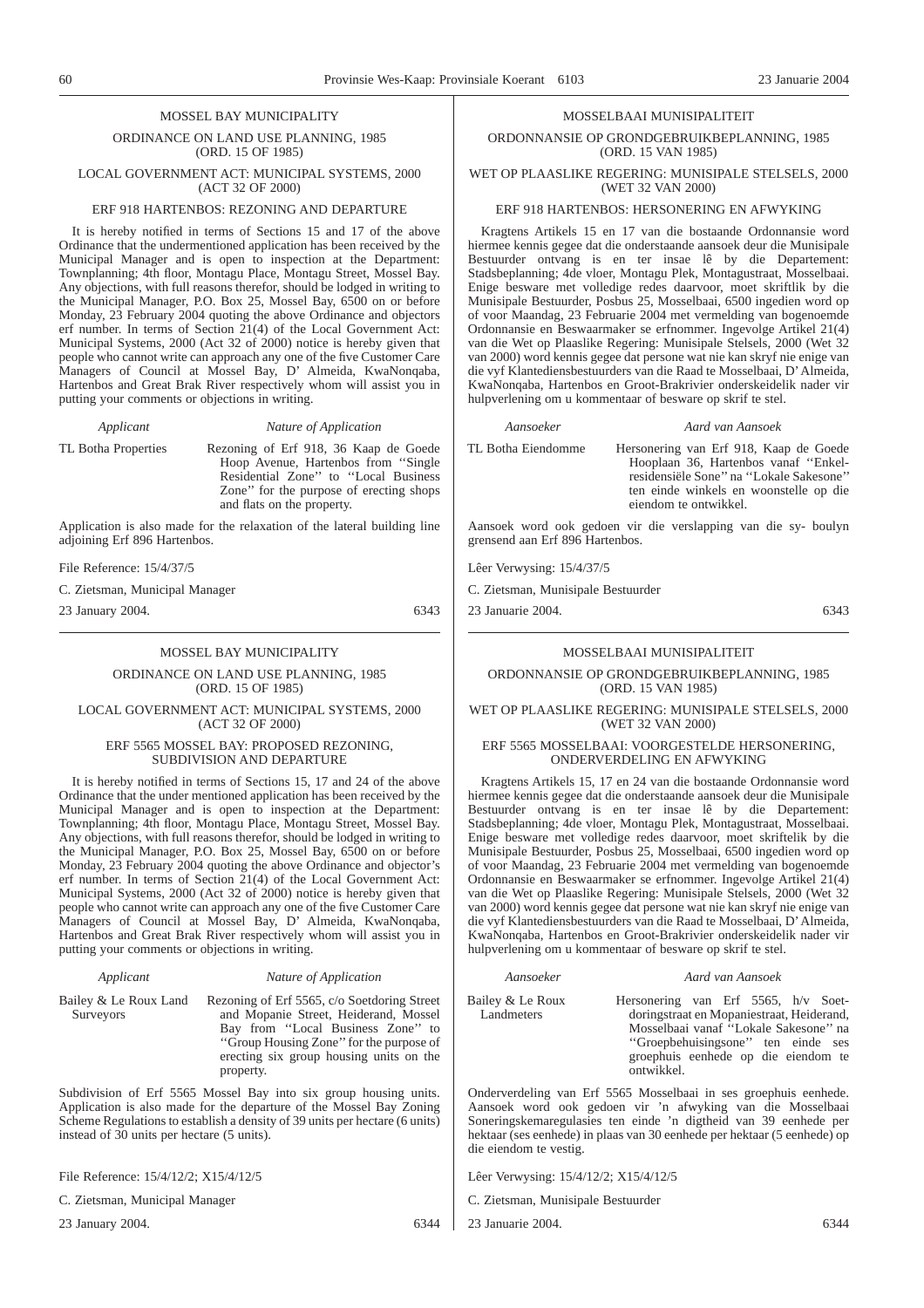MOSSEL BAY MUNICIPALITY

ORDINANCE ON LAND USE PLANNING, 1985 (ORD. 15 OF 1985)

LOCAL GOVERNMENT ACT: MUNICIPAL SYSTEMS, 2000 (ACT 32 OF 2000)

ERF 918 HARTENBOS: REZONING AND DEPARTURE

It is hereby notified in terms of Sections 15 and 17 of the above Ordinance that the undermentioned application has been received by the Municipal Manager and is open to inspection at the Department: Townplanning; 4th floor, Montagu Place, Montagu Street, Mossel Bay. Any objections, with full reasons therefor, should be lodged in writing to the Municipal Manager, P.O. Box 25, Mossel Bay, 6500 on or before Monday, 23 February 2004 quoting the above Ordinance and objectors erf number. In terms of Section 21(4) of the Local Government Act: Municipal Systems, 2000 (Act 32 of 2000) notice is hereby given that people who cannot write can approach any one of the five Customer Care Managers of Council at Mossel Bay, D' Almeida, KwaNonqaba, Hartenbos and Great Brak River respectively whom will assist you in putting your comments or objections in writing.

| *Applicant* | *Nature of Application* |
|---|---|
| TL Botha Properties | Rezoning of Erf 918, 36 Kaap de Goede Hoop Avenue, Hartenbos from ''Single Residential Zone'' to ''Local Business Zone'' for the purpose of erecting shops and flats on the property. |

Application is also made for the relaxation of the lateral building line adjoining Erf 896 Hartenbos.

File Reference: 15/4/37/5

C. Zietsman, Municipal Manager

23 January 2004. 6343

MOSSELBAAI MUNISIPALITEIT

ORDONNANSIE OP GRONDGEBRUIKBEPLANNING, 1985 (ORD. 15 VAN 1985)

WET OP PLAASLIKE REGERING: MUNISIPALE STELSELS, 2000 (WET 32 VAN 2000)

ERF 918 HARTENBOS: HERSONERING EN AFWYKING

Kragtens Artikels 15 en 17 van die bostaande Ordonnansie word hiermee kennis gegee dat die onderstaande aansoek deur die Munisipale Bestuurder ontvang is en ter insae lê by die Departement: Stadsbeplanning; 4de vloer, Montagu Plek, Montagustraat, Mosselbaai. Enige besware met volledige redes daarvoor, moet skriftlik by die Munisipale Bestuurder, Posbus 25, Mosselbaai, 6500 ingedien word op of voor Maandag, 23 Februarie 2004 met vermelding van bogenoemde Ordonnansie en Beswaarmaker se erfnommer. Ingevolge Artikel 21(4) van die Wet op Plaaslike Regering: Munisipale Stelsels, 2000 (Wet 32 van 2000) word kennis gegee dat persone wat nie kan skryf nie enige van die vyf Klantediensbestuurders van die Raad te Mosselbaai, D' Almeida, KwaNonqaba, Hartenbos en Groot-Brakrivier onderskeidelik nader vir hulpverlening om u kommentaar of besware op skrif te stel.

| *Aansoeker* | *Aard van Aansoek* |
|---|---|
| TL Botha Eiendomme | Hersonering van Erf 918, Kaap de Goede Hooplaan 36, Hartenbos vanaf ''Enkelresidensiële Sone'' na ''Lokale Sakesone'' ten einde winkels en woonstelle op die eiendom te ontwikkel. |

Aansoek word ook gedoen vir die verslapping van die sy- boulyn grensend aan Erf 896 Hartenbos.

Lêer Verwysing: 15/4/37/5

C. Zietsman, Munisipale Bestuurder

23 Januarie 2004. 6343

MOSSEL BAY MUNICIPALITY

ORDINANCE ON LAND USE PLANNING, 1985 (ORD. 15 OF 1985)

LOCAL GOVERNMENT ACT: MUNICIPAL SYSTEMS, 2000 (ACT 32 OF 2000)

ERF 5565 MOSSEL BAY: PROPOSED REZONING, SUBDIVISION AND DEPARTURE

It is hereby notified in terms of Sections 15, 17 and 24 of the above Ordinance that the under mentioned application has been received by the Municipal Manager and is open to inspection at the Department: Townplanning; 4th floor, Montagu Place, Montagu Street, Mossel Bay. Any objections, with full reasons therefor, should be lodged in writing to the Municipal Manager, P.O. Box 25, Mossel Bay, 6500 on or before Monday, 23 February 2004 quoting the above Ordinance and objector's erf number. In terms of Section 21(4) of the Local Government Act: Municipal Systems, 2000 (Act 32 of 2000) notice is hereby given that people who cannot write can approach any one of the five Customer Care Managers of Council at Mossel Bay, D' Almeida, KwaNonqaba, Hartenbos and Great Brak River respectively whom will assist you in putting your comments or objections in writing.

| *Applicant* | *Nature of Application* |
|---|---|
| Bailey & Le Roux Land Surveyors | Rezoning of Erf 5565, c/o Soetdoring Street and Mopanie Street, Heiderand, Mossel Bay from ''Local Business Zone'' to ''Group Housing Zone'' for the purpose of erecting six group housing units on the property. |

Subdivision of Erf 5565 Mossel Bay into six group housing units. Application is also made for the departure of the Mossel Bay Zoning Scheme Regulations to establish a density of 39 units per hectare (6 units) instead of 30 units per hectare (5 units).

File Reference: 15/4/12/2; X15/4/12/5

C. Zietsman, Municipal Manager

23 January 2004. 6344

MOSSELBAAI MUNISIPALITEIT

ORDONNANSIE OP GRONDGEBRUIKBEPLANNING, 1985 (ORD. 15 VAN 1985)

WET OP PLAASLIKE REGERING: MUNISIPALE STELSELS, 2000 (WET 32 VAN 2000)

ERF 5565 MOSSELBAAI: VOORGESTELDE HERSONERING, ONDERVERDELING EN AFWYKING

Kragtens Artikels 15, 17 en 24 van die bostaande Ordonnansie word hiermee kennis gegee dat die onderstaande aansoek deur die Munisipale Bestuurder ontvang is en ter insae lê by die Departement: Stadsbeplanning; 4de vloer, Montagu Plek, Montagustraat, Mosselbaai. Enige besware met volledige redes daarvoor, moet skriftelik by die Munisipale Bestuurder, Posbus 25, Mosselbaai, 6500 ingedien word op of voor Maandag, 23 Februarie 2004 met vermelding van bogenoemde Ordonnansie en Beswaarmaker se erfnommer. Ingevolge Artikel 21(4) van die Wet op Plaaslike Regering: Munisipale Stelsels, 2000 (Wet 32 van 2000) word kennis gegee dat persone wat nie kan skryf nie enige van die vyf Klantediensbestuurders van die Raad te Mosselbaai, D' Almeida, KwaNonqaba, Hartenbos en Groot-Brakrivier onderskeidelik nader vir hulpverlening om u kommentaar of besware op skrif te stel.

| *Aansoeker* | *Aard van Aansoek* |
|---|---|
| Bailey & Le Roux Landmeters | Hersonering van Erf 5565, h/v Soetdoringstraat en Mopaniestraat, Heiderand, Mosselbaai vanaf ''Lokale Sakesone'' na ''Groepbehuisingsone'' ten einde ses groephuis eenhede op die eiendom te ontwikkel. |

Onderverdeling van Erf 5565 Mosselbaai in ses groephuis eenhede. Aansoek word ook gedoen vir 'n afwyking van die Mosselbaai Soneringskemaregulasies ten einde 'n digtheid van 39 eenhede per hektaar (ses eenhede) in plaas van 30 eenhede per hektaar (5 eenhede) op die eiendom te vestig.

Lêer Verwysing: 15/4/12/2; X15/4/12/5

C. Zietsman, Munisipale Bestuurder

23 Januarie 2004. 6344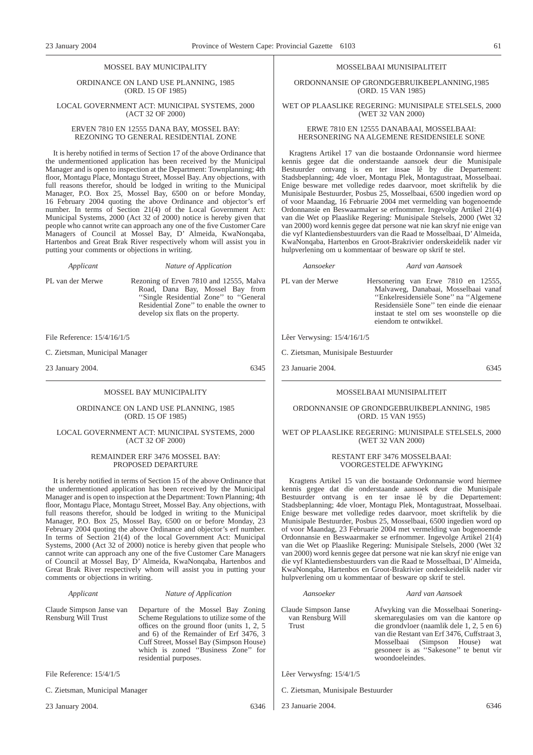MOSSEL BAY MUNICIPALITY

ORDINANCE ON LAND USE PLANNING, 1985 (ORD. 15 OF 1985)

LOCAL GOVERNMENT ACT: MUNICIPAL SYSTEMS, 2000 (ACT 32 OF 2000)

ERVEN 7810 EN 12555 DANA BAY, MOSSEL BAY: REZONING TO GENERAL RESIDENTIAL ZONE

It is hereby notified in terms of Section 17 of the above Ordinance that the undermentioned application has been received by the Municipal Manager and is open to inspection at the Department: Townplanning; 4th floor, Montagu Place, Montagu Street, Mossel Bay. Any objections, with full reasons therefor, should be lodged in writing to the Municipal Manager, P.O. Box 25, Mossel Bay, 6500 on or before Monday, 16 February 2004 quoting the above Ordinance and objector's erf number. In terms of Section 21(4) of the Local Government Act: Municipal Systems, 2000 (Act 32 of 2000) notice is hereby given that people who cannot write can approach any one of the five Customer Care Managers of Council at Mossel Bay, D' Almeida, KwaNonqaba, Hartenbos and Great Brak River respectively whom will assist you in putting your comments or objections in writing.

| *Applicant* | *Nature of Application* |
|---|---|
| PL van der Merwe | Rezoning of Erven 7810 and 12555, Malva Road, Dana Bay, Mossel Bay from ''Single Residential Zone'' to ''General Residential Zone'' to enable the owner to develop six flats on the property. |

File Reference: 15/4/16/1/5

C. Zietsman, Municipal Manager

23 January 2004. 6345

---

MOSSELBAAI MUNISIPALITEIT

ORDONNANSIE OP GRONDGEBRUIKBEPLANNING,1985 (ORD. 15 VAN 1985)

WET OP PLAASLIKE REGERING: MUNISIPALE STELSELS, 2000 (WET 32 VAN 2000)

ERWE 7810 EN 12555 DANABAAI, MOSSELBAAI: HERSONERING NA ALGEMENE RESIDENSIELE SONE

Kragtens Artikel 17 van die bostaande Ordonnansie word hiermee kennis gegee dat die onderstaande aansoek deur die Munisipale Bestuurder ontvang is en ter insae lê by die Departement: Stadsbeplanning; 4de vloer, Montagu Plek, Montagustraat, Mosselbaai. Enige besware met volledige redes daarvoor, moet skriftelik by die Munisipale Bestuurder, Posbus 25, Mosselbaai, 6500 ingedien word op of voor Maandag, 16 Februarie 2004 met vermelding van bogenoemde Ordonnansie en Beswaarmaker se erfnommer. Ingevolge Artikel 21(4) van die Wet op Plaaslike Regering: Munisipale Stelsels, 2000 (Wet 32 van 2000) word kennis gegee dat persone wat nie kan skryf nie enige van die vyf Klantediensbestuurders van die Raad te Mosselbaai, D' Almeida, KwaNonqaba, Hartenbos en Groot-Brakrivier onderskeidelik nader vir hulpverlening om u kommentaar of besware op skrif te stel.

| *Aansoeker* | *Aard van Aansoek* |
|---|---|
| PL van der Merwe | Hersonering van Erwe 7810 en 12555, Malvaweg, Danabaai, Mosselbaai vanaf ''Enkelresidensiële Sone'' na ''Algemene Residensiële Sone'' ten einde die eienaar instaat te stel om ses woonstelle op die eiendom te ontwikkel. |

Lêer Verwysing: 15/4/16/1/5

C. Zietsman, Munisipale Bestuurder

23 Januarie 2004. 6345

---

MOSSEL BAY MUNICIPALITY

ORDINANCE ON LAND USE PLANNING, 1985 (ORD. 15 OF 1985)

LOCAL GOVERNMENT ACT: MUNICIPAL SYSTEMS, 2000 (ACT 32 OF 2000)

REMAINDER ERF 3476 MOSSEL BAY: PROPOSED DEPARTURE

It is hereby notified in terms of Section 15 of the above Ordinance that the undermentioned application has been received by the Municipal Manager and is open to inspection at the Department: Town Planning; 4th floor, Montagu Place, Montagu Street, Mossel Bay. Any objections, with full reasons therefor, should be lodged in writing to the Municipal Manager, P.O. Box 25, Mossel Bay, 6500 on or before Monday, 23 February 2004 quoting the above Ordinance and objector's erf number. In terms of Section 21(4) of the Local Government Act: Municipal Systems, 2000 (Act 32 of 2000) notice is hereby given that people who cannot write can approach any one of the five Customer Care Managers of Council at Mossel Bay, D' Almeida, KwaNonqaba, Hartenbos and Great Brak River respectively whom will assist you in putting your comments or objections in writing.

| *Applicant* | *Nature of Application* |
|---|---|
| Claude Simpson Janse van Rensburg Will Trust | Departure of the Mossel Bay Zoning Scheme Regulations to utilize some of the offices on the ground floor (units 1, 2, 5 and 6) of the Remainder of Erf 3476, 3 Cuff Street, Mossel Bay (Simpson House) which is zoned ''Business Zone'' for residential purposes. |

File Reference: 15/4/1/5

C. Zietsman, Municipal Manager

23 January 2004. 6346

---

MOSSELBAAI MUNISIPALITEIT

ORDONNANSIE OP GRONDGEBRUIKBEPLANNING, 1985 (ORD. 15 VAN 1955)

WET OP PLAASLIKE REGERING: MUNISIPALE STELSELS, 2000 (WET 32 VAN 2000)

RESTANT ERF 3476 MOSSELBAAI: VOORGESTELDE AFWYKING

Kragtens Artikel 15 van die bostaande Ordonnansie word hiermee kennis gegee dat die onderstaande aansoek deur die Munisipale Bestuurder ontvang is en ter insae lê by die Departement: Stadsbeplanning; 4de vloer, Montagu Plek, Montagustraat, Mosselbaai. Enige besware met volledige redes daarvoor, moet skriftelik by die Munisipale Bestuurder, Posbus 25, Mosselbaai, 6500 ingedien word op of voor Maandag, 23 Februarie 2004 met vermelding van bogenoemde Ordonnansie en Beswaarmaker se erfnommer. Ingevolge Artikel 21(4) van die Wet op Plaaslike Regering: Munisipale Stelsels, 2000 (Wet 32 van 2000) word kennis gegee dat persone wat nie kan skryf nie enige van die vyf Klantediensbestuurders van die Raad te Mosselbaai, D' Almeida, KwaNonqaba, Hartenbos en Groot-Brakrivier onderskeidelik nader vir hulpverlening om u kommentaar of besware op skrif te stel.

| *Aansoeker* | *Aard van Aansoek* |
|---|---|
| Claude Simpson Janse van Rensburg Will Trust | Afwyking van die Mosselbaai Soneringskemaregulasies om van die kantore op die grondvloer (naamlik dele 1, 2, 5 en 6) van die Restant van Erf 3476, Cuffstraat 3, Mosselbaai (Simpson House) wat gesoneer is as ''Sakesone'' te benut vir woondoeleindes. |

Lêer Verwysfng: 15/4/1/5

C. Zietsman, Munisipale Bestuurder

23 Januarie 2004. 6346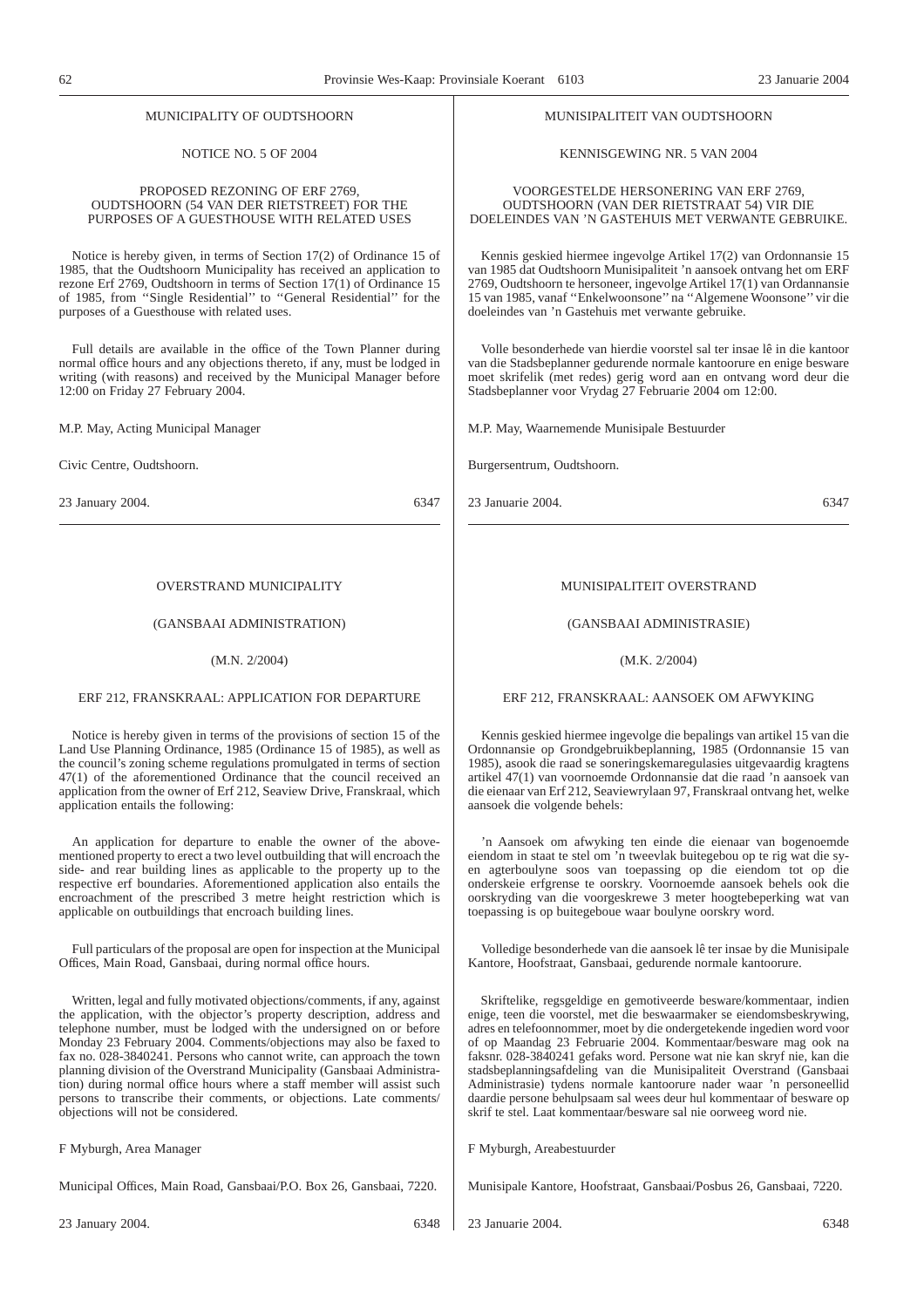MUNICIPALITY OF OUDTSHOORN

NOTICE NO. 5 OF 2004

PROPOSED REZONING OF ERF 2769, OUDTSHOORN (54 VAN DER RIETSTREET) FOR THE PURPOSES OF A GUESTHOUSE WITH RELATED USES

Notice is hereby given, in terms of Section 17(2) of Ordinance 15 of 1985, that the Oudtshoorn Municipality has received an application to rezone Erf 2769, Oudtshoorn in terms of Section 17(1) of Ordinance 15 of 1985, from ''Single Residential'' to ''General Residential'' for the purposes of a Guesthouse with related uses.

Full details are available in the office of the Town Planner during normal office hours and any objections thereto, if any, must be lodged in writing (with reasons) and received by the Municipal Manager before 12:00 on Friday 27 February 2004.

M.P. May, Acting Municipal Manager

Civic Centre, Oudtshoorn.

23 January 2004. 6347

---

MUNISIPALITEIT VAN OUDTSHOORN

KENNISGEWING NR. 5 VAN 2004

VOORGESTELDE HERSONERING VAN ERF 2769, OUDTSHOORN (VAN DER RIETSTRAAT 54) VIR DIE DOELEINDES VAN 'N GASTEHUIS MET VERWANTE GEBRUIKE.

Kennis geskied hiermee ingevolge Artikel 17(2) van Ordonnansie 15 van 1985 dat Oudtshoorn Munisipaliteit 'n aansoek ontvang het om ERF 2769, Oudtshoorn te hersoneer, ingevolge Artikel 17(1) van Ordannansie 15 van 1985, vanaf ''Enkelwoonsone'' na ''Algemene Woonsone'' vir die doeleindes van 'n Gastehuis met verwante gebruike.

Volle besonderhede van hierdie voorstel sal ter insae lê in die kantoor van die Stadsbeplanner gedurende normale kantoorure en enige besware moet skrifelik (met redes) gerig word aan en ontvang word deur die Stadsbeplanner voor Vrydag 27 Februarie 2004 om 12:00.

M.P. May, Waarnemende Munisipale Bestuurder

Burgersentrum, Oudtshoorn.

23 Januarie 2004. 6347

---

OVERSTRAND MUNICIPALITY

(GANSBAAI ADMINISTRATION)

(M.N. 2/2004)

ERF 212, FRANSKRAAL: APPLICATION FOR DEPARTURE

Notice is hereby given in terms of the provisions of section 15 of the Land Use Planning Ordinance, 1985 (Ordinance 15 of 1985), as well as the council's zoning scheme regulations promulgated in terms of section 47(1) of the aforementioned Ordinance that the council received an application from the owner of Erf 212, Seaview Drive, Franskraal, which application entails the following:

An application for departure to enable the owner of the abovementioned property to erect a two level outbuilding that will encroach the side- and rear building lines as applicable to the property up to the respective erf boundaries. Aforementioned application also entails the encroachment of the prescribed 3 metre height restriction which is applicable on outbuildings that encroach building lines.

Full particulars of the proposal are open for inspection at the Municipal Offices, Main Road, Gansbaai, during normal office hours.

Written, legal and fully motivated objections/comments, if any, against the application, with the objector's property description, address and telephone number, must be lodged with the undersigned on or before Monday 23 February 2004. Comments/objections may also be faxed to fax no. 028-3840241. Persons who cannot write, can approach the town planning division of the Overstrand Municipality (Gansbaai Administration) during normal office hours where a staff member will assist such persons to transcribe their comments, or objections. Late comments/ objections will not be considered.

F Myburgh, Area Manager

Municipal Offices, Main Road, Gansbaai/P.O. Box 26, Gansbaai, 7220.

23 January 2004. 6348

---

MUNISIPALITEIT OVERSTRAND

(GANSBAAI ADMINISTRASIE)

(M.K. 2/2004)

ERF 212, FRANSKRAAL: AANSOEK OM AFWYKING

Kennis geskied hiermee ingevolge die bepalings van artikel 15 van die Ordonnansie op Grondgebruikbeplanning, 1985 (Ordonnansie 15 van 1985), asook die raad se soneringskemaregulasies uitgevaardig kragtens artikel 47(1) van voornoemde Ordonnansie dat die raad 'n aansoek van die eienaar van Erf 212, Seaviewrylaan 97, Franskraal ontvang het, welke aansoek die volgende behels:

'n Aansoek om afwyking ten einde die eienaar van bogenoemde eiendom in staat te stel om 'n tweevlak buitegebou op te rig wat die sy- en agterboulyne soos van toepassing op die eiendom tot op die onderskeie erfgrense te oorskry. Voornoemde aansoek behels ook die oorskryding van die voorgeskrewe 3 meter hoogtebeperking wat van toepassing is op buitegeboue waar boulyne oorskry word.

Volledige besonderhede van die aansoek lê ter insae by die Munisipale Kantore, Hoofstraat, Gansbaai, gedurende normale kantoorure.

Skriftelike, regsgeldige en gemotiveerde besware/kommentaar, indien enige, teen die voorstel, met die beswaarmaker se eiendomsbeskrywing, adres en telefoonnommer, moet by die ondergetekende ingedien word voor of op Maandag 23 Februarie 2004. Kommentaar/besware mag ook na faksnr. 028-3840241 gefaks word. Persone wat nie kan skryf nie, kan die stadsbeplanningsafdeling van die Munisipaliteit Overstrand (Gansbaai Administrasie) tydens normale kantoorure nader waar 'n personeellid daardie persone behulpsaam sal wees deur hul kommentaar of besware op skrif te stel. Laat kommentaar/besware sal nie oorweeg word nie.

F Myburgh, Areabestuurder

Munisipale Kantore, Hoofstraat, Gansbaai/Posbus 26, Gansbaai, 7220.

23 Januarie 2004. 6348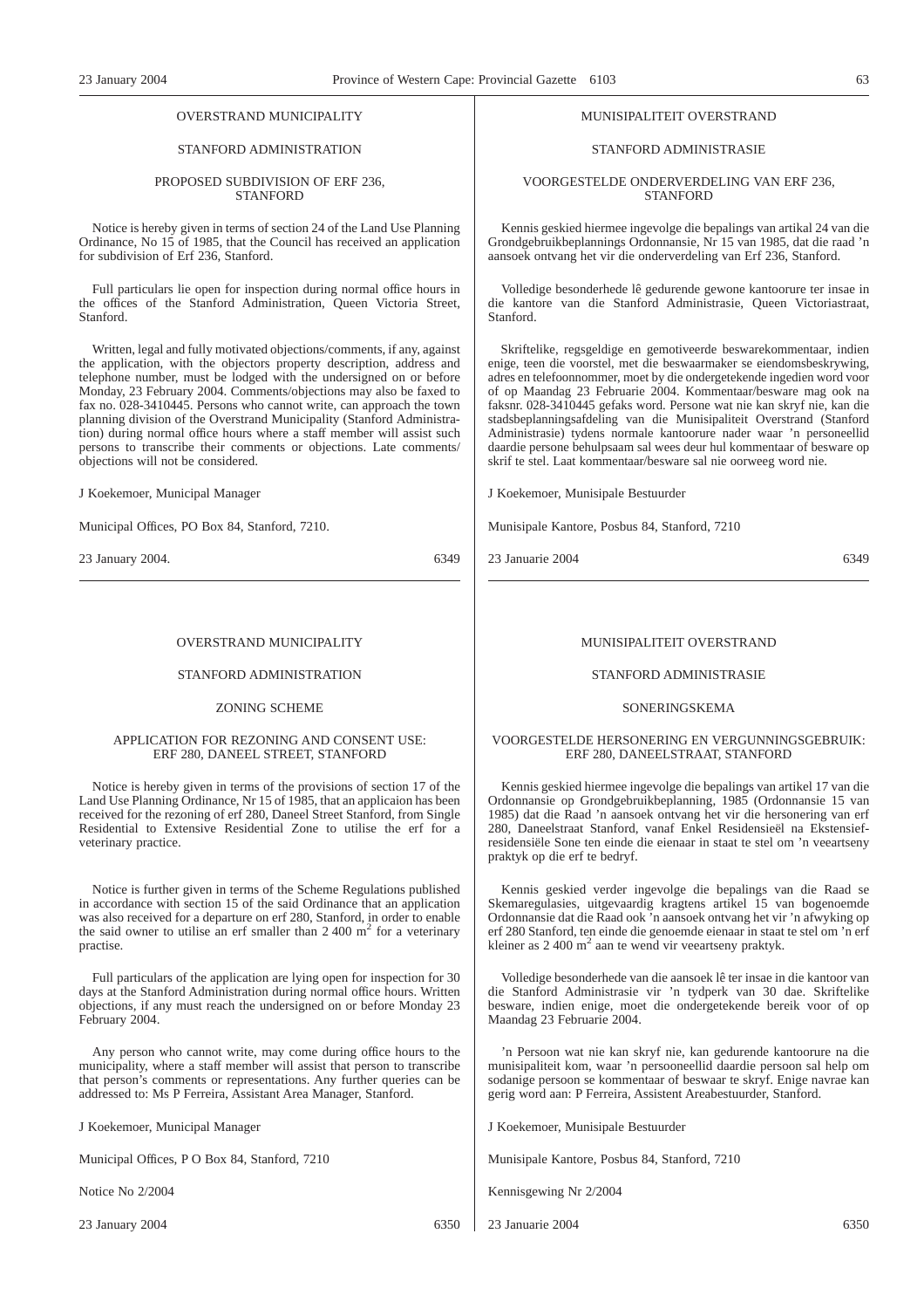OVERSTRAND MUNICIPALITY

STANFORD ADMINISTRATION

PROPOSED SUBDIVISION OF ERF 236, STANFORD

Notice is hereby given in terms of section 24 of the Land Use Planning Ordinance, No 15 of 1985, that the Council has received an application for subdivision of Erf 236, Stanford.

Full particulars lie open for inspection during normal office hours in the offices of the Stanford Administration, Queen Victoria Street, Stanford.

Written, legal and fully motivated objections/comments, if any, against the application, with the objectors property description, address and telephone number, must be lodged with the undersigned on or before Monday, 23 February 2004. Comments/objections may also be faxed to fax no. 028-3410445. Persons who cannot write, can approach the town planning division of the Overstrand Municipality (Stanford Administration) during normal office hours where a staff member will assist such persons to transcribe their comments or objections. Late comments/objections will not be considered.

J Koekemoer, Municipal Manager

Municipal Offices, PO Box 84, Stanford, 7210.

23 January 2004. 6349

---

MUNISIPALITEIT OVERSTRAND

STANFORD ADMINISTRASIE

VOORGESTELDE ONDERVERDELING VAN ERF 236, STANFORD

Kennis geskied hiermee ingevolge die bepalings van artikal 24 van die Grondgebruikbeplannings Ordonnansie, Nr 15 van 1985, dat die raad 'n aansoek ontvang het vir die onderverdeling van Erf 236, Stanford.

Volledige besonderhede lê gedurende gewone kantoorure ter insae in die kantore van die Stanford Administrasie, Queen Victoriastraat, Stanford.

Skriftelike, regsgeldige en gemotiveerde beswarekommentaar, indien enige, teen die voorstel, met die beswaarmaker se eiendomsbeskrywing, adres en telefoonnommer, moet by die ondergetekende ingedien word voor of op Maandag 23 Februarie 2004. Kommentaar/besware mag ook na faksnr. 028-3410445 gefaks word. Persone wat nie kan skryf nie, kan die stadsbeplanningsafdeling van die Munisipaliteit Overstrand (Stanford Administrasie) tydens normale kantoorure nader waar 'n personeellid daardie persone behulpsaam sal wees deur hul kommentaar of besware op skrif te stel. Laat kommentaar/besware sal nie oorweeg word nie.

J Koekemoer, Munisipale Bestuurder

Munisipale Kantore, Posbus 84, Stanford, 7210

23 Januarie 2004 6349

---

OVERSTRAND MUNICIPALITY

STANFORD ADMINISTRATION

ZONING SCHEME

APPLICATION FOR REZONING AND CONSENT USE: ERF 280, DANEEL STREET, STANFORD

Notice is hereby given in terms of the provisions of section 17 of the Land Use Planning Ordinance, Nr 15 of 1985, that an applicaion has been received for the rezoning of erf 280, Daneel Street Stanford, from Single Residential to Extensive Residential Zone to utilise the erf for a veterinary practice.

Notice is further given in terms of the Scheme Regulations published in accordance with section 15 of the said Ordinance that an application was also received for a departure on erf 280, Stanford, in order to enable the said owner to utilise an erf smaller than 2 400 $m^2$ for a veterinary practise.

Full particulars of the application are lying open for inspection for 30 days at the Stanford Administration during normal office hours. Written objections, if any must reach the undersigned on or before Monday 23 February 2004.

Any person who cannot write, may come during office hours to the municipality, where a staff member will assist that person to transcribe that person's comments or representations. Any further queries can be addressed to: Ms P Ferreira, Assistant Area Manager, Stanford.

J Koekemoer, Municipal Manager

Municipal Offices, P O Box 84, Stanford, 7210

Notice No 2/2004

23 January 2004 6350

---

MUNISIPALITEIT OVERSTRAND

STANFORD ADMINISTRASIE

SONERINGSKEMA

VOORGESTELDE HERSONERING EN VERGUNNINGSGEBRUIK: ERF 280, DANEELSTRAAT, STANFORD

Kennis geskied hiermee ingevolge die bepalings van artikel 17 van die Ordonnansie op Grondgebruikbeplanning, 1985 (Ordonnansie 15 van 1985) dat die Raad 'n aansoek ontvang het vir die hersonering van erf 280, Daneelstraat Stanford, vanaf Enkel Residensieël na Ekstensief-residensiële Sone ten einde die eienaar in staat te stel om 'n veeartseny praktyk op die erf te bedryf.

Kennis geskied verder ingevolge die bepalings van die Raad se Skemaregulasies, uitgevaardig kragtens artikel 15 van bogenoemde Ordonnansie dat die Raad ook 'n aansoek ontvang het vir 'n afwyking op erf 280 Stanford, ten einde die genoemde eienaar in staat te stel om 'n erf kleiner as 2 400 $m^2$ aan te wend vir veeartseny praktyk.

Volledige besonderhede van die aansoek lê ter insae in die kantoor van die Stanford Administrasie vir 'n tydperk van 30 dae. Skriftelike besware, indien enige, moet die ondergetekende bereik voor of op Maandag 23 Februarie 2004.

'n Persoon wat nie kan skryf nie, kan gedurende kantoorure na die munisipaliteit kom, waar 'n persooneellid daardie persoon sal help om sodanige persoon se kommentaar of beswaar te skryf. Enige navrae kan gerig word aan: P Ferreira, Assistent Areabestuurder, Stanford.

J Koekemoer, Munisipale Bestuurder

Munisipale Kantore, Posbus 84, Stanford, 7210

Kennisgewing Nr 2/2004

23 Januarie 2004 6350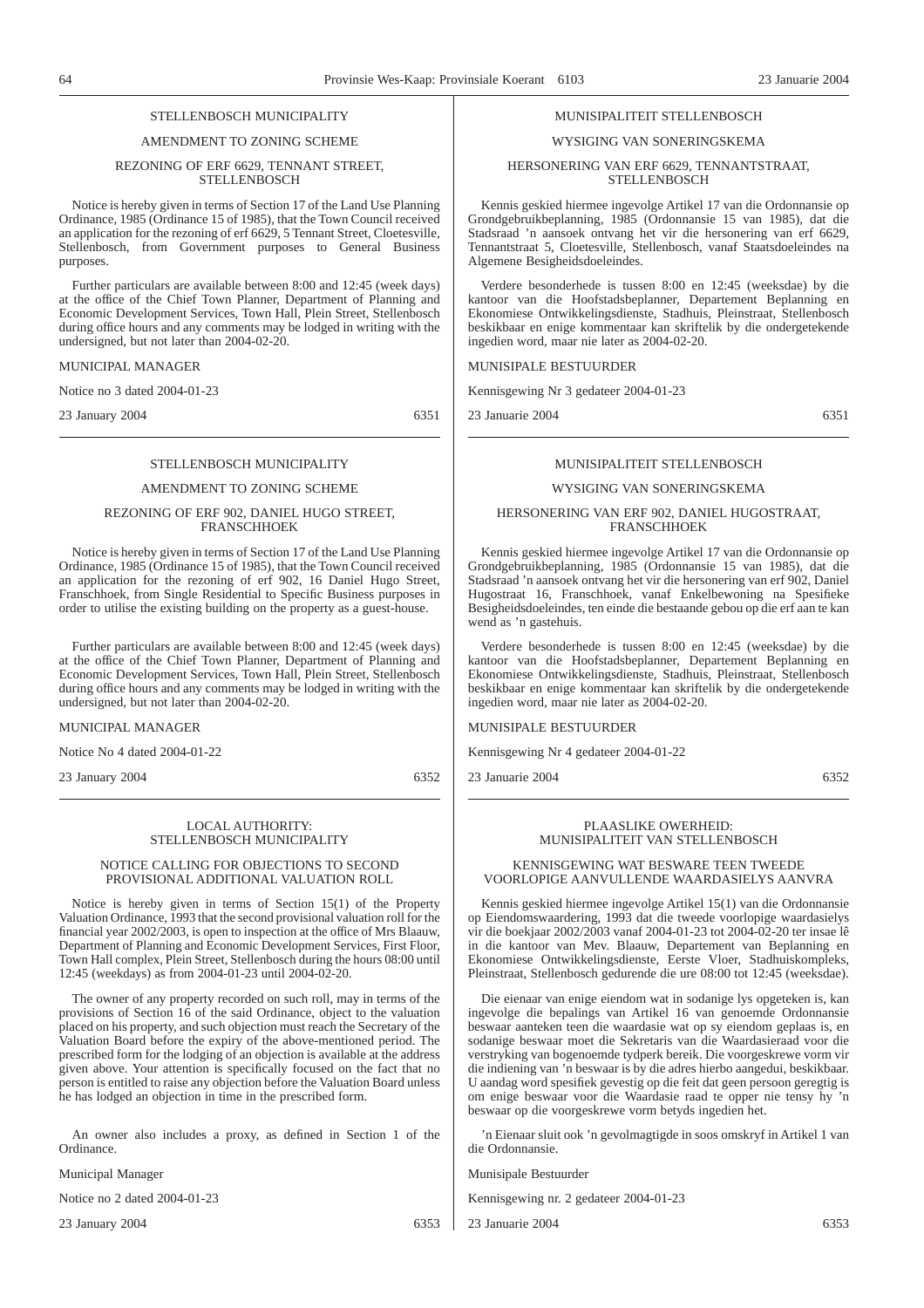STELLENBOSCH MUNICIPALITY

AMENDMENT TO ZONING SCHEME

REZONING OF ERF 6629, TENNANT STREET, STELLENBOSCH

Notice is hereby given in terms of Section 17 of the Land Use Planning Ordinance, 1985 (Ordinance 15 of 1985), that the Town Council received an application for the rezoning of erf 6629, 5 Tennant Street, Cloetesville, Stellenbosch, from Government purposes to General Business purposes.

Further particulars are available between 8:00 and 12:45 (week days) at the office of the Chief Town Planner, Department of Planning and Economic Development Services, Town Hall, Plein Street, Stellenbosch during office hours and any comments may be lodged in writing with the undersigned, but not later than 2004-02-20.

MUNICIPAL MANAGER

Notice no 3 dated 2004-01-23

23 January 2004 6351

---

MUNISIPALITEIT STELLENBOSCH

WYSIGING VAN SONERINGSKEMA

HERSONERING VAN ERF 6629, TENNANTSTRAAT, STELLENBOSCH

Kennis geskied hiermee ingevolge Artikel 17 van die Ordonnansie op Grondgebruikbeplanning, 1985 (Ordonnansie 15 van 1985), dat die Stadsraad 'n aansoek ontvang het vir die hersonering van erf 6629, Tennantstraat 5, Cloetesville, Stellenbosch, vanaf Staatsdoeleindes na Algemene Besigheidsdoeleindes.

Verdere besonderhede is tussen 8:00 en 12:45 (weeksdae) by die kantoor van die Hoofstadsbeplanner, Departement Beplanning en Ekonomiese Ontwikkelingsdienste, Stadhuis, Pleinstraat, Stellenbosch beskikbaar en enige kommentaar kan skriftelik by die ondergetekende ingedien word, maar nie later as 2004-02-20.

MUNISIPALE BESTUURDER

Kennisgewing Nr 3 gedateer 2004-01-23

23 Januarie 2004 6351

---

STELLENBOSCH MUNICIPALITY

AMENDMENT TO ZONING SCHEME

REZONING OF ERF 902, DANIEL HUGO STREET, FRANSCHHOEK

Notice is hereby given in terms of Section 17 of the Land Use Planning Ordinance, 1985 (Ordinance 15 of 1985), that the Town Council received an application for the rezoning of erf 902, 16 Daniel Hugo Street, Franschhoek, from Single Residential to Specific Business purposes in order to utilise the existing building on the property as a guest-house.

Further particulars are available between 8:00 and 12:45 (week days) at the office of the Chief Town Planner, Department of Planning and Economic Development Services, Town Hall, Plein Street, Stellenbosch during office hours and any comments may be lodged in writing with the undersigned, but not later than 2004-02-20.

MUNICIPAL MANAGER

Notice No 4 dated 2004-01-22

23 January 2004 6352

---

MUNISIPALITEIT STELLENBOSCH

WYSIGING VAN SONERINGSKEMA

HERSONERING VAN ERF 902, DANIEL HUGOSTRAAT, FRANSCHHOEK

Kennis geskied hiermee ingevolge Artikel 17 van die Ordonnansie op Grondgebruikbeplanning, 1985 (Ordonnansie 15 van 1985), dat die Stadsraad 'n aansoek ontvang het vir die hersonering van erf 902, Daniel Hugostraat 16, Franschhoek, vanaf Enkelbewoning na Spesifieke Besigheidsdoeleindes, ten einde die bestaande gebou op die erf aan te kan wend as 'n gastehuis.

Verdere besonderhede is tussen 8:00 en 12:45 (weeksdae) by die kantoor van die Hoofstadsbeplanner, Departement Beplanning en Ekonomiese Ontwikkelingsdienste, Stadhuis, Pleinstraat, Stellenbosch beskikbaar en enige kommentaar kan skriftelik by die ondergetekende ingedien word, maar nie later as 2004-02-20.

MUNISIPALE BESTUURDER

Kennisgewing Nr 4 gedateer 2004-01-22

23 Januarie 2004 6352

---

LOCAL AUTHORITY:
STELLENBOSCH MUNICIPALITY

NOTICE CALLING FOR OBJECTIONS TO SECOND PROVISIONAL ADDITIONAL VALUATION ROLL

Notice is hereby given in terms of Section 15(1) of the Property Valuation Ordinance, 1993 that the second provisional valuation roll for the financial year 2002/2003, is open to inspection at the office of Mrs Blaauw, Department of Planning and Economic Development Services, First Floor, Town Hall complex, Plein Street, Stellenbosch during the hours 08:00 until 12:45 (weekdays) as from 2004-01-23 until 2004-02-20.

The owner of any property recorded on such roll, may in terms of the provisions of Section 16 of the said Ordinance, object to the valuation placed on his property, and such objection must reach the Secretary of the Valuation Board before the expiry of the above-mentioned period. The prescribed form for the lodging of an objection is available at the address given above. Your attention is specifically focused on the fact that no person is entitled to raise any objection before the Valuation Board unless he has lodged an objection in time in the prescribed form.

An owner also includes a proxy, as defined in Section 1 of the Ordinance.

Municipal Manager

Notice no 2 dated 2004-01-23

23 January 2004 6353

---

PLAASLIKE OWERHEID:
MUNISIPALITEIT VAN STELLENBOSCH

KENNISGEWING WAT BESWARE TEEN TWEEDE VOORLOPIGE AANVULLENDE WAARDASIELYS AANVRA

Kennis geskied hiermee ingevolge Artikel 15(1) van die Ordonnansie op Eiendomswaardering, 1993 dat die tweede voorlopige waardasielys vir die boekjaar 2002/2003 vanaf 2004-01-23 tot 2004-02-20 ter insae lê in die kantoor van Mev. Blaauw, Departement van Beplanning en Ekonomiese Ontwikkelingsdienste, Eerste Vloer, Stadhuiskompleks, Pleinstraat, Stellenbosch gedurende die ure 08:00 tot 12:45 (weeksdae).

Die eienaar van enige eiendom wat in sodanige lys opgeteken is, kan ingevolge die bepalings van Artikel 16 van genoemde Ordonnansie beswaar aanteken teen die waardasie wat op sy eiendom geplaas is, en sodanige beswaar moet die Sekretaris van die Waardasieraad voor die verstryking van bogenoemde tydperk bereik. Die voorgeskrewe vorm vir die indiening van 'n beswaar is by die adres hierbo aangedui, beskikbaar. U aandag word spesifiek gevestig op die feit dat geen persoon geregtig is om enige beswaar voor die Waardasie raad te opper nie tensy hy 'n beswaar op die voorgeskrewe vorm betyds ingedien het.

'n Eienaar sluit ook 'n gevolmagtigde in soos omskryf in Artikel 1 van die Ordonnansie.

Munisipale Bestuurder

Kennisgewing nr. 2 gedateer 2004-01-23

23 Januarie 2004 6353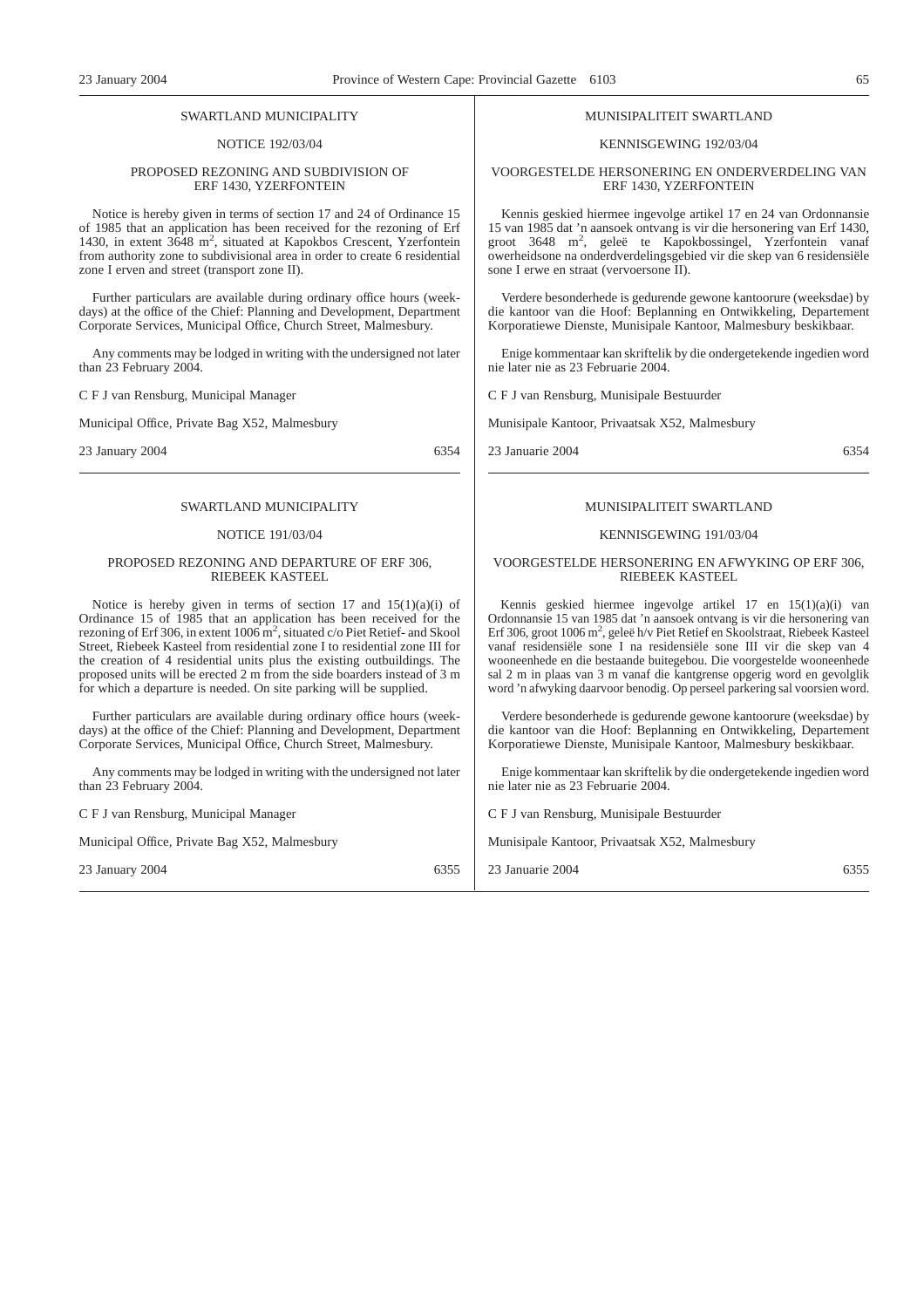SWARTLAND MUNICIPALITY

NOTICE 192/03/04

PROPOSED REZONING AND SUBDIVISION OF ERF 1430, YZERFONTEIN

Notice is hereby given in terms of section 17 and 24 of Ordinance 15 of 1985 that an application has been received for the rezoning of Erf 1430, in extent 3648 m$^2$, situated at Kapokbos Crescent, Yzerfontein from authority zone to subdivisional area in order to create 6 residential zone I erven and street (transport zone II).

Further particulars are available during ordinary office hours (weekdays) at the office of the Chief: Planning and Development, Department Corporate Services, Municipal Office, Church Street, Malmesbury.

Any comments may be lodged in writing with the undersigned not later than 23 February 2004.

C F J van Rensburg, Municipal Manager

Municipal Office, Private Bag X52, Malmesbury

23 January 2004 6354

---

MUNISIPALITEIT SWARTLAND

KENNISGEWING 192/03/04

VOORGESTELDE HERSONERING EN ONDERVERDELING VAN ERF 1430, YZERFONTEIN

Kennis geskied hiermee ingevolge artikel 17 en 24 van Ordonnansie 15 van 1985 dat 'n aansoek ontvang is vir die hersonering van Erf 1430, groot 3648 m$^2$, geleë te Kapokbossingel, Yzerfontein vanaf owerheidsone na onderdverdelingsgebied vir die skep van 6 residensiële sone I erwe en straat (vervoersone II).

Verdere besonderhede is gedurende gewone kantoorure (weeksdae) by die kantoor van die Hoof: Beplanning en Ontwikkeling, Departement Korporatiewe Dienste, Munisipale Kantoor, Malmesbury beskikbaar.

Enige kommentaar kan skriftelik by die ondergetekende ingedien word nie later nie as 23 Februarie 2004.

C F J van Rensburg, Munisipale Bestuurder

Munisipale Kantoor, Privaatsak X52, Malmesbury

23 Januarie 2004 6354

---

SWARTLAND MUNICIPALITY

NOTICE 191/03/04

PROPOSED REZONING AND DEPARTURE OF ERF 306, RIEBEEK KASTEEL

Notice is hereby given in terms of section 17 and 15(1)(a)(i) of Ordinance 15 of 1985 that an application has been received for the rezoning of Erf 306, in extent 1006 m$^2$, situated c/o Piet Retief- and Skool Street, Riebeek Kasteel from residential zone I to residential zone III for the creation of 4 residential units plus the existing outbuildings. The proposed units will be erected 2 m from the side boarders instead of 3 m for which a departure is needed. On site parking will be supplied.

Further particulars are available during ordinary office hours (weekdays) at the office of the Chief: Planning and Development, Department Corporate Services, Municipal Office, Church Street, Malmesbury.

Any comments may be lodged in writing with the undersigned not later than 23 February 2004.

C F J van Rensburg, Municipal Manager

Municipal Office, Private Bag X52, Malmesbury

23 January 2004 6355

---

MUNISIPALITEIT SWARTLAND

KENNISGEWING 191/03/04

VOORGESTELDE HERSONERING EN AFWYKING OP ERF 306, RIEBEEK KASTEEL

Kennis geskied hiermee ingevolge artikel 17 en 15(1)(a)(i) van Ordonnansie 15 van 1985 dat 'n aansoek ontvang is vir die hersonering van Erf 306, groot 1006 m$^2$, geleë h/v Piet Retief en Skoolstraat, Riebeek Kasteel vanaf residensiële sone I na residensiële sone III vir die skep van 4 wooneenhede en die bestaande buitegebou. Die voorgestelde wooneenhede sal 2 m in plaas van 3 m vanaf die kantgrense opgerig word en gevolglik word 'n afwyking daarvoor benodig. Op perseel parkering sal voorsien word.

Verdere besonderhede is gedurende gewone kantoorure (weeksdae) by die kantoor van die Hoof: Beplanning en Ontwikkeling, Departement Korporatiewe Dienste, Munisipale Kantoor, Malmesbury beskikbaar.

Enige kommentaar kan skriftelik by die ondergetekende ingedien word nie later nie as 23 Februarie 2004.

C F J van Rensburg, Munisipale Bestuurder

Munisipale Kantoor, Privaatsak X52, Malmesbury

23 Januarie 2004 6355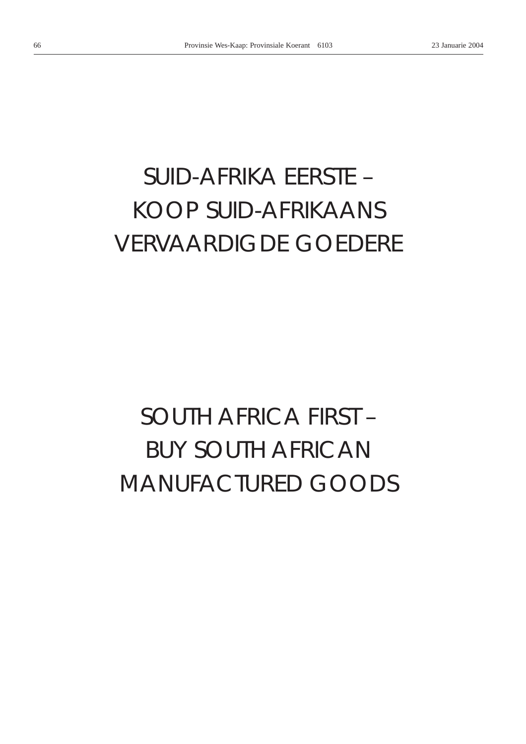SUID-AFRIKA EERSTE –
KOOP SUID-AFRIKAANS
VERVAARDIGDE GOEDERE

SOUTH AFRICA FIRST –
BUY SOUTH AFRICAN
MANUFACTURED GOODS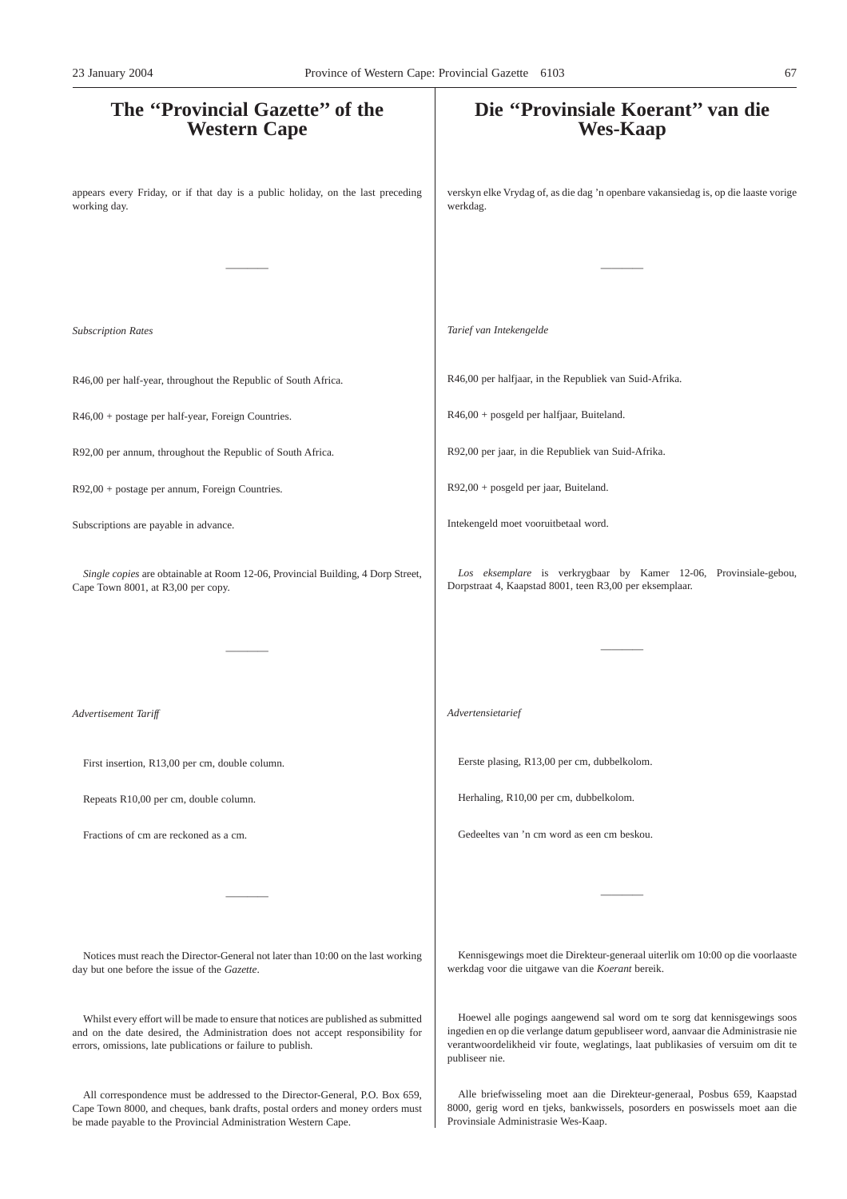# The "Provincial Gazette" of the Western Cape

appears every Friday, or if that day is a public holiday, on the last preceding working day.

---

*Subscription Rates*

R46,00 per half-year, throughout the Republic of South Africa.

R46,00 + postage per half-year, Foreign Countries.

R92,00 per annum, throughout the Republic of South Africa.

R92,00 + postage per annum, Foreign Countries.

Subscriptions are payable in advance.

*Single copies* are obtainable at Room 12-06, Provincial Building, 4 Dorp Street, Cape Town 8001, at R3,00 per copy.

---

*Advertisement Tariff*

First insertion, R13,00 per cm, double column.

Repeats R10,00 per cm, double column.

Fractions of cm are reckoned as a cm.

---

Notices must reach the Director-General not later than 10:00 on the last working day but one before the issue of the *Gazette*.

Whilst every effort will be made to ensure that notices are published as submitted and on the date desired, the Administration does not accept responsibility for errors, omissions, late publications or failure to publish.

All correspondence must be addressed to the Director-General, P.O. Box 659, Cape Town 8000, and cheques, bank drafts, postal orders and money orders must be made payable to the Provincial Administration Western Cape.

# Die "Provinsiale Koerant" van die Wes-Kaap

verskyn elke Vrydag of, as die dag 'n openbare vakansiedag is, op die laaste vorige werkdag.

---

*Tarief van Intekengelde*

R46,00 per halfjaar, in die Republiek van Suid-Afrika.

R46,00 + posgeld per halfjaar, Buiteland.

R92,00 per jaar, in die Republiek van Suid-Afrika.

R92,00 + posgeld per jaar, Buiteland.

Intekengeld moet vooruitbetaal word.

*Los eksemplare* is verkrygbaar by Kamer 12-06, Provinsiale-gebou, Dorpstraat 4, Kaapstad 8001, teen R3,00 per eksemplaar.

---

*Advertensietarief*

Eerste plasing, R13,00 per cm, dubbelkolom.

Herhaling, R10,00 per cm, dubbelkolom.

Gedeeltes van 'n cm word as een cm beskou.

---

Kennisgewings moet die Direkteur-generaal uiterlik om 10:00 op die voorlaaste werkdag voor die uitgawe van die *Koerant* bereik.

Hoewel alle pogings aangewend sal word om te sorg dat kennisgewings soos ingedien en op die verlange datum gepubliseer word, aanvaar die Administrasie nie verantwoordelikheid vir foute, weglatings, laat publikasies of versuim om dit te publiseer nie.

Alle briefwisseling moet aan die Direkteur-generaal, Posbus 659, Kaapstad 8000, gerig word en tjeks, bankwissels, posorders en poswissels moet aan die Provinsiale Administrasie Wes-Kaap.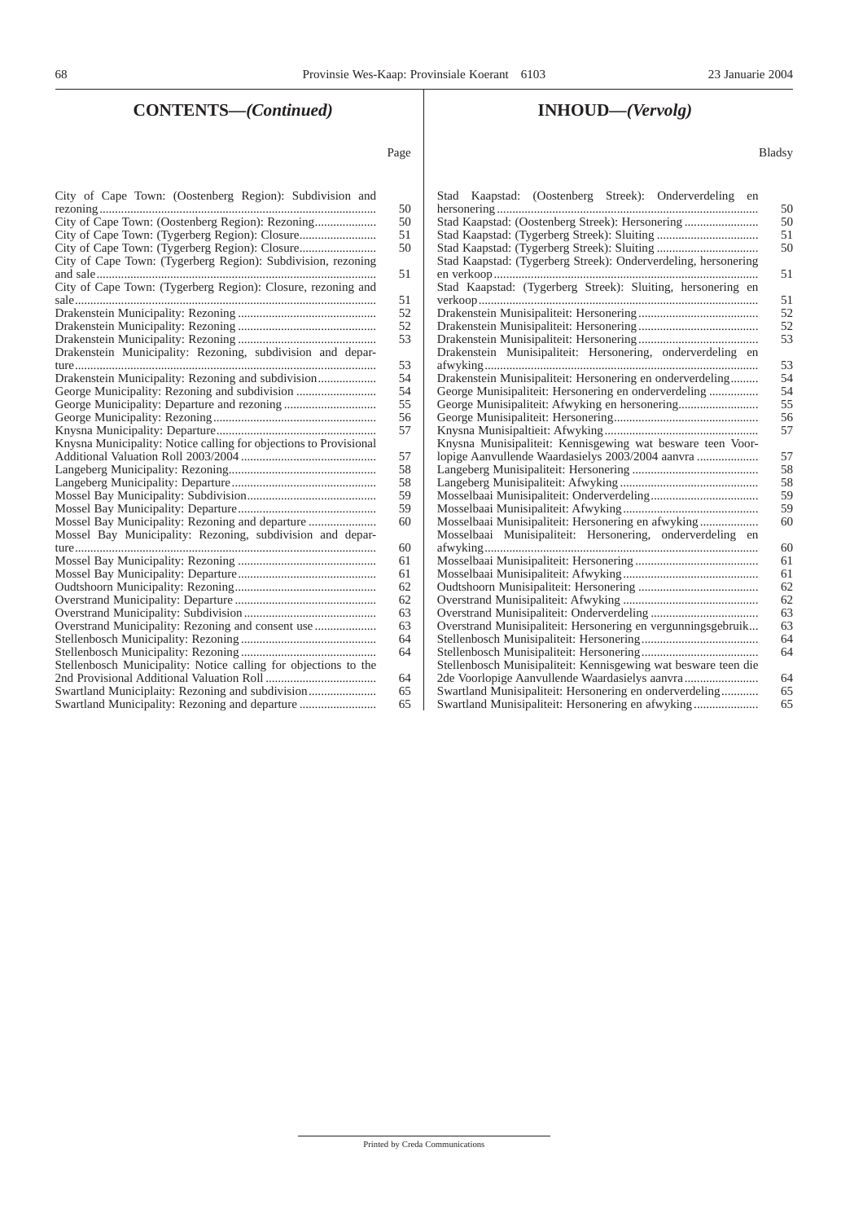## CONTENTS—*(Continued)*

| | Page |
|---|---|
| City of Cape Town: (Oostenberg Region): Subdivision and rezoning | 50 |
| City of Cape Town: (Oostenberg Region): Rezoning | 50 |
| City of Cape Town: (Tygerberg Region): Closure | 51 |
| City of Cape Town: (Tygerberg Region): Closure | 50 |
| City of Cape Town: (Tygerberg Region): Subdivision, rezoning and sale | 51 |
| City of Cape Town: (Tygerberg Region): Closure, rezoning and sale | 51 |
| Drakenstein Municipality: Rezoning | 52 |
| Drakenstein Municipality: Rezoning | 52 |
| Drakenstein Municipality: Rezoning | 53 |
| Drakenstein Municipality: Rezoning, subdivision and departure | 53 |
| Drakenstein Municipality: Rezoning and subdivision | 54 |
| George Municipality: Rezoning and subdivision | 54 |
| George Municipality: Departure and rezoning | 55 |
| George Municipality: Rezoning | 56 |
| Knysna Municipality: Departure | 57 |
| Knysna Municipality: Notice calling for objections to Provisional Additional Valuation Roll 2003/2004 | 57 |
| Langeberg Municipality: Rezoning | 58 |
| Langeberg Municipality: Departure | 58 |
| Mossel Bay Municipality: Subdivision | 59 |
| Mossel Bay Municipality: Departure | 59 |
| Mossel Bay Municipality: Rezoning and departure | 60 |
| Mossel Bay Municipality: Rezoning, subdivision and departure | 60 |
| Mossel Bay Municipality: Rezoning | 61 |
| Mossel Bay Municipality: Departure | 61 |
| Oudtshoorn Municipality: Rezoning | 62 |
| Overstrand Municipality: Departure | 62 |
| Overstrand Municipality: Subdivision | 63 |
| Overstrand Municipality: Rezoning and consent use | 63 |
| Stellenbosch Municipality: Rezoning | 64 |
| Stellenbosch Municipality: Rezoning | 64 |
| Stellenbosch Municipality: Notice calling for objections to the 2nd Provisional Additional Valuation Roll | 64 |
| Swartland Municiplaity: Rezoning and subdivision | 65 |
| Swartland Municipality: Rezoning and departure | 65 |

## INHOUD—*(Vervolg)*

| | Bladsy |
|---|---|
| Stad Kaapstad: (Oostenberg Streek): Onderverdeling en hersonering | 50 |
| Stad Kaapstad: (Oostenberg Streek): Hersonering | 50 |
| Stad Kaapstad: (Tygerberg Streek): Sluiting | 51 |
| Stad Kaapstad: (Tygerberg Streek): Sluiting | 50 |
| Stad Kaapstad: (Tygerberg Streek): Onderverdeling, hersonering en verkoop | 51 |
| Stad Kaapstad: (Tygerberg Streek): Sluiting, hersonering en verkoop | 51 |
| Drakenstein Munisipaliteit: Hersonering | 52 |
| Drakenstein Munisipaliteit: Hersonering | 52 |
| Drakenstein Munisipaliteit: Hersonering | 53 |
| Drakenstein Munisipaliteit: Hersonering, onderverdeling en afwyking | 53 |
| Drakenstein Munisipaliteit: Hersonering en onderverdeling | 54 |
| George Munisipaliteit: Hersonering en onderverdeling | 54 |
| George Munisipaliteit: Afwyking en hersonering | 55 |
| George Munisipaliteit: Hersonering | 56 |
| Knysna Munisipaltieit: Afwyking | 57 |
| Knysna Munisipaliteit: Kennisgewing wat besware teen Voorlopige Aanvullende Waardasielys 2003/2004 aanvra | 57 |
| Langeberg Munisipaliteit: Hersonering | 58 |
| Langeberg Munisipaliteit: Afwyking | 58 |
| Mosselbaai Munisipaliteit: Onderverdeling | 59 |
| Mosselbaai Munisipaliteit: Afwyking | 59 |
| Mosselbaai Munisipaliteit: Hersonering en afwyking | 60 |
| Mosselbaai Munisipaliteit: Hersonering, onderverdeling en afwyking | 60 |
| Mosselbaai Munisipaliteit: Hersonering | 61 |
| Mosselbaai Munisipaliteit: Afwyking | 61 |
| Oudtshoorn Munisipaliteit: Hersonering | 62 |
| Overstrand Munisipaliteit: Afwyking | 62 |
| Overstrand Munisipaliteit: Onderverdeling | 63 |
| Overstrand Munisipaliteit: Hersonering en vergunningsgebruik | 63 |
| Stellenbosch Munisipaliteit: Hersonering | 64 |
| Stellenbosch Munisipaliteit: Hersonering | 64 |
| Stellenbosch Munisipaliteit: Kennisgewing wat besware teen die 2de Voorlopige Aanvullende Waardasielys aanvra | 64 |
| Swartland Munisipaliteit: Hersonering en onderverdeling | 65 |
| Swartland Munisipaliteit: Hersonering en afwyking | 65 |

Printed by Creda Communications